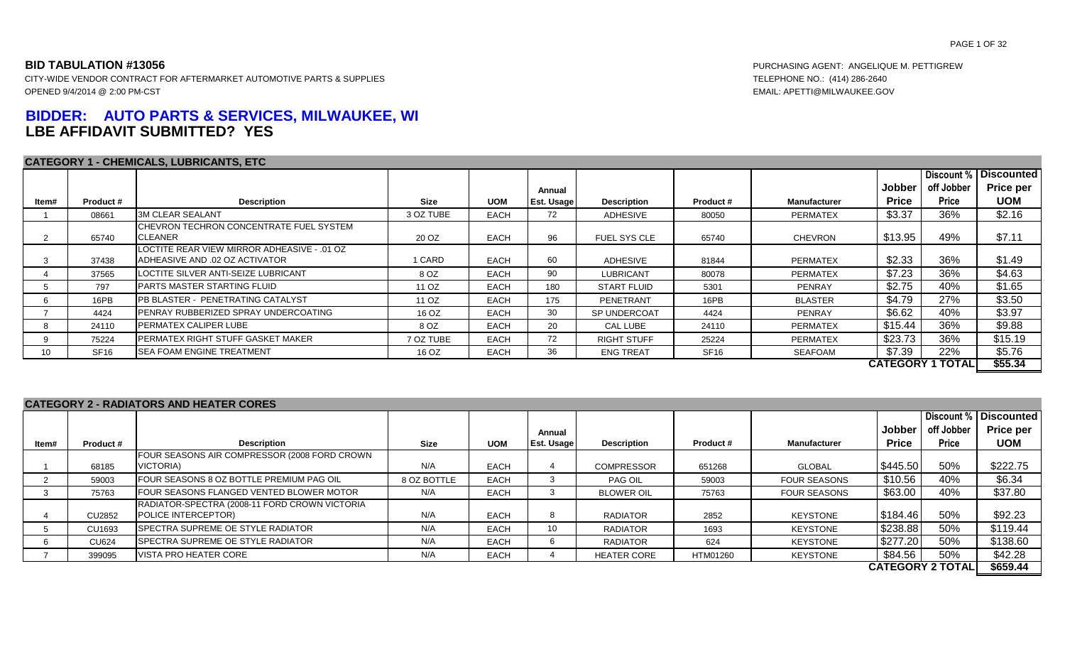**BID TABULATION #13056**

CITY-WIDE VENDOR CONTRACT FOR AFTERMARKET AUTOMOTIVE PARTS & SUPPLIES

OPENED 9/4/2014 @ 2:00 PM-CST

PURCHASING AGENT: ANGELIQUE M. PETTIGREW

TELEPHONE NO.: (414) 286-2640

EMAIL: APETTI@MILWAUKEE.GOV

## BIDDER: AUTO PARTS & SERVICES, MILWAUKEE, WI
## LBE AFFIDAVIT SUBMITTED? YES

### CATEGORY 1 - CHEMICALS, LUBRICANTS, ETC

| Item# | Product # | Description | Size | UOM | Annual Est. Usage | Description | Product # | Manufacturer | Jobber Price | Discount % off Jobber Price | Discounted Price per UOM |
|---|---|---|---|---|---|---|---|---|---|---|---|
| 1 | 08661 | 3M CLEAR SEALANT | 3 OZ TUBE | EACH | 72 | ADHESIVE | 80050 | PERMATEX | $3.37 | 36% | $2.16 |
| 2 | 65740 | CHEVRON TECHRON CONCENTRATE FUEL SYSTEM CLEANER | 20 OZ | EACH | 96 | FUEL SYS CLE | 65740 | CHEVRON | $13.95 | 49% | $7.11 |
| 3 | 37438 | LOCTITE REAR VIEW MIRROR ADHESIVE - .01 OZ ADHESIVE AND .02 OZ ACTIVATOR | 1 CARD | EACH | 60 | ADHESIVE | 81844 | PERMATEX | $2.33 | 36% | $1.49 |
| 4 | 37565 | LOCTITE SILVER ANTI-SEIZE LUBRICANT | 8 OZ | EACH | 90 | LUBRICANT | 80078 | PERMATEX | $7.23 | 36% | $4.63 |
| 5 | 797 | PARTS MASTER STARTING FLUID | 11 OZ | EACH | 180 | START FLUID | 5301 | PENRAY | $2.75 | 40% | $1.65 |
| 6 | 16PB | PB BLASTER - PENETRATING CATALYST | 11 OZ | EACH | 175 | PENETRANT | 16PB | BLASTER | $4.79 | 27% | $3.50 |
| 7 | 4424 | PENRAY RUBBERIZED SPRAY UNDERCOATING | 16 OZ | EACH | 30 | SP UNDERCOAT | 4424 | PENRAY | $6.62 | 40% | $3.97 |
| 8 | 24110 | PERMATEX CALIPER LUBE | 8 OZ | EACH | 20 | CAL LUBE | 24110 | PERMATEX | $15.44 | 36% | $9.88 |
| 9 | 75224 | PERMATEX RIGHT STUFF GASKET MAKER | 7 OZ TUBE | EACH | 72 | RIGHT STUFF | 25224 | PERMATEX | $23.73 | 36% | $15.19 |
| 10 | SF16 | SEA FOAM ENGINE TREATMENT | 16 OZ | EACH | 36 | ENG TREAT | SF16 | SEAFOAM | $7.39 | 22% | $5.76 |
| | | | | | | | | | **CATEGORY 1 TOTAL** | | **$55.34** |

### CATEGORY 2 - RADIATORS AND HEATER CORES

| Item# | Product # | Description | Size | UOM | Annual Est. Usage | Description | Product # | Manufacturer | Jobber Price | Discount % off Jobber Price | Discounted Price per UOM |
|---|---|---|---|---|---|---|---|---|---|---|---|
| 1 | 68185 | FOUR SEASONS AIR COMPRESSOR (2008 FORD CROWN VICTORIA) | N/A | EACH | 4 | COMPRESSOR | 651268 | GLOBAL | $445.50 | 50% | $222.75 |
| 2 | 59003 | FOUR SEASONS 8 OZ BOTTLE PREMIUM PAG OIL | 8 OZ BOTTLE | EACH | 3 | PAG OIL | 59003 | FOUR SEASONS | $10.56 | 40% | $6.34 |
| 3 | 75763 | FOUR SEASONS FLANGED VENTED BLOWER MOTOR | N/A | EACH | 3 | BLOWER OIL | 75763 | FOUR SEASONS | $63.00 | 40% | $37.80 |
| 4 | CU2852 | RADIATOR-SPECTRA (2008-11 FORD CROWN VICTORIA POLICE INTERCEPTOR) | N/A | EACH | 8 | RADIATOR | 2852 | KEYSTONE | $184.46 | 50% | $92.23 |
| 5 | CU1693 | SPECTRA SUPREME OE STYLE RADIATOR | N/A | EACH | 10 | RADIATOR | 1693 | KEYSTONE | $238.88 | 50% | $119.44 |
| 6 | CU624 | SPECTRA SUPREME OE STYLE RADIATOR | N/A | EACH | 6 | RADIATOR | 624 | KEYSTONE | $277.20 | 50% | $138.60 |
| 7 | 399095 | VISTA PRO HEATER CORE | N/A | EACH | 4 | HEATER CORE | HTM01260 | KEYSTONE | $84.56 | 50% | $42.28 |
| | | | | | | | | | **CATEGORY 2 TOTAL** | | **$659.44** |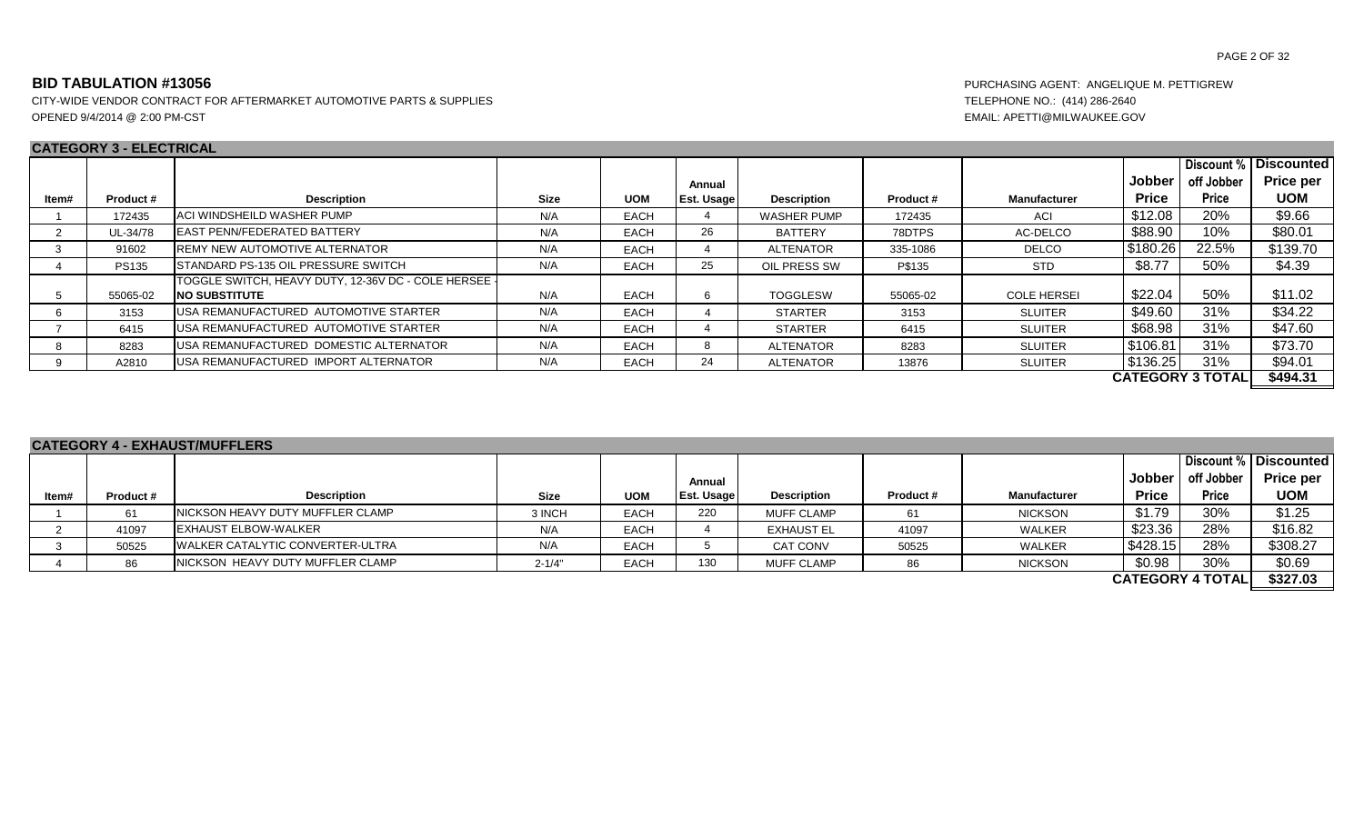**BID TABULATION #13056**

CITY-WIDE VENDOR CONTRACT FOR AFTERMARKET AUTOMOTIVE PARTS & SUPPLIES
OPENED 9/4/2014 @ 2:00 PM-CST

PURCHASING AGENT: ANGELIQUE M. PETTIGREW
TELEPHONE NO.: (414) 286-2640
EMAIL: APETTI@MILWAUKEE.GOV

## CATEGORY 3 - ELECTRICAL

| Item# | Product # | Description | Size | UOM | Annual Est. Usage | Description | Product # | Manufacturer | Jobber Price | Discount % off Jobber Price | Discounted Price per UOM |
|---|---|---|---|---|---|---|---|---|---|---|---|
| 1 | 172435 | ACI WINDSHEILD WASHER PUMP | N/A | EACH | 4 | WASHER PUMP | 172435 | ACI | $12.08 | 20% | $9.66 |
| 2 | UL-34/78 | EAST PENN/FEDERATED BATTERY | N/A | EACH | 26 | BATTERY | 78DTPS | AC-DELCO | $88.90 | 10% | $80.01 |
| 3 | 91602 | REMY NEW AUTOMOTIVE ALTERNATOR | N/A | EACH | 4 | ALTENATOR | 335-1086 | DELCO | $180.26 | 22.5% | $139.70 |
| 4 | PS135 | STANDARD PS-135 OIL PRESSURE SWITCH | N/A | EACH | 25 | OIL PRESS SW | P$135 | STD | $8.77 | 50% | $4.39 |
| 5 | 55065-02 | TOGGLE SWITCH, HEAVY DUTY, 12-36V DC - COLE HERSEE - **NO SUBSTITUTE** | N/A | EACH | 6 | TOGGLESW | 55065-02 | COLE HERSEI | $22.04 | 50% | $11.02 |
| 6 | 3153 | USA REMANUFACTURED AUTOMOTIVE STARTER | N/A | EACH | 4 | STARTER | 3153 | SLUITER | $49.60 | 31% | $34.22 |
| 7 | 6415 | USA REMANUFACTURED AUTOMOTIVE STARTER | N/A | EACH | 4 | STARTER | 6415 | SLUITER | $68.98 | 31% | $47.60 |
| 8 | 8283 | USA REMANUFACTURED DOMESTIC ALTERNATOR | N/A | EACH | 8 | ALTENATOR | 8283 | SLUITER | $106.81 | 31% | $73.70 |
| 9 | A2810 | USA REMANUFACTURED IMPORT ALTERNATOR | N/A | EACH | 24 | ALTENATOR | 13876 | SLUITER | $136.25 | 31% | $94.01 |
| | | | | | | | | | **CATEGORY 3 TOTAL** | | **$494.31** |

## CATEGORY 4 - EXHAUST/MUFFLERS

| Item# | Product # | Description | Size | UOM | Annual Est. Usage | Description | Product # | Manufacturer | Jobber Price | Discount % off Jobber Price | Discounted Price per UOM |
|---|---|---|---|---|---|---|---|---|---|---|---|
| 1 | 61 | NICKSON HEAVY DUTY MUFFLER CLAMP | 3 INCH | EACH | 220 | MUFF CLAMP | 61 | NICKSON | $1.79 | 30% | $1.25 |
| 2 | 41097 | EXHAUST ELBOW-WALKER | N/A | EACH | 4 | EXHAUST EL | 41097 | WALKER | $23.36 | 28% | $16.82 |
| 3 | 50525 | WALKER CATALYTIC CONVERTER-ULTRA | N/A | EACH | 5 | CAT CONV | 50525 | WALKER | $428.15 | 28% | $308.27 |
| 4 | 86 | NICKSON HEAVY DUTY MUFFLER CLAMP | 2-1/4" | EACH | 130 | MUFF CLAMP | 86 | NICKSON | $0.98 | 30% | $0.69 |
| | | | | | | | | | **CATEGORY 4 TOTAL** | | **$327.03** |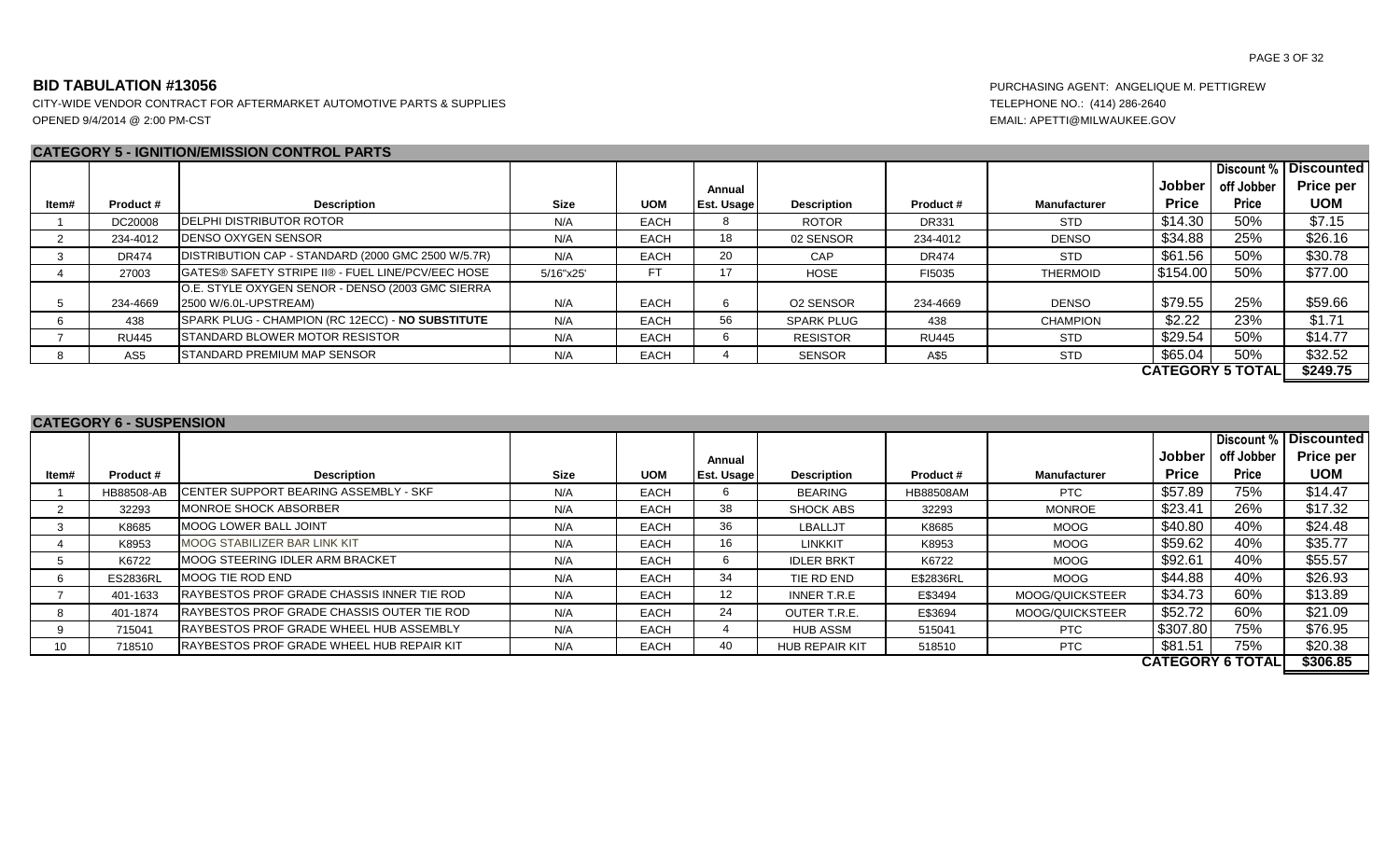**BID TABULATION #13056**

CITY-WIDE VENDOR CONTRACT FOR AFTERMARKET AUTOMOTIVE PARTS & SUPPLIES
OPENED 9/4/2014 @ 2:00 PM-CST

PURCHASING AGENT: ANGELIQUE M. PETTIGREW
TELEPHONE NO.: (414) 286-2640
EMAIL: APETTI@MILWAUKEE.GOV

## CATEGORY 5 - IGNITION/EMISSION CONTROL PARTS

| Item# | Product # | Description | Size | UOM | Annual Est. Usage | Description | Product # | Manufacturer | Jobber Price | Discount % off Jobber Price | Discounted Price per UOM |
|---|---|---|---|---|---|---|---|---|---|---|---|
| 1 | DC20008 | DELPHI DISTRIBUTOR ROTOR | N/A | EACH | 8 | ROTOR | DR331 | STD | $14.30 | 50% | $7.15 |
| 2 | 234-4012 | DENSO OXYGEN SENSOR | N/A | EACH | 18 | 02 SENSOR | 234-4012 | DENSO | $34.88 | 25% | $26.16 |
| 3 | DR474 | DISTRIBUTION CAP - STANDARD (2000 GMC 2500 W/5.7R) | N/A | EACH | 20 | CAP | DR474 | STD | $61.56 | 50% | $30.78 |
| 4 | 27003 | GATES® SAFETY STRIPE II® - FUEL LINE/PCV/EEC HOSE | 5/16"x25' | FT | 17 | HOSE | FI5035 | THERMOID | $154.00 | 50% | $77.00 |
| 5 | 234-4669 | O.E. STYLE OXYGEN SENOR - DENSO (2003 GMC SIERRA 2500 W/6.0L-UPSTREAM) | N/A | EACH | 6 | O2 SENSOR | 234-4669 | DENSO | $79.55 | 25% | $59.66 |
| 6 | 438 | SPARK PLUG - CHAMPION (RC 12ECC) - **NO SUBSTITUTE** | N/A | EACH | 56 | SPARK PLUG | 438 | CHAMPION | $2.22 | 23% | $1.71 |
| 7 | RU445 | STANDARD BLOWER MOTOR RESISTOR | N/A | EACH | 6 | RESISTOR | RU445 | STD | $29.54 | 50% | $14.77 |
| 8 | AS5 | STANDARD PREMIUM MAP SENSOR | N/A | EACH | 4 | SENSOR | A$5 | STD | $65.04 | 50% | $32.52 |
| | | | | | | | | | **CATEGORY 5 TOTAL** | | **$249.75** |

## CATEGORY 6 - SUSPENSION

| Item# | Product # | Description | Size | UOM | Annual Est. Usage | Description | Product # | Manufacturer | Jobber Price | Discount % off Jobber Price | Discounted Price per UOM |
|---|---|---|---|---|---|---|---|---|---|---|---|
| 1 | HB88508-AB | CENTER SUPPORT BEARING ASSEMBLY - SKF | N/A | EACH | 6 | BEARING | HB88508AM | PTC | $57.89 | 75% | $14.47 |
| 2 | 32293 | MONROE SHOCK ABSORBER | N/A | EACH | 38 | SHOCK ABS | 32293 | MONROE | $23.41 | 26% | $17.32 |
| 3 | K8685 | MOOG LOWER BALL JOINT | N/A | EACH | 36 | LBALLJT | K8685 | MOOG | $40.80 | 40% | $24.48 |
| 4 | K8953 | MOOG STABILIZER BAR LINK KIT | N/A | EACH | 16 | LINKKIT | K8953 | MOOG | $59.62 | 40% | $35.77 |
| 5 | K6722 | MOOG STEERING IDLER ARM BRACKET | N/A | EACH | 6 | IDLER BRKT | K6722 | MOOG | $92.61 | 40% | $55.57 |
| 6 | ES2836RL | MOOG TIE ROD END | N/A | EACH | 34 | TIE RD END | E$2836RL | MOOG | $44.88 | 40% | $26.93 |
| 7 | 401-1633 | RAYBESTOS PROF GRADE CHASSIS INNER TIE ROD | N/A | EACH | 12 | INNER T.R.E | E$3494 | MOOG/QUICKSTEER | $34.73 | 60% | $13.89 |
| 8 | 401-1874 | RAYBESTOS PROF GRADE CHASSIS OUTER TIE ROD | N/A | EACH | 24 | OUTER T.R.E. | E$3694 | MOOG/QUICKSTEER | $52.72 | 60% | $21.09 |
| 9 | 715041 | RAYBESTOS PROF GRADE WHEEL HUB ASSEMBLY | N/A | EACH | 4 | HUB ASSM | 515041 | PTC | $307.80 | 75% | $76.95 |
| 10 | 718510 | RAYBESTOS PROF GRADE WHEEL HUB REPAIR KIT | N/A | EACH | 40 | HUB REPAIR KIT | 518510 | PTC | $81.51 | 75% | $20.38 |
| | | | | | | | | | **CATEGORY 6 TOTAL** | | **$306.85** |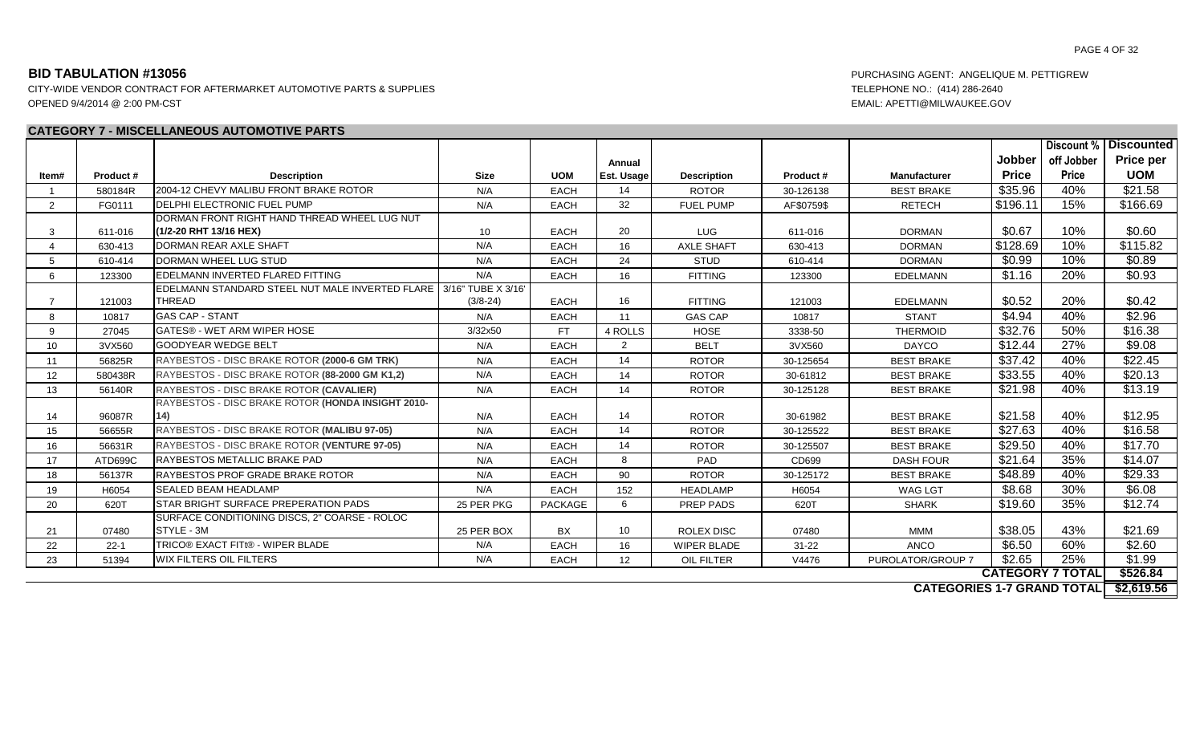**BID TABULATION #13056**

CITY-WIDE VENDOR CONTRACT FOR AFTERMARKET AUTOMOTIVE PARTS & SUPPLIES

OPENED 9/4/2014 @ 2:00 PM-CST

PURCHASING AGENT: ANGELIQUE M. PETTIGREW

TELEPHONE NO.: (414) 286-2640

EMAIL: APETTI@MILWAUKEE.GOV

**CATEGORY 7 - MISCELLANEOUS AUTOMOTIVE PARTS**

| Item# | Product # | Description | Size | UOM | Annual Est. Usage | Description | Product # | Manufacturer | Jobber Price | Discount % off Jobber Price | Discounted Price per UOM |
|---|---|---|---|---|---|---|---|---|---|---|---|
| 1 | 580184R | 2004-12 CHEVY MALIBU FRONT BRAKE ROTOR | N/A | EACH | 14 | ROTOR | 30-126138 | BEST BRAKE | $35.96 | 40% | $21.58 |
| 2 | FG0111 | DELPHI ELECTRONIC FUEL PUMP | N/A | EACH | 32 | FUEL PUMP | AF$0759$ | RETECH | $196.11 | 15% | $166.69 |
| 3 | 611-016 | DORMAN FRONT RIGHT HAND THREAD WHEEL LUG NUT **(1/2-20 RHT 13/16 HEX)** | 10 | EACH | 20 | LUG | 611-016 | DORMAN | $0.67 | 10% | $0.60 |
| 4 | 630-413 | DORMAN REAR AXLE SHAFT | N/A | EACH | 16 | AXLE SHAFT | 630-413 | DORMAN | $128.69 | 10% | $115.82 |
| 5 | 610-414 | DORMAN WHEEL LUG STUD | N/A | EACH | 24 | STUD | 610-414 | DORMAN | $0.99 | 10% | $0.89 |
| 6 | 123300 | EDELMANN INVERTED FLARED FITTING | N/A | EACH | 16 | FITTING | 123300 | EDELMANN | $1.16 | 20% | $0.93 |
| 7 | 121003 | EDELMANN STANDARD STEEL NUT MALE INVERTED FLARE THREAD | 3/16" TUBE X 3/16' (3/8-24) | EACH | 16 | FITTING | 121003 | EDELMANN | $0.52 | 20% | $0.42 |
| 8 | 10817 | GAS CAP - STANT | N/A | EACH | 11 | GAS CAP | 10817 | STANT | $4.94 | 40% | $2.96 |
| 9 | 27045 | GATES® - WET ARM WIPER HOSE | 3/32x50 | FT | 4 ROLLS | HOSE | 3338-50 | THERMOID | $32.76 | 50% | $16.38 |
| 10 | 3VX560 | GOODYEAR WEDGE BELT | N/A | EACH | 2 | BELT | 3VX560 | DAYCO | $12.44 | 27% | $9.08 |
| 11 | 56825R | RAYBESTOS - DISC BRAKE ROTOR **(2000-6 GM TRK)** | N/A | EACH | 14 | ROTOR | 30-125654 | BEST BRAKE | $37.42 | 40% | $22.45 |
| 12 | 580438R | RAYBESTOS - DISC BRAKE ROTOR **(88-2000 GM K1,2)** | N/A | EACH | 14 | ROTOR | 30-61812 | BEST BRAKE | $33.55 | 40% | $20.13 |
| 13 | 56140R | RAYBESTOS - DISC BRAKE ROTOR **(CAVALIER)** | N/A | EACH | 14 | ROTOR | 30-125128 | BEST BRAKE | $21.98 | 40% | $13.19 |
| 14 | 96087R | RAYBESTOS - DISC BRAKE ROTOR **(HONDA INSIGHT 2010-14)** | N/A | EACH | 14 | ROTOR | 30-61982 | BEST BRAKE | $21.58 | 40% | $12.95 |
| 15 | 56655R | RAYBESTOS - DISC BRAKE ROTOR **(MALIBU 97-05)** | N/A | EACH | 14 | ROTOR | 30-125522 | BEST BRAKE | $27.63 | 40% | $16.58 |
| 16 | 56631R | RAYBESTOS - DISC BRAKE ROTOR **(VENTURE 97-05)** | N/A | EACH | 14 | ROTOR | 30-125507 | BEST BRAKE | $29.50 | 40% | $17.70 |
| 17 | ATD699C | RAYBESTOS METALLIC BRAKE PAD | N/A | EACH | 8 | PAD | CD699 | DASH FOUR | $21.64 | 35% | $14.07 |
| 18 | 56137R | RAYBESTOS PROF GRADE BRAKE ROTOR | N/A | EACH | 90 | ROTOR | 30-125172 | BEST BRAKE | $48.89 | 40% | $29.33 |
| 19 | H6054 | SEALED BEAM HEADLAMP | N/A | EACH | 152 | HEADLAMP | H6054 | WAG LGT | $8.68 | 30% | $6.08 |
| 20 | 620T | STAR BRIGHT SURFACE PREPERATION PADS | 25 PER PKG | PACKAGE | 6 | PREP PADS | 620T | SHARK | $19.60 | 35% | $12.74 |
| 21 | 07480 | SURFACE CONDITIONING DISCS, 2" COARSE - ROLOC STYLE - 3M | 25 PER BOX | BX | 10 | ROLEX DISC | 07480 | MMM | $38.05 | 43% | $21.69 |
| 22 | 22-1 | TRICO® EXACT FITt® - WIPER BLADE | N/A | EACH | 16 | WIPER BLADE | 31-22 | ANCO | $6.50 | 60% | $2.60 |
| 23 | 51394 | WIX FILTERS OIL FILTERS | N/A | EACH | 12 | OIL FILTER | V4476 | PUROLATOR/GROUP 7 | $2.65 | 25% | $1.99 |
| | | | | | | | | | | **CATEGORY 7 TOTAL** | **$526.84** |
| | | | | | | | | | | **CATEGORIES 1-7 GRAND TOTAL** | **$2,619.56** |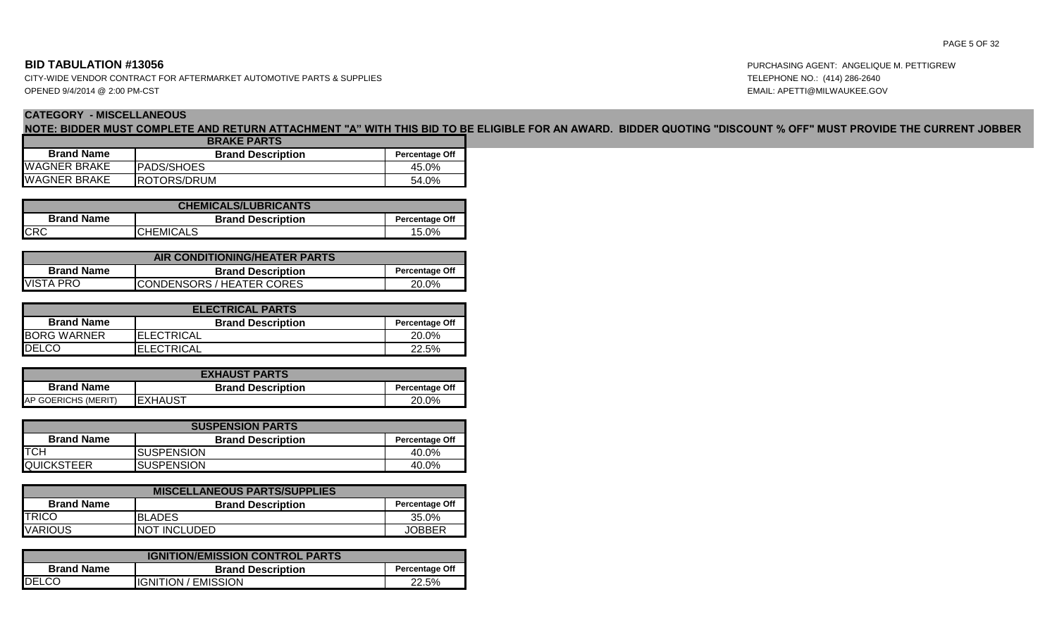**BID TABULATION #13056**

CITY-WIDE VENDOR CONTRACT FOR AFTERMARKET AUTOMOTIVE PARTS & SUPPLIES

OPENED 9/4/2014 @ 2:00 PM-CST

PURCHASING AGENT: ANGELIQUE M. PETTIGREW

TELEPHONE NO.: (414) 286-2640

EMAIL: APETTI@MILWAUKEE.GOV

## CATEGORY - MISCELLANEOUS

**NOTE: BIDDER MUST COMPLETE AND RETURN ATTACHMENT "A" WITH THIS BID TO BE ELIGIBLE FOR AN AWARD. BIDDER QUOTING "DISCOUNT % OFF" MUST PROVIDE THE CURRENT JOBBER**

| BRAKE PARTS | | |
|---|---|---|
| **Brand Name** | **Brand Description** | **Percentage Off** |
| WAGNER BRAKE | PADS/SHOES | 45.0% |
| WAGNER BRAKE | ROTORS/DRUM | 54.0% |

| CHEMICALS/LUBRICANTS | | |
|---|---|---|
| **Brand Name** | **Brand Description** | **Percentage Off** |
| CRC | CHEMICALS | 15.0% |

| AIR CONDITIONING/HEATER PARTS | | |
|---|---|---|
| **Brand Name** | **Brand Description** | **Percentage Off** |
| VISTA PRO | CONDENSORS / HEATER CORES | 20.0% |

| ELECTRICAL PARTS | | |
|---|---|---|
| **Brand Name** | **Brand Description** | **Percentage Off** |
| BORG WARNER | ELECTRICAL | 20.0% |
| DELCO | ELECTRICAL | 22.5% |

| EXHAUST PARTS | | |
|---|---|---|
| **Brand Name** | **Brand Description** | **Percentage Off** |
| AP GOERICHS (MERIT) | EXHAUST | 20.0% |

| SUSPENSION PARTS | | |
|---|---|---|
| **Brand Name** | **Brand Description** | **Percentage Off** |
| TCH | SUSPENSION | 40.0% |
| QUICKSTEER | SUSPENSION | 40.0% |

| MISCELLANEOUS PARTS/SUPPLIES | | |
|---|---|---|
| **Brand Name** | **Brand Description** | **Percentage Off** |
| TRICO | BLADES | 35.0% |
| VARIOUS | NOT INCLUDED | JOBBER |

| IGNITION/EMISSION CONTROL PARTS | | |
|---|---|---|
| **Brand Name** | **Brand Description** | **Percentage Off** |
| DELCO | IGNITION / EMISSION | 22.5% |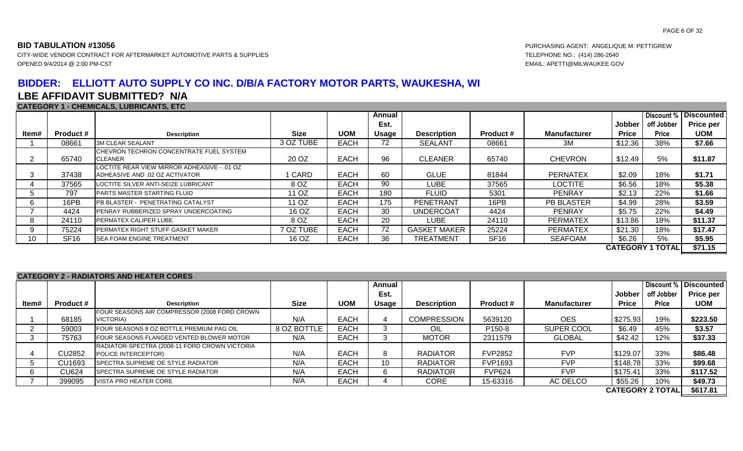**BID TABULATION #13056**

CITY-WIDE VENDOR CONTRACT FOR AFTERMARKET AUTOMOTIVE PARTS & SUPPLIES

OPENED 9/4/2014 @ 2:00 PM-CST

PURCHASING AGENT: ANGELIQUE M. PETTIGREW

TELEPHONE NO.: (414) 286-2640

EMAIL: APETTI@MILWAUKEE.GOV

## BIDDER: ELLIOTT AUTO SUPPLY CO INC. D/B/A FACTORY MOTOR PARTS, WAUKESHA, WI

## LBE AFFIDAVIT SUBMITTED? N/A

### CATEGORY 1 - CHEMICALS, LUBRICANTS, ETC

| Item# | Product # | Description | Size | UOM | Annual Est. Usage | Description | Product # | Manufacturer | Jobber Price | Discount % off Jobber Price | Discounted Price per UOM |
|---|---|---|---|---|---|---|---|---|---|---|---|
| 1 | 08661 | 3M CLEAR SEALANT | 3 OZ TUBE | EACH | 72 | SEALANT | 08661 | 3M | $12.36 | 38% | $7.66 |
| 2 | 65740 | CHEVRON TECHRON CONCENTRATE FUEL SYSTEM CLEANER | 20 OZ | EACH | 96 | CLEANER | 65740 | CHEVRON | $12.49 | 5% | $11.87 |
| 3 | 37438 | LOCTITE REAR VIEW MIRROR ADHEASIVE - .01 OZ ADHEASIVE AND .02 OZ ACTIVATOR | 1 CARD | EACH | 60 | GLUE | 81844 | PERNATEX | $2.09 | 18% | $1.71 |
| 4 | 37565 | LOCTITE SILVER ANTI-SEIZE LUBRICANT | 8 OZ | EACH | 90 | LUBE | 37565 | LOCTITE | $6.56 | 18% | $5.38 |
| 5 | 797 | PARTS MASTER STARTING FLUID | 11 OZ | EACH | 180 | FLUID | 5301 | PENRAY | $2.13 | 22% | $1.66 |
| 6 | 16PB | PB BLASTER - PENETRATING CATALYST | 11 OZ | EACH | 175 | PENETRANT | 16PB | PB BLASTER | $4.99 | 28% | $3.59 |
| 7 | 4424 | PENRAY RUBBERIZED SPRAY UNDERCOATING | 16 OZ | EACH | 30 | UNDERCOAT | 4424 | PENRAY | $5.75 | 22% | $4.49 |
| 8 | 24110 | PERMATEX CALIPER LUBE | 8 OZ | EACH | 20 | LUBE | 24110 | PERMATEX | $13.86 | 18% | $11.37 |
| 9 | 75224 | PERMATEX RIGHT STUFF GASKET MAKER | 7 OZ TUBE | EACH | 72 | GASKET MAKER | 25224 | PERMATEX | $21.30 | 18% | $17.47 |
| 10 | SF16 | SEA FOAM ENGINE TREATMENT | 16 OZ | EACH | 36 | TREATMENT | SF16 | SEAFOAM | $6.26 | 5% | $5.95 |
| | | | | | | | | | | **CATEGORY 1 TOTAL** | **$71.15** |

### CATEGORY 2 - RADIATORS AND HEATER CORES

| Item# | Product # | Description | Size | UOM | Annual Est. Usage | Description | Product # | Manufacturer | Jobber Price | Discount % off Jobber Price | Discounted Price per UOM |
|---|---|---|---|---|---|---|---|---|---|---|---|
| 1 | 68185 | FOUR SEASONS AIR COMPRESSOR (2008 FORD CROWN VICTORIA) | N/A | EACH | 4 | COMPRESSION | 5639120 | OES | $275.93 | 19% | $223.50 |
| 2 | 59003 | FOUR SEASONS 8 OZ BOTTLE PREMIUM PAG OIL | 8 OZ BOTTLE | EACH | 3 | OIL | P150-8 | SUPER COOL | $6.49 | 45% | $3.57 |
| 3 | 75763 | FOUR SEASONS FLANGED VENTED BLOWER MOTOR | N/A | EACH | 3 | MOTOR | 2311579 | GLOBAL | $42.42 | 12% | $37.33 |
| 4 | CU2852 | RADIATOR-SPECTRA (2008-11 FORD CROWN VICTORIA POLICE INTERCEPTOR) | N/A | EACH | 8 | RADIATOR | FVP2852 | FVP | $129.07 | 33% | $86.48 |
| 5 | CU1693 | SPECTRA SUPREME OE STYLE RADIATOR | N/A | EACH | 10 | RADIATOR | FVP1693 | FVP | $148.78 | 33% | $99.68 |
| 6 | CU624 | SPECTRA SUPREME OE STYLE RADIATOR | N/A | EACH | 6 | RADIATOR | FVP624 | FVP | $175.41 | 33% | $117.52 |
| 7 | 399095 | VISTA PRO HEATER CORE | N/A | EACH | 4 | CORE | 15-63316 | AC DELCO | $55.26 | 10% | $49.73 |
| | | | | | | | | | | **CATEGORY 2 TOTAL** | **$617.81** |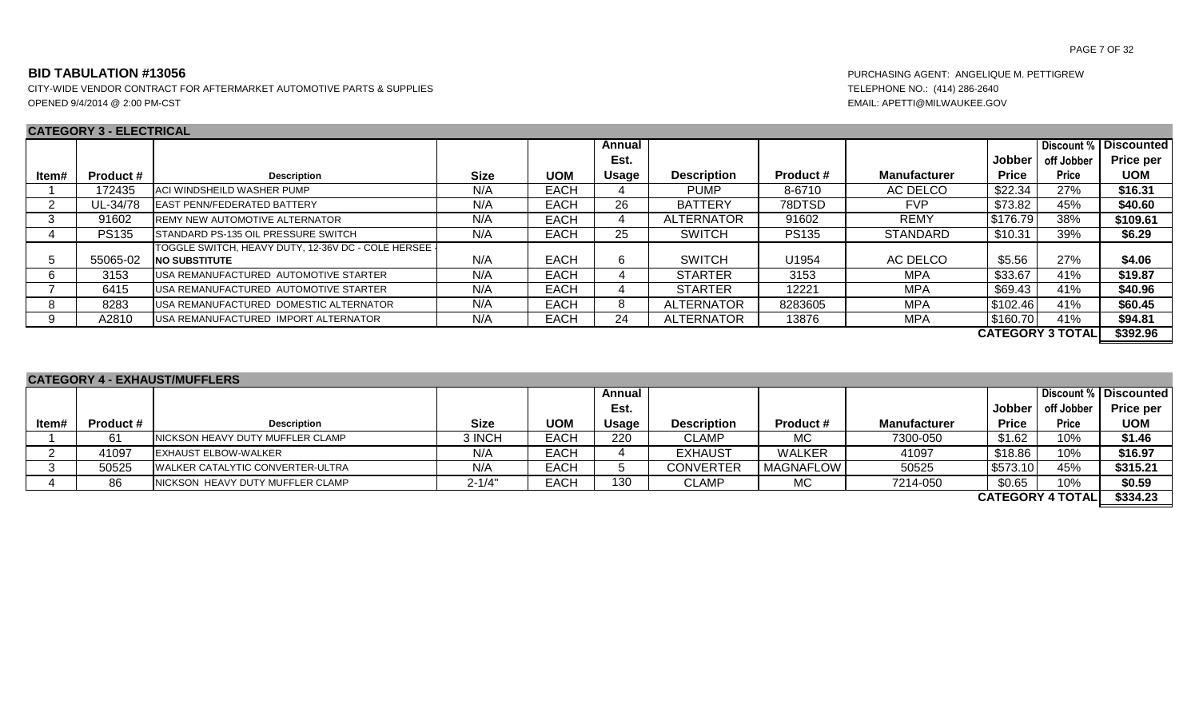**BID TABULATION #13056**

CITY-WIDE VENDOR CONTRACT FOR AFTERMARKET AUTOMOTIVE PARTS & SUPPLIES

OPENED 9/4/2014 @ 2:00 PM-CST

PURCHASING AGENT: ANGELIQUE M. PETTIGREW

TELEPHONE NO.: (414) 286-2640

EMAIL: APETTI@MILWAUKEE.GOV

**CATEGORY 3 - ELECTRICAL**

| Item# | Product # | Description | Size | UOM | Annual Est. Usage | Description | Product # | Manufacturer | Jobber Price | Discount % off Jobber Price | Discounted Price per UOM |
|---|---|---|---|---|---|---|---|---|---|---|---|
| 1 | 172435 | ACI WINDSHEILD WASHER PUMP | N/A | EACH | 4 | PUMP | 8-6710 | AC DELCO | $22.34 | 27% | $16.31 |
| 2 | UL-34/78 | EAST PENN/FEDERATED BATTERY | N/A | EACH | 26 | BATTERY | 78DTSD | FVP | $73.82 | 45% | $40.60 |
| 3 | 91602 | REMY NEW AUTOMOTIVE ALTERNATOR | N/A | EACH | 4 | ALTERNATOR | 91602 | REMY | $176.79 | 38% | $109.61 |
| 4 | PS135 | STANDARD PS-135 OIL PRESSURE SWITCH | N/A | EACH | 25 | SWITCH | PS135 | STANDARD | $10.31 | 39% | $6.29 |
| 5 | 55065-02 | TOGGLE SWITCH, HEAVY DUTY, 12-36V DC - COLE HERSEE - **NO SUBSTITUTE** | N/A | EACH | 6 | SWITCH | U1954 | AC DELCO | $5.56 | 27% | $4.06 |
| 6 | 3153 | USA REMANUFACTURED AUTOMOTIVE STARTER | N/A | EACH | 4 | STARTER | 3153 | MPA | $33.67 | 41% | $19.87 |
| 7 | 6415 | USA REMANUFACTURED AUTOMOTIVE STARTER | N/A | EACH | 4 | STARTER | 12221 | MPA | $69.43 | 41% | $40.96 |
| 8 | 8283 | USA REMANUFACTURED DOMESTIC ALTERNATOR | N/A | EACH | 8 | ALTERNATOR | 8283605 | MPA | $102.46 | 41% | $60.45 |
| 9 | A2810 | USA REMANUFACTURED IMPORT ALTERNATOR | N/A | EACH | 24 | ALTERNATOR | 13876 | MPA | $160.70 | 41% | $94.81 |
| | | | | | | | | | | **CATEGORY 3 TOTAL** | **$392.96** |

**CATEGORY 4 - EXHAUST/MUFFLERS**

| Item# | Product # | Description | Size | UOM | Annual Est. Usage | Description | Product # | Manufacturer | Jobber Price | Discount % off Jobber Price | Discounted Price per UOM |
|---|---|---|---|---|---|---|---|---|---|---|---|
| 1 | 61 | NICKSON HEAVY DUTY MUFFLER CLAMP | 3 INCH | EACH | 220 | CLAMP | MC | 7300-050 | $1.62 | 10% | $1.46 |
| 2 | 41097 | EXHAUST ELBOW-WALKER | N/A | EACH | 4 | EXHAUST | WALKER | 41097 | $18.86 | 10% | $16.97 |
| 3 | 50525 | WALKER CATALYTIC CONVERTER-ULTRA | N/A | EACH | 5 | CONVERTER | MAGNAFLOW | 50525 | $573.10 | 45% | $315.21 |
| 4 | 86 | NICKSON HEAVY DUTY MUFFLER CLAMP | 2-1/4" | EACH | 130 | CLAMP | MC | 7214-050 | $0.65 | 10% | $0.59 |
| | | | | | | | | | | **CATEGORY 4 TOTAL** | **$334.23** |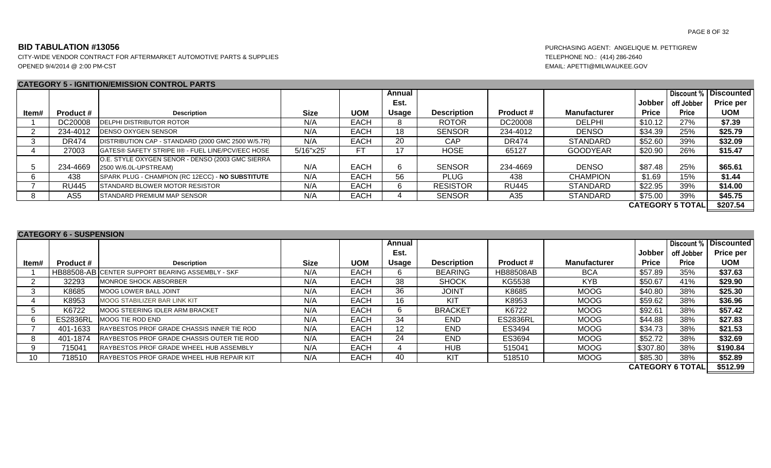## BID TABULATION #13056

CITY-WIDE VENDOR CONTRACT FOR AFTERMARKET AUTOMOTIVE PARTS & SUPPLIES
OPENED 9/4/2014 @ 2:00 PM-CST

PURCHASING AGENT: ANGELIQUE M. PETTIGREW
TELEPHONE NO.: (414) 286-2640
EMAIL: APETTI@MILWAUKEE.GOV

### CATEGORY 5 - IGNITION/EMISSION CONTROL PARTS

| Item# | Product # | Description | Size | UOM | Annual Est. Usage | Description | Product # | Manufacturer | Jobber Price | Discount % off Jobber Price | Discounted Price per UOM |
|---|---|---|---|---|---|---|---|---|---|---|---|
| 1 | DC20008 | DELPHI DISTRIBUTOR ROTOR | N/A | EACH | 8 | ROTOR | DC20008 | DELPHI | $10.12 | 27% | **$7.39** |
| 2 | 234-4012 | DENSO OXYGEN SENSOR | N/A | EACH | 18 | SENSOR | 234-4012 | DENSO | $34.39 | 25% | **$25.79** |
| 3 | DR474 | DISTRIBUTION CAP - STANDARD (2000 GMC 2500 W/5.7R) | N/A | EACH | 20 | CAP | DR474 | STANDARD | $52.60 | 39% | **$32.09** |
| 4 | 27003 | GATES® SAFETY STRIPE II® - FUEL LINE/PCV/EEC HOSE | 5/16"x25' | FT | 17 | HOSE | 65127 | GOODYEAR | $20.90 | 26% | **$15.47** |
| 5 | 234-4669 | O.E. STYLE OXYGEN SENOR - DENSO (2003 GMC SIERRA 2500 W/6.0L-UPSTREAM) | N/A | EACH | 6 | SENSOR | 234-4669 | DENSO | $87.48 | 25% | **$65.61** |
| 6 | 438 | SPARK PLUG - CHAMPION (RC 12ECC) - **NO SUBSTITUTE** | N/A | EACH | 56 | PLUG | 438 | CHAMPION | $1.69 | 15% | **$1.44** |
| 7 | RU445 | STANDARD BLOWER MOTOR RESISTOR | N/A | EACH | 6 | RESISTOR | RU445 | STANDARD | $22.95 | 39% | **$14.00** |
| 8 | AS5 | STANDARD PREMIUM MAP SENSOR | N/A | EACH | 4 | SENSOR | A35 | STANDARD | $75.00 | 39% | **$45.75** |
| | | | | | | | | | | **CATEGORY 5 TOTAL** | **$207.54** |

### CATEGORY 6 - SUSPENSION

| Item# | Product # | Description | Size | UOM | Annual Est. Usage | Description | Product # | Manufacturer | Jobber Price | Discount % off Jobber Price | Discounted Price per UOM |
|---|---|---|---|---|---|---|---|---|---|---|---|
| 1 | HB88508-AB | CENTER SUPPORT BEARING ASSEMBLY - SKF | N/A | EACH | 6 | BEARING | HB88508AB | BCA | $57.89 | 35% | **$37.63** |
| 2 | 32293 | MONROE SHOCK ABSORBER | N/A | EACH | 38 | SHOCK | KG5538 | KYB | $50.67 | 41% | **$29.90** |
| 3 | K8685 | MOOG LOWER BALL JOINT | N/A | EACH | 36 | JOINT | K8685 | MOOG | $40.80 | 38% | **$25.30** |
| 4 | K8953 | MOOG STABILIZER BAR LINK KIT | N/A | EACH | 16 | KIT | K8953 | MOOG | $59.62 | 38% | **$36.96** |
| 5 | K6722 | MOOG STEERING IDLER ARM BRACKET | N/A | EACH | 6 | BRACKET | K6722 | MOOG | $92.61 | 38% | **$57.42** |
| 6 | ES2836RL | MOOG TIE ROD END | N/A | EACH | 34 | END | ES2836RL | MOOG | $44.88 | 38% | **$27.83** |
| 7 | 401-1633 | RAYBESTOS PROF GRADE CHASSIS INNER TIE ROD | N/A | EACH | 12 | END | ES3494 | MOOG | $34.73 | 38% | **$21.53** |
| 8 | 401-1874 | RAYBESTOS PROF GRADE CHASSIS OUTER TIE ROD | N/A | EACH | 24 | END | ES3694 | MOOG | $52.72 | 38% | **$32.69** |
| 9 | 715041 | RAYBESTOS PROF GRADE WHEEL HUB ASSEMBLY | N/A | EACH | 4 | HUB | 515041 | MOOG | $307.80 | 38% | **$190.84** |
| 10 | 718510 | RAYBESTOS PROF GRADE WHEEL HUB REPAIR KIT | N/A | EACH | 40 | KIT | 518510 | MOOG | $85.30 | 38% | **$52.89** |
| | | | | | | | | | | **CATEGORY 6 TOTAL** | **$512.99** |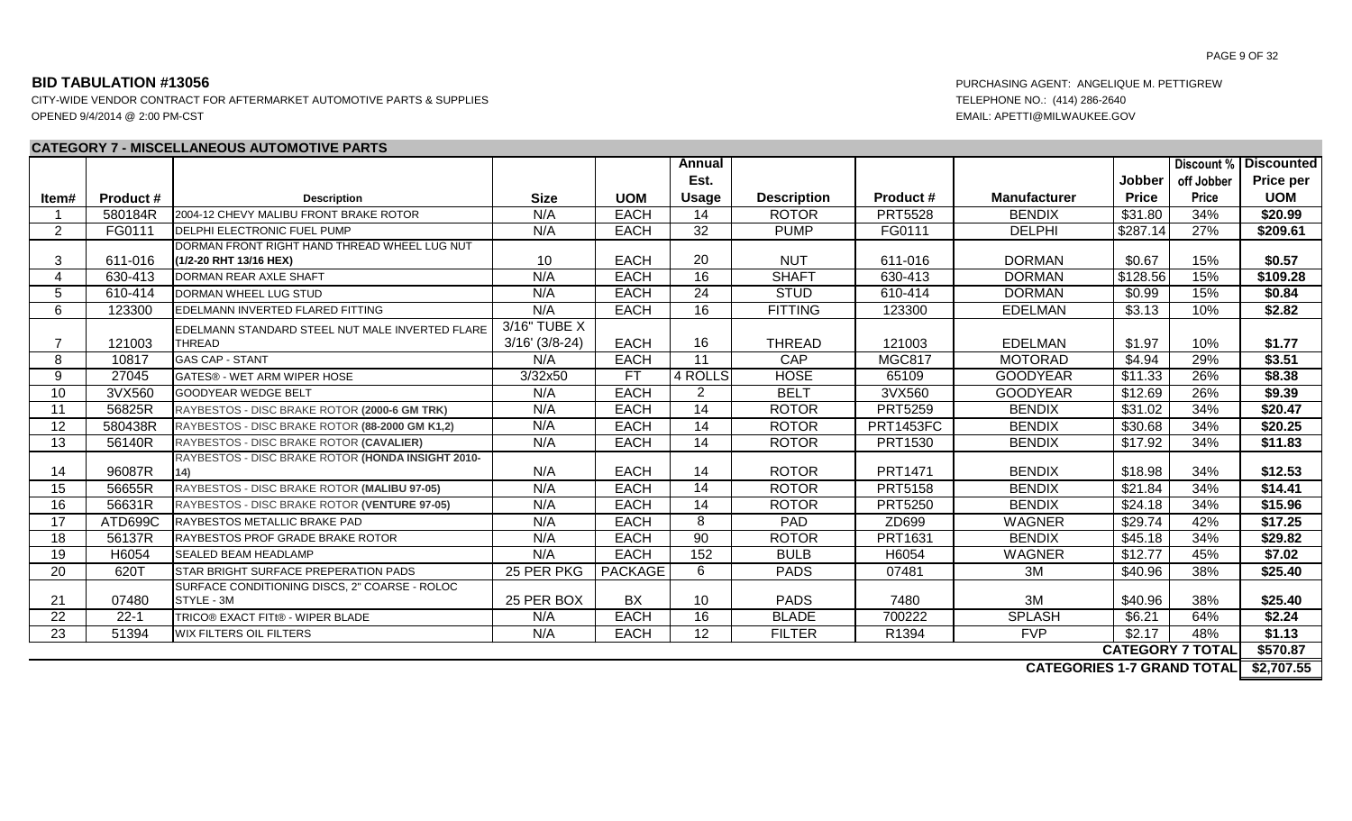**BID TABULATION #13056**

CITY-WIDE VENDOR CONTRACT FOR AFTERMARKET AUTOMOTIVE PARTS & SUPPLIES

OPENED 9/4/2014 @ 2:00 PM-CST

PURCHASING AGENT: ANGELIQUE M. PETTIGREW

TELEPHONE NO.: (414) 286-2640

EMAIL: APETTI@MILWAUKEE.GOV

**CATEGORY 7 - MISCELLANEOUS AUTOMOTIVE PARTS**

| Item# | Product # | Description | Size | UOM | Annual Est. Usage | Description | Product # | Manufacturer | Jobber Price | Discount % off Jobber Price | Discounted Price per UOM |
|---|---|---|---|---|---|---|---|---|---|---|---|
| 1 | 580184R | 2004-12 CHEVY MALIBU FRONT BRAKE ROTOR | N/A | EACH | 14 | ROTOR | PRT5528 | BENDIX | $31.80 | 34% | **$20.99** |
| 2 | FG0111 | DELPHI ELECTRONIC FUEL PUMP | N/A | EACH | 32 | PUMP | FG0111 | DELPHI | $287.14 | 27% | **$209.61** |
| 3 | 611-016 | DORMAN FRONT RIGHT HAND THREAD WHEEL LUG NUT **(1/2-20 RHT 13/16 HEX)** | 10 | EACH | 20 | NUT | 611-016 | DORMAN | $0.67 | 15% | **$0.57** |
| 4 | 630-413 | DORMAN REAR AXLE SHAFT | N/A | EACH | 16 | SHAFT | 630-413 | DORMAN | $128.56 | 15% | **$109.28** |
| 5 | 610-414 | DORMAN WHEEL LUG STUD | N/A | EACH | 24 | STUD | 610-414 | DORMAN | $0.99 | 15% | **$0.84** |
| 6 | 123300 | EDELMANN INVERTED FLARED FITTING | N/A | EACH | 16 | FITTING | 123300 | EDELMAN | $3.13 | 10% | **$2.82** |
| 7 | 121003 | EDELMANN STANDARD STEEL NUT MALE INVERTED FLARE THREAD | 3/16" TUBE X 3/16' (3/8-24) | EACH | 16 | THREAD | 121003 | EDELMAN | $1.97 | 10% | **$1.77** |
| 8 | 10817 | GAS CAP - STANT | N/A | EACH | 11 | CAP | MGC817 | MOTORAD | $4.94 | 29% | **$3.51** |
| 9 | 27045 | GATES® - WET ARM WIPER HOSE | 3/32x50 | FT | 4 ROLLS | HOSE | 65109 | GOODYEAR | $11.33 | 26% | **$8.38** |
| 10 | 3VX560 | GOODYEAR WEDGE BELT | N/A | EACH | 2 | BELT | 3VX560 | GOODYEAR | $12.69 | 26% | **$9.39** |
| 11 | 56825R | RAYBESTOS - DISC BRAKE ROTOR **(2000-6 GM TRK)** | N/A | EACH | 14 | ROTOR | PRT5259 | BENDIX | $31.02 | 34% | **$20.47** |
| 12 | 580438R | RAYBESTOS - DISC BRAKE ROTOR **(88-2000 GM K1,2)** | N/A | EACH | 14 | ROTOR | PRT1453FC | BENDIX | $30.68 | 34% | **$20.25** |
| 13 | 56140R | RAYBESTOS - DISC BRAKE ROTOR **(CAVALIER)** | N/A | EACH | 14 | ROTOR | PRT1530 | BENDIX | $17.92 | 34% | **$11.83** |
| 14 | 96087R | RAYBESTOS - DISC BRAKE ROTOR **(HONDA INSIGHT 2010-14)** | N/A | EACH | 14 | ROTOR | PRT1471 | BENDIX | $18.98 | 34% | **$12.53** |
| 15 | 56655R | RAYBESTOS - DISC BRAKE ROTOR **(MALIBU 97-05)** | N/A | EACH | 14 | ROTOR | PRT5158 | BENDIX | $21.84 | 34% | **$14.41** |
| 16 | 56631R | RAYBESTOS - DISC BRAKE ROTOR **(VENTURE 97-05)** | N/A | EACH | 14 | ROTOR | PRT5250 | BENDIX | $24.18 | 34% | **$15.96** |
| 17 | ATD699C | RAYBESTOS METALLIC BRAKE PAD | N/A | EACH | 8 | PAD | ZD699 | WAGNER | $29.74 | 42% | **$17.25** |
| 18 | 56137R | RAYBESTOS PROF GRADE BRAKE ROTOR | N/A | EACH | 90 | ROTOR | PRT1631 | BENDIX | $45.18 | 34% | **$29.82** |
| 19 | H6054 | SEALED BEAM HEADLAMP | N/A | EACH | 152 | BULB | H6054 | WAGNER | $12.77 | 45% | **$7.02** |
| 20 | 620T | STAR BRIGHT SURFACE PREPERATION PADS | 25 PER PKG | PACKAGE | 6 | PADS | 07481 | 3M | $40.96 | 38% | **$25.40** |
| 21 | 07480 | SURFACE CONDITIONING DISCS, 2" COARSE - ROLOC STYLE - 3M | 25 PER BOX | BX | 10 | PADS | 7480 | 3M | $40.96 | 38% | **$25.40** |
| 22 | 22-1 | TRICO® EXACT FITt® - WIPER BLADE | N/A | EACH | 16 | BLADE | 700222 | SPLASH | $6.21 | 64% | **$2.24** |
| 23 | 51394 | WIX FILTERS OIL FILTERS | N/A | EACH | 12 | FILTER | R1394 | FVP | $2.17 | 48% | **$1.13** |
| | | | | | | | | | | **CATEGORY 7 TOTAL** | **$570.87** |
| | | | | | | | | | | **CATEGORIES 1-7 GRAND TOTAL** | **$2,707.55** |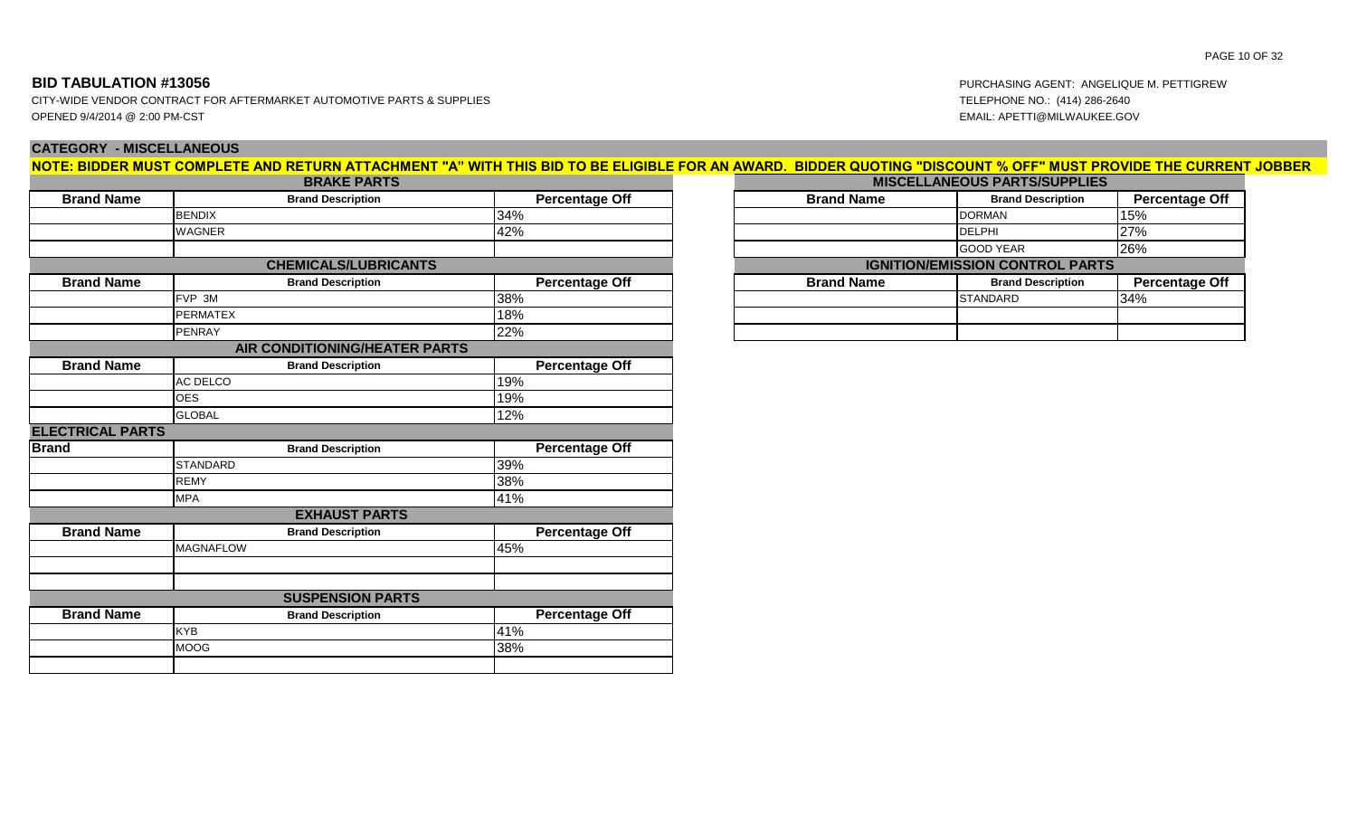## BID TABULATION #13056

CITY-WIDE VENDOR CONTRACT FOR AFTERMARKET AUTOMOTIVE PARTS & SUPPLIES
OPENED 9/4/2014 @ 2:00 PM-CST

PURCHASING AGENT: ANGELIQUE M. PETTIGREW
TELEPHONE NO.: (414) 286-2640
EMAIL: APETTI@MILWAUKEE.GOV

### CATEGORY - MISCELLANEOUS

**NOTE: BIDDER MUST COMPLETE AND RETURN ATTACHMENT "A" WITH THIS BID TO BE ELIGIBLE FOR AN AWARD. BIDDER QUOTING "DISCOUNT % OFF" MUST PROVIDE THE CURRENT JOBBER**

**BRAKE PARTS**

| Brand Name | Brand Description | Percentage Off |
|---|---|---|
| | BENDIX | 34% |
| | WAGNER | 42% |
| | | |

**CHEMICALS/LUBRICANTS**

| Brand Name | Brand Description | Percentage Off |
|---|---|---|
| | FVP 3M | 38% |
| | PERMATEX | 18% |
| | PENRAY | 22% |

**AIR CONDITIONING/HEATER PARTS**

| Brand Name | Brand Description | Percentage Off |
|---|---|---|
| | AC DELCO | 19% |
| | OES | 19% |
| | GLOBAL | 12% |

**ELECTRICAL PARTS**

| Brand | Brand Description | Percentage Off |
|---|---|---|
| | STANDARD | 39% |
| | REMY | 38% |
| | MPA | 41% |

**EXHAUST PARTS**

| Brand Name | Brand Description | Percentage Off |
|---|---|---|
| | MAGNAFLOW | 45% |
| | | |
| | | |

**SUSPENSION PARTS**

| Brand Name | Brand Description | Percentage Off |
|---|---|---|
| | KYB | 41% |
| | MOOG | 38% |
| | | |

**MISCELLANEOUS PARTS/SUPPLIES**

| Brand Name | Brand Description | Percentage Off |
|---|---|---|
| | DORMAN | 15% |
| | DELPHI | 27% |
| | GOOD YEAR | 26% |

**IGNITION/EMISSION CONTROL PARTS**

| Brand Name | Brand Description | Percentage Off |
|---|---|---|
| | STANDARD | 34% |
| | | |
| | | |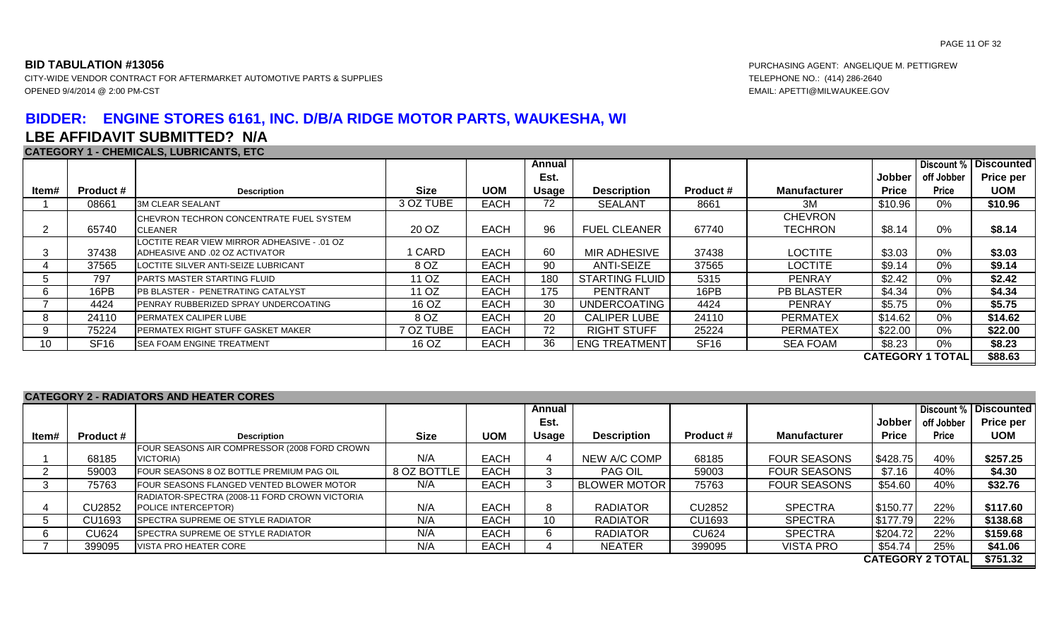**BID TABULATION #13056**

CITY-WIDE VENDOR CONTRACT FOR AFTERMARKET AUTOMOTIVE PARTS & SUPPLIES

OPENED 9/4/2014 @ 2:00 PM-CST

PURCHASING AGENT: ANGELIQUE M. PETTIGREW

TELEPHONE NO.: (414) 286-2640

EMAIL: APETTI@MILWAUKEE.GOV

## BIDDER: ENGINE STORES 6161, INC. D/B/A RIDGE MOTOR PARTS, WAUKESHA, WI

## LBE AFFIDAVIT SUBMITTED? N/A

**CATEGORY 1 - CHEMICALS, LUBRICANTS, ETC**

| Item# | Product # | Description | Size | UOM | Annual Est. Usage | Description | Product # | Manufacturer | Jobber Price | Discount % off Jobber Price | Discounted Price per UOM |
|---|---|---|---|---|---|---|---|---|---|---|---|
| 1 | 08661 | 3M CLEAR SEALANT | 3 OZ TUBE | EACH | 72 | SEALANT | 8661 | 3M | $10.96 | 0% | **$10.96** |
| 2 | 65740 | CHEVRON TECHRON CONCENTRATE FUEL SYSTEM CLEANER | 20 OZ | EACH | 96 | FUEL CLEANER | 67740 | CHEVRON TECHRON | $8.14 | 0% | **$8.14** |
| 3 | 37438 | LOCTITE REAR VIEW MIRROR ADHESIVE - .01 OZ ADHESIVE AND .02 OZ ACTIVATOR | 1 CARD | EACH | 60 | MIR ADHESIVE | 37438 | LOCTITE | $3.03 | 0% | **$3.03** |
| 4 | 37565 | LOCTITE SILVER ANTI-SEIZE LUBRICANT | 8 OZ | EACH | 90 | ANTI-SEIZE | 37565 | LOCTITE | $9.14 | 0% | **$9.14** |
| 5 | 797 | PARTS MASTER STARTING FLUID | 11 OZ | EACH | 180 | STARTING FLUID | 5315 | PENRAY | $2.42 | 0% | **$2.42** |
| 6 | 16PB | PB BLASTER - PENETRATING CATALYST | 11 OZ | EACH | 175 | PENTRANT | 16PB | PB BLASTER | $4.34 | 0% | **$4.34** |
| 7 | 4424 | PENRAY RUBBERIZED SPRAY UNDERCOATING | 16 OZ | EACH | 30 | UNDERCOATING | 4424 | PENRAY | $5.75 | 0% | **$5.75** |
| 8 | 24110 | PERMATEX CALIPER LUBE | 8 OZ | EACH | 20 | CALIPER LUBE | 24110 | PERMATEX | $14.62 | 0% | **$14.62** |
| 9 | 75224 | PERMATEX RIGHT STUFF GASKET MAKER | 7 OZ TUBE | EACH | 72 | RIGHT STUFF | 25224 | PERMATEX | $22.00 | 0% | **$22.00** |
| 10 | SF16 | SEA FOAM ENGINE TREATMENT | 16 OZ | EACH | 36 | ENG TREATMENT | SF16 | SEA FOAM | $8.23 | 0% | **$8.23** |
| | | | | | | | | | | **CATEGORY 1 TOTAL** | **$88.63** |

**CATEGORY 2 - RADIATORS AND HEATER CORES**

| Item# | Product # | Description | Size | UOM | Annual Est. Usage | Description | Product # | Manufacturer | Jobber Price | Discount % off Jobber Price | Discounted Price per UOM |
|---|---|---|---|---|---|---|---|---|---|---|---|
| 1 | 68185 | FOUR SEASONS AIR COMPRESSOR (2008 FORD CROWN VICTORIA) | N/A | EACH | 4 | NEW A/C COMP | 68185 | FOUR SEASONS | $428.75 | 40% | **$257.25** |
| 2 | 59003 | FOUR SEASONS 8 OZ BOTTLE PREMIUM PAG OIL | 8 OZ BOTTLE | EACH | 3 | PAG OIL | 59003 | FOUR SEASONS | $7.16 | 40% | **$4.30** |
| 3 | 75763 | FOUR SEASONS FLANGED VENTED BLOWER MOTOR | N/A | EACH | 3 | BLOWER MOTOR | 75763 | FOUR SEASONS | $54.60 | 40% | **$32.76** |
| 4 | CU2852 | RADIATOR-SPECTRA (2008-11 FORD CROWN VICTORIA POLICE INTERCEPTOR) | N/A | EACH | 8 | RADIATOR | CU2852 | SPECTRA | $150.77 | 22% | **$117.60** |
| 5 | CU1693 | SPECTRA SUPREME OE STYLE RADIATOR | N/A | EACH | 10 | RADIATOR | CU1693 | SPECTRA | $177.79 | 22% | **$138.68** |
| 6 | CU624 | SPECTRA SUPREME OE STYLE RADIATOR | N/A | EACH | 6 | RADIATOR | CU624 | SPECTRA | $204.72 | 22% | **$159.68** |
| 7 | 399095 | VISTA PRO HEATER CORE | N/A | EACH | 4 | NEATER | 399095 | VISTA PRO | $54.74 | 25% | **$41.06** |
| | | | | | | | | | | **CATEGORY 2 TOTAL** | **$751.32** |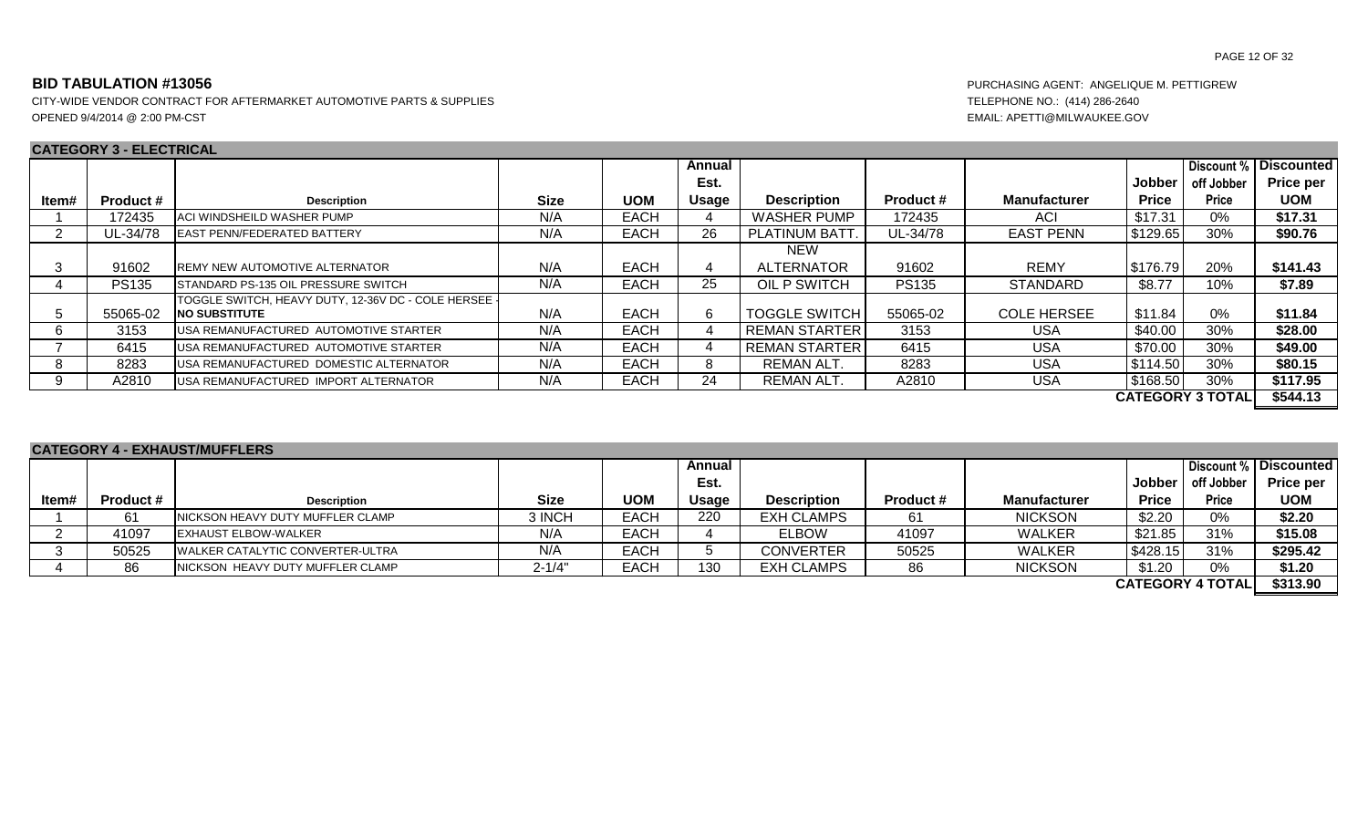**BID TABULATION #13056**

CITY-WIDE VENDOR CONTRACT FOR AFTERMARKET AUTOMOTIVE PARTS & SUPPLIES
OPENED 9/4/2014 @ 2:00 PM-CST

PURCHASING AGENT: ANGELIQUE M. PETTIGREW
TELEPHONE NO.: (414) 286-2640
EMAIL: APETTI@MILWAUKEE.GOV

**CATEGORY 3 - ELECTRICAL**

| Item# | Product # | Description | Size | UOM | Annual Est. Usage | Description | Product # | Manufacturer | Jobber Price | Discount % off Jobber Price | Discounted Price per UOM |
|---|---|---|---|---|---|---|---|---|---|---|---|
| 1 | 172435 | ACI WINDSHEILD WASHER PUMP | N/A | EACH | 4 | WASHER PUMP | 172435 | ACI | $17.31 | 0% | **$17.31** |
| 2 | UL-34/78 | EAST PENN/FEDERATED BATTERY | N/A | EACH | 26 | PLATINUM BATT. | UL-34/78 | EAST PENN | $129.65 | 30% | **$90.76** |
| 3 | 91602 | REMY NEW AUTOMOTIVE ALTERNATOR | N/A | EACH | 4 | NEW ALTERNATOR | 91602 | REMY | $176.79 | 20% | **$141.43** |
| 4 | PS135 | STANDARD PS-135 OIL PRESSURE SWITCH | N/A | EACH | 25 | OIL P SWITCH | PS135 | STANDARD | $8.77 | 10% | **$7.89** |
| 5 | 55065-02 | TOGGLE SWITCH, HEAVY DUTY, 12-36V DC - COLE HERSEE - **NO SUBSTITUTE** | N/A | EACH | 6 | TOGGLE SWITCH | 55065-02 | COLE HERSEE | $11.84 | 0% | **$11.84** |
| 6 | 3153 | USA REMANUFACTURED AUTOMOTIVE STARTER | N/A | EACH | 4 | REMAN STARTER | 3153 | USA | $40.00 | 30% | **$28.00** |
| 7 | 6415 | USA REMANUFACTURED AUTOMOTIVE STARTER | N/A | EACH | 4 | REMAN STARTER | 6415 | USA | $70.00 | 30% | **$49.00** |
| 8 | 8283 | USA REMANUFACTURED DOMESTIC ALTERNATOR | N/A | EACH | 8 | REMAN ALT. | 8283 | USA | $114.50 | 30% | **$80.15** |
| 9 | A2810 | USA REMANUFACTURED IMPORT ALTERNATOR | N/A | EACH | 24 | REMAN ALT. | A2810 | USA | $168.50 | 30% | **$117.95** |
| | | | | | | | | | | **CATEGORY 3 TOTAL** | **$544.13** |

**CATEGORY 4 - EXHAUST/MUFFLERS**

| Item# | Product # | Description | Size | UOM | Annual Est. Usage | Description | Product # | Manufacturer | Jobber Price | Discount % off Jobber Price | Discounted Price per UOM |
|---|---|---|---|---|---|---|---|---|---|---|---|
| 1 | 61 | NICKSON HEAVY DUTY MUFFLER CLAMP | 3 INCH | EACH | 220 | EXH CLAMPS | 61 | NICKSON | $2.20 | 0% | **$2.20** |
| 2 | 41097 | EXHAUST ELBOW-WALKER | N/A | EACH | 4 | ELBOW | 41097 | WALKER | $21.85 | 31% | **$15.08** |
| 3 | 50525 | WALKER CATALYTIC CONVERTER-ULTRA | N/A | EACH | 5 | CONVERTER | 50525 | WALKER | $428.15 | 31% | **$295.42** |
| 4 | 86 | NICKSON HEAVY DUTY MUFFLER CLAMP | 2-1/4" | EACH | 130 | EXH CLAMPS | 86 | NICKSON | $1.20 | 0% | **$1.20** |
| | | | | | | | | | | **CATEGORY 4 TOTAL** | **$313.90** |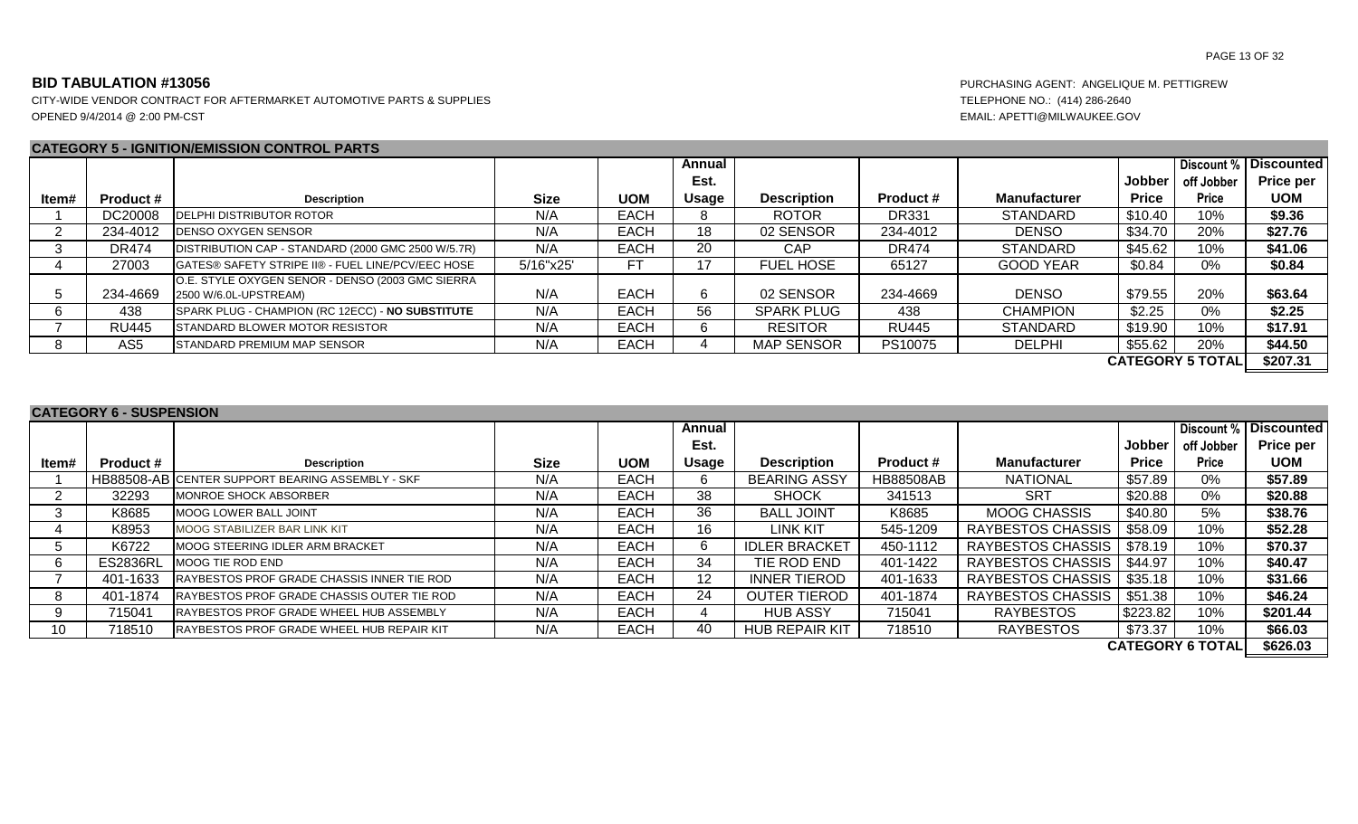**BID TABULATION #13056**

CITY-WIDE VENDOR CONTRACT FOR AFTERMARKET AUTOMOTIVE PARTS & SUPPLIES

OPENED 9/4/2014 @ 2:00 PM-CST

PURCHASING AGENT: ANGELIQUE M. PETTIGREW

TELEPHONE NO.: (414) 286-2640

EMAIL: APETTI@MILWAUKEE.GOV

## CATEGORY 5 - IGNITION/EMISSION CONTROL PARTS

| Item# | Product # | Description | Size | UOM | Annual Est. Usage | Description | Product # | Manufacturer | Jobber Price | Discount % off Jobber Price | Discounted Price per UOM |
|---|---|---|---|---|---|---|---|---|---|---|---|
| 1 | DC20008 | DELPHI DISTRIBUTOR ROTOR | N/A | EACH | 8 | ROTOR | DR331 | STANDARD | $10.40 | 10% | **$9.36** |
| 2 | 234-4012 | DENSO OXYGEN SENSOR | N/A | EACH | 18 | 02 SENSOR | 234-4012 | DENSO | $34.70 | 20% | **$27.76** |
| 3 | DR474 | DISTRIBUTION CAP - STANDARD (2000 GMC 2500 W/5.7R) | N/A | EACH | 20 | CAP | DR474 | STANDARD | $45.62 | 10% | **$41.06** |
| 4 | 27003 | GATES® SAFETY STRIPE II® - FUEL LINE/PCV/EEC HOSE | 5/16"x25' | FT | 17 | FUEL HOSE | 65127 | GOOD YEAR | $0.84 | 0% | **$0.84** |
| 5 | 234-4669 | O.E. STYLE OXYGEN SENOR - DENSO (2003 GMC SIERRA 2500 W/6.0L-UPSTREAM) | N/A | EACH | 6 | 02 SENSOR | 234-4669 | DENSO | $79.55 | 20% | **$63.64** |
| 6 | 438 | SPARK PLUG - CHAMPION (RC 12ECC) - **NO SUBSTITUTE** | N/A | EACH | 56 | SPARK PLUG | 438 | CHAMPION | $2.25 | 0% | **$2.25** |
| 7 | RU445 | STANDARD BLOWER MOTOR RESISTOR | N/A | EACH | 6 | RESITOR | RU445 | STANDARD | $19.90 | 10% | **$17.91** |
| 8 | AS5 | STANDARD PREMIUM MAP SENSOR | N/A | EACH | 4 | MAP SENSOR | PS10075 | DELPHI | $55.62 | 20% | **$44.50** |
| | | | | | | | | | | **CATEGORY 5 TOTAL** | **$207.31** |

## CATEGORY 6 - SUSPENSION

| Item# | Product # | Description | Size | UOM | Annual Est. Usage | Description | Product # | Manufacturer | Jobber Price | Discount % off Jobber Price | Discounted Price per UOM |
|---|---|---|---|---|---|---|---|---|---|---|---|
| 1 | HB88508-AB | CENTER SUPPORT BEARING ASSEMBLY - SKF | N/A | EACH | 6 | BEARING ASSY | HB88508AB | NATIONAL | $57.89 | 0% | **$57.89** |
| 2 | 32293 | MONROE SHOCK ABSORBER | N/A | EACH | 38 | SHOCK | 341513 | SRT | $20.88 | 0% | **$20.88** |
| 3 | K8685 | MOOG LOWER BALL JOINT | N/A | EACH | 36 | BALL JOINT | K8685 | MOOG CHASSIS | $40.80 | 5% | **$38.76** |
| 4 | K8953 | MOOG STABILIZER BAR LINK KIT | N/A | EACH | 16 | LINK KIT | 545-1209 | RAYBESTOS CHASSIS | $58.09 | 10% | **$52.28** |
| 5 | K6722 | MOOG STEERING IDLER ARM BRACKET | N/A | EACH | 6 | IDLER BRACKET | 450-1112 | RAYBESTOS CHASSIS | $78.19 | 10% | **$70.37** |
| 6 | ES2836RL | MOOG TIE ROD END | N/A | EACH | 34 | TIE ROD END | 401-1422 | RAYBESTOS CHASSIS | $44.97 | 10% | **$40.47** |
| 7 | 401-1633 | RAYBESTOS PROF GRADE CHASSIS INNER TIE ROD | N/A | EACH | 12 | INNER TIEROD | 401-1633 | RAYBESTOS CHASSIS | $35.18 | 10% | **$31.66** |
| 8 | 401-1874 | RAYBESTOS PROF GRADE CHASSIS OUTER TIE ROD | N/A | EACH | 24 | OUTER TIEROD | 401-1874 | RAYBESTOS CHASSIS | $51.38 | 10% | **$46.24** |
| 9 | 715041 | RAYBESTOS PROF GRADE WHEEL HUB ASSEMBLY | N/A | EACH | 4 | HUB ASSY | 715041 | RAYBESTOS | $223.82 | 10% | **$201.44** |
| 10 | 718510 | RAYBESTOS PROF GRADE WHEEL HUB REPAIR KIT | N/A | EACH | 40 | HUB REPAIR KIT | 718510 | RAYBESTOS | $73.37 | 10% | **$66.03** |
| | | | | | | | | | | **CATEGORY 6 TOTAL** | **$626.03** |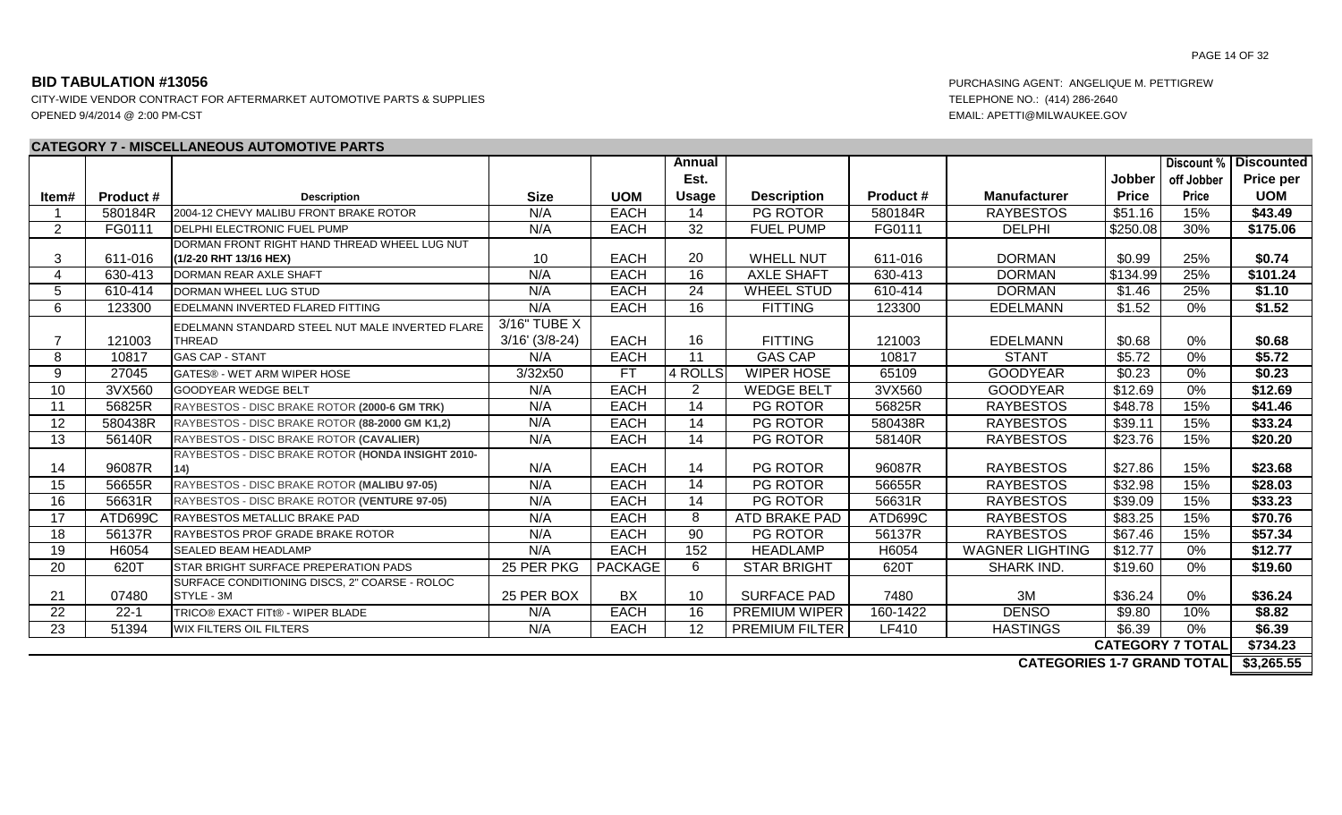## BID TABULATION #13056

CITY-WIDE VENDOR CONTRACT FOR AFTERMARKET AUTOMOTIVE PARTS & SUPPLIES
OPENED 9/4/2014 @ 2:00 PM-CST

PURCHASING AGENT: ANGELIQUE M. PETTIGREW
TELEPHONE NO.: (414) 286-2640
EMAIL: APETTI@MILWAUKEE.GOV

### CATEGORY 7 - MISCELLANEOUS AUTOMOTIVE PARTS

| Item# | Product # | Description | Size | UOM | Annual Est. Usage | Description | Product # | Manufacturer | Jobber Price | Discount % off Jobber Price | Discounted Price per UOM |
|---|---|---|---|---|---|---|---|---|---|---|---|
| 1 | 580184R | 2004-12 CHEVY MALIBU FRONT BRAKE ROTOR | N/A | EACH | 14 | PG ROTOR | 580184R | RAYBESTOS | $51.16 | 15% | **$43.49** |
| 2 | FG0111 | DELPHI ELECTRONIC FUEL PUMP | N/A | EACH | 32 | FUEL PUMP | FG0111 | DELPHI | $250.08 | 30% | **$175.06** |
| 3 | 611-016 | DORMAN FRONT RIGHT HAND THREAD WHEEL LUG NUT **(1/2-20 RHT 13/16 HEX)** | 10 | EACH | 20 | WHELL NUT | 611-016 | DORMAN | $0.99 | 25% | **$0.74** |
| 4 | 630-413 | DORMAN REAR AXLE SHAFT | N/A | EACH | 16 | AXLE SHAFT | 630-413 | DORMAN | $134.99 | 25% | **$101.24** |
| 5 | 610-414 | DORMAN WHEEL LUG STUD | N/A | EACH | 24 | WHEEL STUD | 610-414 | DORMAN | $1.46 | 25% | **$1.10** |
| 6 | 123300 | EDELMANN INVERTED FLARED FITTING | N/A | EACH | 16 | FITTING | 123300 | EDELMANN | $1.52 | 0% | **$1.52** |
| 7 | 121003 | EDELMANN STANDARD STEEL NUT MALE INVERTED FLARE THREAD | 3/16" TUBE X 3/16' (3/8-24) | EACH | 16 | FITTING | 121003 | EDELMANN | $0.68 | 0% | **$0.68** |
| 8 | 10817 | GAS CAP - STANT | N/A | EACH | 11 | GAS CAP | 10817 | STANT | $5.72 | 0% | **$5.72** |
| 9 | 27045 | GATES® - WET ARM WIPER HOSE | 3/32x50 | FT | 4 ROLLS | WIPER HOSE | 65109 | GOODYEAR | $0.23 | 0% | **$0.23** |
| 10 | 3VX560 | GOODYEAR WEDGE BELT | N/A | EACH | 2 | WEDGE BELT | 3VX560 | GOODYEAR | $12.69 | 0% | **$12.69** |
| 11 | 56825R | RAYBESTOS - DISC BRAKE ROTOR **(2000-6 GM TRK)** | N/A | EACH | 14 | PG ROTOR | 56825R | RAYBESTOS | $48.78 | 15% | **$41.46** |
| 12 | 580438R | RAYBESTOS - DISC BRAKE ROTOR **(88-2000 GM K1,2)** | N/A | EACH | 14 | PG ROTOR | 580438R | RAYBESTOS | $39.11 | 15% | **$33.24** |
| 13 | 56140R | RAYBESTOS - DISC BRAKE ROTOR **(CAVALIER)** | N/A | EACH | 14 | PG ROTOR | 58140R | RAYBESTOS | $23.76 | 15% | **$20.20** |
| 14 | 96087R | RAYBESTOS - DISC BRAKE ROTOR **(HONDA INSIGHT 2010-14)** | N/A | EACH | 14 | PG ROTOR | 96087R | RAYBESTOS | $27.86 | 15% | **$23.68** |
| 15 | 56655R | RAYBESTOS - DISC BRAKE ROTOR **(MALIBU 97-05)** | N/A | EACH | 14 | PG ROTOR | 56655R | RAYBESTOS | $32.98 | 15% | **$28.03** |
| 16 | 56631R | RAYBESTOS - DISC BRAKE ROTOR **(VENTURE 97-05)** | N/A | EACH | 14 | PG ROTOR | 56631R | RAYBESTOS | $39.09 | 15% | **$33.23** |
| 17 | ATD699C | RAYBESTOS METALLIC BRAKE PAD | N/A | EACH | 8 | ATD BRAKE PAD | ATD699C | RAYBESTOS | $83.25 | 15% | **$70.76** |
| 18 | 56137R | RAYBESTOS PROF GRADE BRAKE ROTOR | N/A | EACH | 90 | PG ROTOR | 56137R | RAYBESTOS | $67.46 | 15% | **$57.34** |
| 19 | H6054 | SEALED BEAM HEADLAMP | N/A | EACH | 152 | HEADLAMP | H6054 | WAGNER LIGHTING | $12.77 | 0% | **$12.77** |
| 20 | 620T | STAR BRIGHT SURFACE PREPERATION PADS | 25 PER PKG | PACKAGE | 6 | STAR BRIGHT | 620T | SHARK IND. | $19.60 | 0% | **$19.60** |
| 21 | 07480 | SURFACE CONDITIONING DISCS, 2" COARSE - ROLOC STYLE - 3M | 25 PER BOX | BX | 10 | SURFACE PAD | 7480 | 3M | $36.24 | 0% | **$36.24** |
| 22 | 22-1 | TRICO® EXACT FITt® - WIPER BLADE | N/A | EACH | 16 | PREMIUM WIPER | 160-1422 | DENSO | $9.80 | 10% | **$8.82** |
| 23 | 51394 | WIX FILTERS OIL FILTERS | N/A | EACH | 12 | PREMIUM FILTER | LF410 | HASTINGS | $6.39 | 0% | **$6.39** |
| | | | | | | | | | **CATEGORY 7 TOTAL** | | **$734.23** |
| | | | | | | | | | **CATEGORIES 1-7 GRAND TOTAL** | | **$3,265.55** |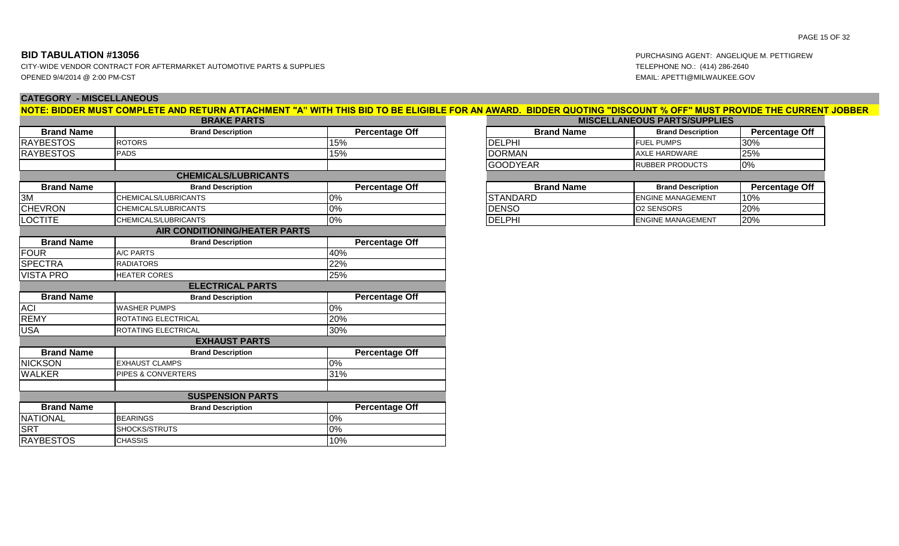## BID TABULATION #13056

CITY-WIDE VENDOR CONTRACT FOR AFTERMARKET AUTOMOTIVE PARTS & SUPPLIES
OPENED 9/4/2014 @ 2:00 PM-CST

PURCHASING AGENT: ANGELIQUE M. PETTIGREW
TELEPHONE NO.: (414) 286-2640
EMAIL: APETTI@MILWAUKEE.GOV

### CATEGORY - MISCELLANEOUS

**NOTE: BIDDER MUST COMPLETE AND RETURN ATTACHMENT "A" WITH THIS BID TO BE ELIGIBLE FOR AN AWARD. BIDDER QUOTING "DISCOUNT % OFF" MUST PROVIDE THE CURRENT JOBBER**

**BRAKE PARTS**

| Brand Name | Brand Description | Percentage Off |
|---|---|---|
| RAYBESTOS | ROTORS | 15% |
| RAYBESTOS | PADS | 15% |
| | | |

**CHEMICALS/LUBRICANTS**

| Brand Name | Brand Description | Percentage Off |
|---|---|---|
| 3M | CHEMICALS/LUBRICANTS | 0% |
| CHEVRON | CHEMICALS/LUBRICANTS | 0% |
| LOCTITE | CHEMICALS/LUBRICANTS | 0% |

**AIR CONDITIONING/HEATER PARTS**

| Brand Name | Brand Description | Percentage Off |
|---|---|---|
| FOUR | A/C PARTS | 40% |
| SPECTRA | RADIATORS | 22% |
| VISTA PRO | HEATER CORES | 25% |

**ELECTRICAL PARTS**

| Brand Name | Brand Description | Percentage Off |
|---|---|---|
| ACI | WASHER PUMPS | 0% |
| REMY | ROTATING ELECTRICAL | 20% |
| USA | ROTATING ELECTRICAL | 30% |

**EXHAUST PARTS**

| Brand Name | Brand Description | Percentage Off |
|---|---|---|
| NICKSON | EXHAUST CLAMPS | 0% |
| WALKER | PIPES & CONVERTERS | 31% |
| | | |

**SUSPENSION PARTS**

| Brand Name | Brand Description | Percentage Off |
|---|---|---|
| NATIONAL | BEARINGS | 0% |
| SRT | SHOCKS/STRUTS | 0% |
| RAYBESTOS | CHASSIS | 10% |

**MISCELLANEOUS PARTS/SUPPLIES**

| Brand Name | Brand Description | Percentage Off |
|---|---|---|
| DELPHI | FUEL PUMPS | 30% |
| DORMAN | AXLE HARDWARE | 25% |
| GOODYEAR | RUBBER PRODUCTS | 0% |

| Brand Name | Brand Description | Percentage Off |
|---|---|---|
| STANDARD | ENGINE MANAGEMENT | 10% |
| DENSO | O2 SENSORS | 20% |
| DELPHI | ENGINE MANAGEMENT | 20% |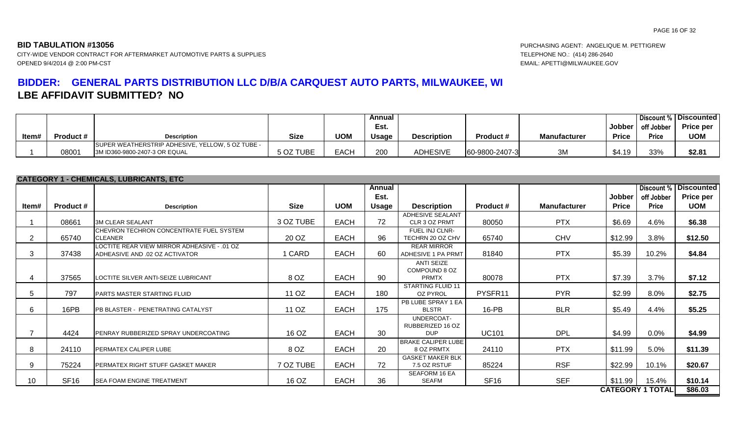**BID TABULATION #13056**

CITY-WIDE VENDOR CONTRACT FOR AFTERMARKET AUTOMOTIVE PARTS & SUPPLIES

OPENED 9/4/2014 @ 2:00 PM-CST

PURCHASING AGENT: ANGELIQUE M. PETTIGREW

TELEPHONE NO.: (414) 286-2640

EMAIL: APETTI@MILWAUKEE.GOV

## BIDDER: GENERAL PARTS DISTRIBUTION LLC D/B/A CARQUEST AUTO PARTS, MILWAUKEE, WI

## LBE AFFIDAVIT SUBMITTED? NO

| Item# | Product # | Description | Size | UOM | Annual Est. Usage | Description | Product # | Manufacturer | Jobber Price | Discount % off Jobber Price | Discounted Price per UOM |
|---|---|---|---|---|---|---|---|---|---|---|---|
| 1 | 08001 | SUPER WEATHERSTRIP ADHESIVE, YELLOW, 5 OZ TUBE - 3M ID360-9800-2407-3 OR EQUAL | 5 OZ TUBE | EACH | 200 | ADHESIVE | 60-9800-2407-3 | 3M | $4.19 | 33% | $2.81 |

**CATEGORY 1 - CHEMICALS, LUBRICANTS, ETC**

| Item# | Product # | Description | Size | UOM | Annual Est. Usage | Description | Product # | Manufacturer | Jobber Price | Discount % off Jobber Price | Discounted Price per UOM |
|---|---|---|---|---|---|---|---|---|---|---|---|
| 1 | 08661 | 3M CLEAR SEALANT | 3 OZ TUBE | EACH | 72 | ADHESIVE SEALANT CLR 3 OZ PRMT | 80050 | PTX | $6.69 | 4.6% | $6.38 |
| 2 | 65740 | CHEVRON TECHRON CONCENTRATE FUEL SYSTEM CLEANER | 20 OZ | EACH | 96 | FUEL INJ CLNR-TECHRN 20 OZ CHV | 65740 | CHV | $12.99 | 3.8% | $12.50 |
| 3 | 37438 | LOCTITE REAR VIEW MIRROR ADHESIVE - .01 OZ ADHESIVE AND .02 OZ ACTIVATOR | 1 CARD | EACH | 60 | REAR MIRROR ADHESIVE 1 PA PRMT | 81840 | PTX | $5.39 | 10.2% | $4.84 |
| 4 | 37565 | LOCTITE SILVER ANTI-SEIZE LUBRICANT | 8 OZ | EACH | 90 | ANTI SEIZE COMPOUND 8 OZ PRMTX | 80078 | PTX | $7.39 | 3.7% | $7.12 |
| 5 | 797 | PARTS MASTER STARTING FLUID | 11 OZ | EACH | 180 | STARTING FLUID 11 OZ PYROL | PYSFR11 | PYR | $2.99 | 8.0% | $2.75 |
| 6 | 16PB | PB BLASTER - PENETRATING CATALYST | 11 OZ | EACH | 175 | PB LUBE SPRAY 1 EA BLSTR | 16-PB | BLR | $5.49 | 4.4% | $5.25 |
| 7 | 4424 | PENRAY RUBBERIZED SPRAY UNDERCOATING | 16 OZ | EACH | 30 | UNDERCOAT-RUBBERIZED 16 OZ DUP | UC101 | DPL | $4.99 | 0.0% | $4.99 |
| 8 | 24110 | PERMATEX CALIPER LUBE | 8 OZ | EACH | 20 | BRAKE CALIPER LUBE 8 OZ PRMTX | 24110 | PTX | $11.99 | 5.0% | $11.39 |
| 9 | 75224 | PERMATEX RIGHT STUFF GASKET MAKER | 7 OZ TUBE | EACH | 72 | GASKET MAKER BLK 7.5 OZ RSTUF | 85224 | RSF | $22.99 | 10.1% | $20.67 |
| 10 | SF16 | SEA FOAM ENGINE TREATMENT | 16 OZ | EACH | 36 | SEAFORM 16 EA SEAFM | SF16 | SEF | $11.99 | 15.4% | $10.14 |
| | | | | | | | | | | **CATEGORY 1 TOTAL** | **$86.03** |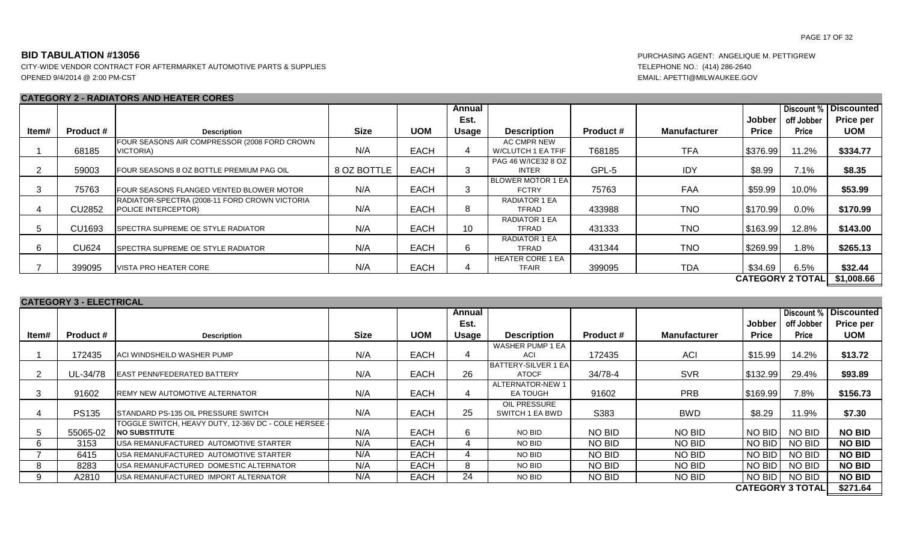**BID TABULATION #13056**

CITY-WIDE VENDOR CONTRACT FOR AFTERMARKET AUTOMOTIVE PARTS & SUPPLIES
OPENED 9/4/2014 @ 2:00 PM-CST

PURCHASING AGENT: ANGELIQUE M. PETTIGREW
TELEPHONE NO.: (414) 286-2640
EMAIL: APETTI@MILWAUKEE.GOV

**CATEGORY 2 - RADIATORS AND HEATER CORES**

| Item# | Product # | Description | Size | UOM | Annual Est. Usage | Description | Product # | Manufacturer | Jobber Price | Discount % off Jobber Price | Discounted Price per UOM |
|---|---|---|---|---|---|---|---|---|---|---|---|
| 1 | 68185 | FOUR SEASONS AIR COMPRESSOR (2008 FORD CROWN VICTORIA) | N/A | EACH | 4 | AC CMPR NEW W/CLUTCH 1 EA TFIF | T68185 | TFA | $376.99 | 11.2% | **$334.77** |
| 2 | 59003 | FOUR SEASONS 8 OZ BOTTLE PREMIUM PAG OIL | 8 OZ BOTTLE | EACH | 3 | PAG 46 W/ICE32 8 OZ INTER | GPL-5 | IDY | $8.99 | 7.1% | **$8.35** |
| 3 | 75763 | FOUR SEASONS FLANGED VENTED BLOWER MOTOR | N/A | EACH | 3 | BLOWER MOTOR 1 EA FCTRY | 75763 | FAA | $59.99 | 10.0% | **$53.99** |
| 4 | CU2852 | RADIATOR-SPECTRA (2008-11 FORD CROWN VICTORIA POLICE INTERCEPTOR) | N/A | EACH | 8 | RADIATOR 1 EA TFRAD | 433988 | TNO | $170.99 | 0.0% | **$170.99** |
| 5 | CU1693 | SPECTRA SUPREME OE STYLE RADIATOR | N/A | EACH | 10 | RADIATOR 1 EA TFRAD | 431333 | TNO | $163.99 | 12.8% | **$143.00** |
| 6 | CU624 | SPECTRA SUPREME OE STYLE RADIATOR | N/A | EACH | 6 | RADIATOR 1 EA TFRAD | 431344 | TNO | $269.99 | 1.8% | **$265.13** |
| 7 | 399095 | VISTA PRO HEATER CORE | N/A | EACH | 4 | HEATER CORE 1 EA TFAIR | 399095 | TDA | $34.69 | 6.5% | **$32.44** |
| | | | | | | | | | **CATEGORY 2 TOTAL** | | **$1,008.66** |

**CATEGORY 3 - ELECTRICAL**

| Item# | Product # | Description | Size | UOM | Annual Est. Usage | Description | Product # | Manufacturer | Jobber Price | Discount % off Jobber Price | Discounted Price per UOM |
|---|---|---|---|---|---|---|---|---|---|---|---|
| 1 | 172435 | ACI WINDSHEILD WASHER PUMP | N/A | EACH | 4 | WASHER PUMP 1 EA ACI | 172435 | ACI | $15.99 | 14.2% | **$13.72** |
| 2 | UL-34/78 | EAST PENN/FEDERATED BATTERY | N/A | EACH | 26 | BATTERY-SILVER 1 EA ATOCF | 34/78-4 | SVR | $132.99 | 29.4% | **$93.89** |
| 3 | 91602 | REMY NEW AUTOMOTIVE ALTERNATOR | N/A | EACH | 4 | ALTERNATOR-NEW 1 EA TOUGH | 91602 | PRB | $169.99 | 7.8% | **$156.73** |
| 4 | PS135 | STANDARD PS-135 OIL PRESSURE SWITCH | N/A | EACH | 25 | OIL PRESSURE SWITCH 1 EA BWD | S383 | BWD | $8.29 | 11.9% | **$7.30** |
| 5 | 55065-02 | TOGGLE SWITCH, HEAVY DUTY, 12-36V DC - COLE HERSEE - **NO SUBSTITUTE** | N/A | EACH | 6 | NO BID | NO BID | NO BID | NO BID | NO BID | **NO BID** |
| 6 | 3153 | USA REMANUFACTURED AUTOMOTIVE STARTER | N/A | EACH | 4 | NO BID | NO BID | NO BID | NO BID | NO BID | **NO BID** |
| 7 | 6415 | USA REMANUFACTURED AUTOMOTIVE STARTER | N/A | EACH | 4 | NO BID | NO BID | NO BID | NO BID | NO BID | **NO BID** |
| 8 | 8283 | USA REMANUFACTURED DOMESTIC ALTERNATOR | N/A | EACH | 8 | NO BID | NO BID | NO BID | NO BID | NO BID | **NO BID** |
| 9 | A2810 | USA REMANUFACTURED IMPORT ALTERNATOR | N/A | EACH | 24 | NO BID | NO BID | NO BID | NO BID | NO BID | **NO BID** |
| | | | | | | | | | **CATEGORY 3 TOTAL** | | **$271.64** |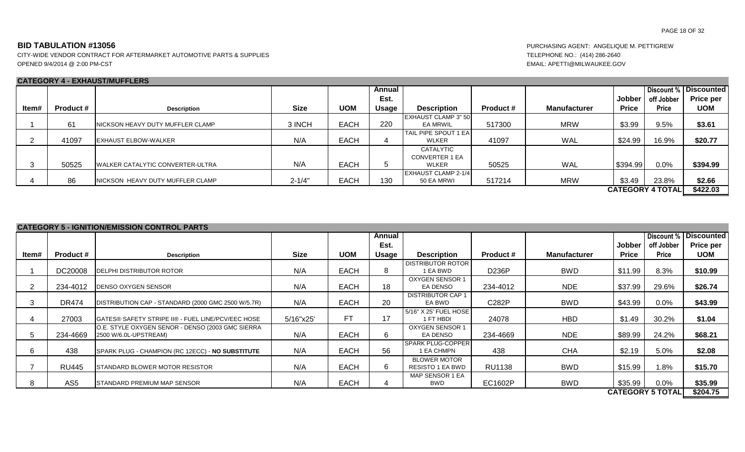## BID TABULATION #13056

CITY-WIDE VENDOR CONTRACT FOR AFTERMARKET AUTOMOTIVE PARTS & SUPPLIES
OPENED 9/4/2014 @ 2:00 PM-CST

PURCHASING AGENT: ANGELIQUE M. PETTIGREW
TELEPHONE NO.: (414) 286-2640
EMAIL: APETTI@MILWAUKEE.GOV

### CATEGORY 4 - EXHAUST/MUFFLERS

| Item# | Product # | Description | Size | UOM | Annual Est. Usage | Description | Product # | Manufacturer | Jobber Price | Discount % off Jobber Price | Discounted Price per UOM |
|---|---|---|---|---|---|---|---|---|---|---|---|
| 1 | 61 | NICKSON HEAVY DUTY MUFFLER CLAMP | 3 INCH | EACH | 220 | EXHAUST CLAMP 3" 50 EA MRWIL | 517300 | MRW | $3.99 | 9.5% | **$3.61** |
| 2 | 41097 | EXHAUST ELBOW-WALKER | N/A | EACH | 4 | TAIL PIPE SPOUT 1 EA WLKER | 41097 | WAL | $24.99 | 16.9% | **$20.77** |
| 3 | 50525 | WALKER CATALYTIC CONVERTER-ULTRA | N/A | EACH | 5 | CATALYTIC CONVERTER 1 EA WLKER | 50525 | WAL | $394.99 | 0.0% | **$394.99** |
| 4 | 86 | NICKSON HEAVY DUTY MUFFLER CLAMP | 2-1/4" | EACH | 130 | EXHAUST CLAMP 2-1/4 50 EA MRWI | 517214 | MRW | $3.49 | 23.8% | **$2.66** |
| | | | | | | | | | **CATEGORY 4 TOTAL** | | **$422.03** |

### CATEGORY 5 - IGNITION/EMISSION CONTROL PARTS

| Item# | Product # | Description | Size | UOM | Annual Est. Usage | Description | Product # | Manufacturer | Jobber Price | Discount % off Jobber Price | Discounted Price per UOM |
|---|---|---|---|---|---|---|---|---|---|---|---|
| 1 | DC20008 | DELPHI DISTRIBUTOR ROTOR | N/A | EACH | 8 | DISTRIBUTOR ROTOR 1 EA BWD | D236P | BWD | $11.99 | 8.3% | **$10.99** |
| 2 | 234-4012 | DENSO OXYGEN SENSOR | N/A | EACH | 18 | OXYGEN SENSOR 1 EA DENSO | 234-4012 | NDE | $37.99 | 29.6% | **$26.74** |
| 3 | DR474 | DISTRIBUTION CAP - STANDARD (2000 GMC 2500 W/5.7R) | N/A | EACH | 20 | DISTRIBUTOR CAP 1 EA BWD | C282P | BWD | $43.99 | 0.0% | **$43.99** |
| 4 | 27003 | GATES® SAFETY STRIPE II® - FUEL LINE/PCV/EEC HOSE | 5/16"x25' | FT | 17 | 5/16" X 25' FUEL HOSE 1 FT HBDI | 24078 | HBD | $1.49 | 30.2% | **$1.04** |
| 5 | 234-4669 | O.E. STYLE OXYGEN SENOR - DENSO (2003 GMC SIERRA 2500 W/6.0L-UPSTREAM) | N/A | EACH | 6 | OXYGEN SENSOR 1 EA DENSO | 234-4669 | NDE | $89.99 | 24.2% | **$68.21** |
| 6 | 438 | SPARK PLUG - CHAMPION (RC 12ECC) - **NO SUBSTITUTE** | N/A | EACH | 56 | SPARK PLUG-COPPER 1 EA CHMPN | 438 | CHA | $2.19 | 5.0% | **$2.08** |
| 7 | RU445 | STANDARD BLOWER MOTOR RESISTOR | N/A | EACH | 6 | BLOWER MOTOR RESISTO 1 EA BWD | RU1138 | BWD | $15.99 | 1.8% | **$15.70** |
| 8 | AS5 | STANDARD PREMIUM MAP SENSOR | N/A | EACH | 4 | MAP SENSOR 1 EA BWD | EC1602P | BWD | $35.99 | 0.0% | **$35.99** |
| | | | | | | | | | **CATEGORY 5 TOTAL** | | **$204.75** |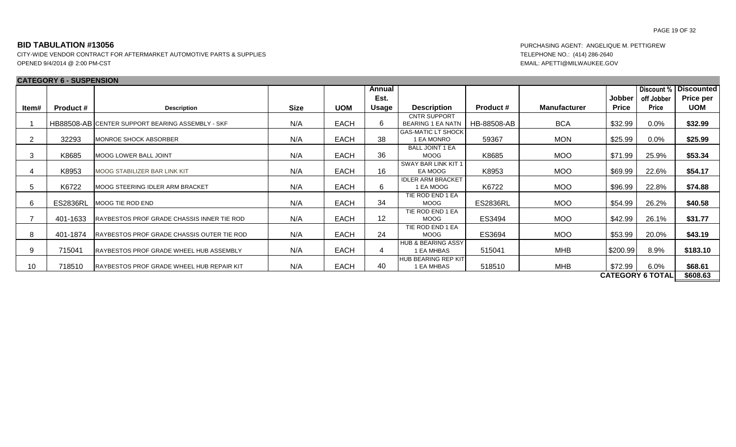## BID TABULATION #13056

CITY-WIDE VENDOR CONTRACT FOR AFTERMARKET AUTOMOTIVE PARTS & SUPPLIES
OPENED 9/4/2014 @ 2:00 PM-CST

PURCHASING AGENT: ANGELIQUE M. PETTIGREW
TELEPHONE NO.: (414) 286-2640
EMAIL: APETTI@MILWAUKEE.GOV

### CATEGORY 6 - SUSPENSION

| Item# | Product # | Description | Size | UOM | Annual Est. Usage | Description | Product # | Manufacturer | Jobber Price | Discount % off Jobber Price | Discounted Price per UOM |
|---|---|---|---|---|---|---|---|---|---|---|---|
| 1 | HB88508-AB | CENTER SUPPORT BEARING ASSEMBLY - SKF | N/A | EACH | 6 | CNTR SUPPORT BEARING 1 EA NATN | HB-88508-AB | BCA | $32.99 | 0.0% | **$32.99** |
| 2 | 32293 | MONROE SHOCK ABSORBER | N/A | EACH | 38 | GAS-MATIC LT SHOCK 1 EA MONRO | 59367 | MON | $25.99 | 0.0% | **$25.99** |
| 3 | K8685 | MOOG LOWER BALL JOINT | N/A | EACH | 36 | BALL JOINT 1 EA MOOG | K8685 | MOO | $71.99 | 25.9% | **$53.34** |
| 4 | K8953 | MOOG STABILIZER BAR LINK KIT | N/A | EACH | 16 | SWAY BAR LINK KIT 1 EA MOOG | K8953 | MOO | $69.99 | 22.6% | **$54.17** |
| 5 | K6722 | MOOG STEERING IDLER ARM BRACKET | N/A | EACH | 6 | IDLER ARM BRACKET 1 EA MOOG | K6722 | MOO | $96.99 | 22.8% | **$74.88** |
| 6 | ES2836RL | MOOG TIE ROD END | N/A | EACH | 34 | TIE ROD END 1 EA MOOG | ES2836RL | MOO | $54.99 | 26.2% | **$40.58** |
| 7 | 401-1633 | RAYBESTOS PROF GRADE CHASSIS INNER TIE ROD | N/A | EACH | 12 | TIE ROD END 1 EA MOOG | ES3494 | MOO | $42.99 | 26.1% | **$31.77** |
| 8 | 401-1874 | RAYBESTOS PROF GRADE CHASSIS OUTER TIE ROD | N/A | EACH | 24 | TIE ROD END 1 EA MOOG | ES3694 | MOO | $53.99 | 20.0% | **$43.19** |
| 9 | 715041 | RAYBESTOS PROF GRADE WHEEL HUB ASSEMBLY | N/A | EACH | 4 | HUB & BEARING ASSY 1 EA MHBAS | 515041 | MHB | $200.99 | 8.9% | **$183.10** |
| 10 | 718510 | RAYBESTOS PROF GRADE WHEEL HUB REPAIR KIT | N/A | EACH | 40 | HUB BEARING REP KIT 1 EA MHBAS | 518510 | MHB | $72.99 | 6.0% | **$68.61** |
| | | | | | | | | | **CATEGORY 6 TOTAL** | | **$608.63** |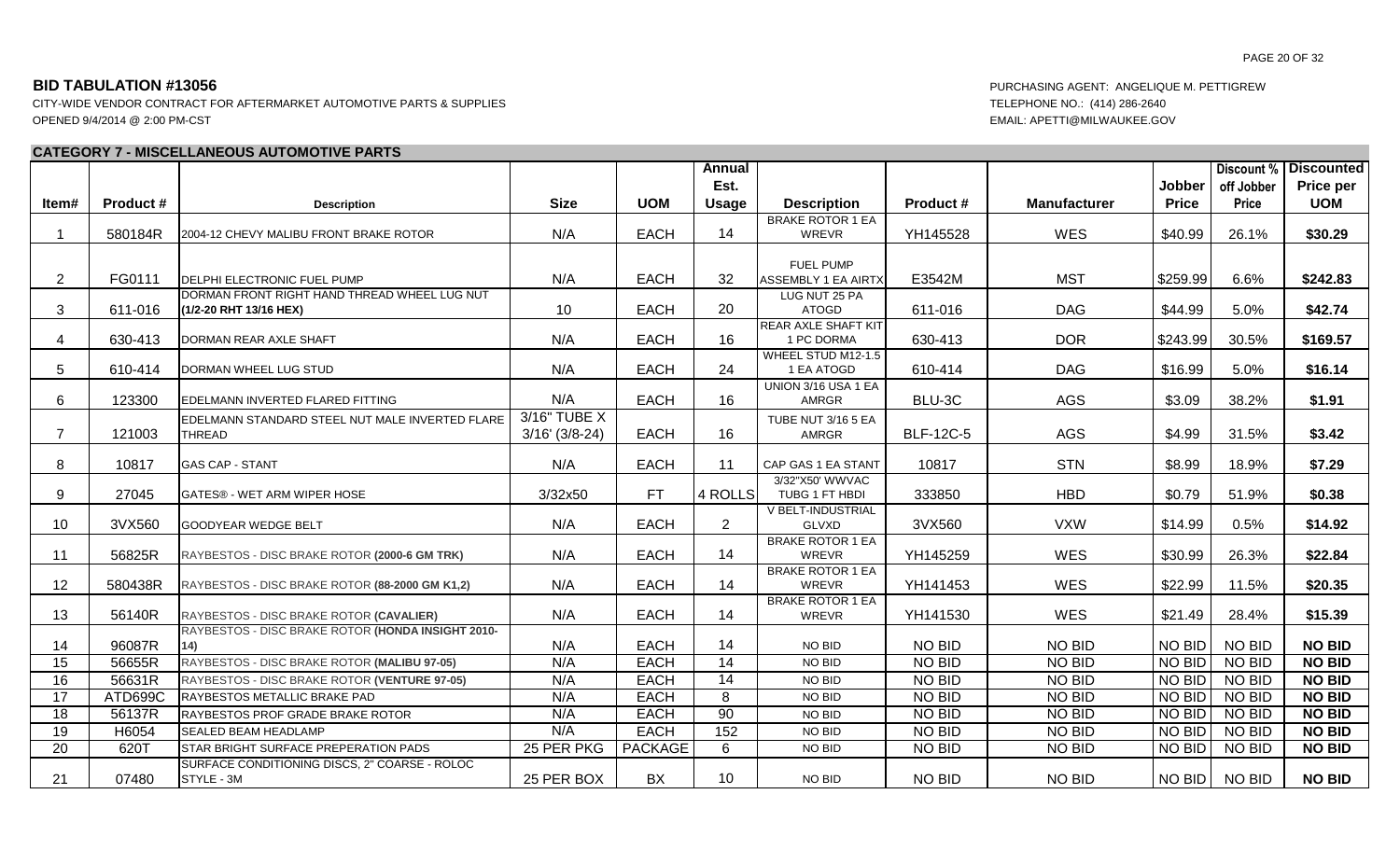**BID TABULATION #13056**

CITY-WIDE VENDOR CONTRACT FOR AFTERMARKET AUTOMOTIVE PARTS & SUPPLIES

OPENED 9/4/2014 @ 2:00 PM-CST

PURCHASING AGENT: ANGELIQUE M. PETTIGREW

TELEPHONE NO.: (414) 286-2640

EMAIL: APETTI@MILWAUKEE.GOV

**CATEGORY 7 - MISCELLANEOUS AUTOMOTIVE PARTS**

| Item# | Product # | Description | Size | UOM | Annual Est. Usage | Description | Product # | Manufacturer | Jobber Price | Discount % off Jobber Price | Discounted Price per UOM |
|---|---|---|---|---|---|---|---|---|---|---|---|
| 1 | 580184R | 2004-12 CHEVY MALIBU FRONT BRAKE ROTOR | N/A | EACH | 14 | BRAKE ROTOR 1 EA WREVR | YH145528 | WES | $40.99 | 26.1% | **$30.29** |
| 2 | FG0111 | DELPHI ELECTRONIC FUEL PUMP | N/A | EACH | 32 | FUEL PUMP ASSEMBLY 1 EA AIRTX | E3542M | MST | $259.99 | 6.6% | **$242.83** |
| 3 | 611-016 | DORMAN FRONT RIGHT HAND THREAD WHEEL LUG NUT **(1/2-20 RHT 13/16 HEX)** | 10 | EACH | 20 | LUG NUT 25 PA ATOGD | 611-016 | DAG | $44.99 | 5.0% | **$42.74** |
| 4 | 630-413 | DORMAN REAR AXLE SHAFT | N/A | EACH | 16 | REAR AXLE SHAFT KIT 1 PC DORMA | 630-413 | DOR | $243.99 | 30.5% | **$169.57** |
| 5 | 610-414 | DORMAN WHEEL LUG STUD | N/A | EACH | 24 | WHEEL STUD M12-1.5 1 EA ATOGD | 610-414 | DAG | $16.99 | 5.0% | **$16.14** |
| 6 | 123300 | EDELMANN INVERTED FLARED FITTING | N/A | EACH | 16 | UNION 3/16 USA 1 EA AMRGR | BLU-3C | AGS | $3.09 | 38.2% | **$1.91** |
| 7 | 121003 | EDELMANN STANDARD STEEL NUT MALE INVERTED FLARE THREAD | 3/16" TUBE X 3/16' (3/8-24) | EACH | 16 | TUBE NUT 3/16 5 EA AMRGR | BLF-12C-5 | AGS | $4.99 | 31.5% | **$3.42** |
| 8 | 10817 | GAS CAP - STANT | N/A | EACH | 11 | CAP GAS 1 EA STANT | 10817 | STN | $8.99 | 18.9% | **$7.29** |
| 9 | 27045 | GATES® - WET ARM WIPER HOSE | 3/32x50 | FT | 4 ROLLS | 3/32"X50' WWVAC TUBG 1 FT HBDI | 333850 | HBD | $0.79 | 51.9% | **$0.38** |
| 10 | 3VX560 | GOODYEAR WEDGE BELT | N/A | EACH | 2 | V BELT-INDUSTRIAL GLVXD | 3VX560 | VXW | $14.99 | 0.5% | **$14.92** |
| 11 | 56825R | RAYBESTOS - DISC BRAKE ROTOR **(2000-6 GM TRK)** | N/A | EACH | 14 | BRAKE ROTOR 1 EA WREVR | YH145259 | WES | $30.99 | 26.3% | **$22.84** |
| 12 | 580438R | RAYBESTOS - DISC BRAKE ROTOR **(88-2000 GM K1,2)** | N/A | EACH | 14 | BRAKE ROTOR 1 EA WREVR | YH141453 | WES | $22.99 | 11.5% | **$20.35** |
| 13 | 56140R | RAYBESTOS - DISC BRAKE ROTOR **(CAVALIER)** | N/A | EACH | 14 | BRAKE ROTOR 1 EA WREVR | YH141530 | WES | $21.49 | 28.4% | **$15.39** |
| 14 | 96087R | RAYBESTOS - DISC BRAKE ROTOR **(HONDA INSIGHT 2010-14)** | N/A | EACH | 14 | NO BID | NO BID | NO BID | NO BID | NO BID | **NO BID** |
| 15 | 56655R | RAYBESTOS - DISC BRAKE ROTOR **(MALIBU 97-05)** | N/A | EACH | 14 | NO BID | NO BID | NO BID | NO BID | NO BID | **NO BID** |
| 16 | 56631R | RAYBESTOS - DISC BRAKE ROTOR **(VENTURE 97-05)** | N/A | EACH | 14 | NO BID | NO BID | NO BID | NO BID | NO BID | **NO BID** |
| 17 | ATD699C | RAYBESTOS METALLIC BRAKE PAD | N/A | EACH | 8 | NO BID | NO BID | NO BID | NO BID | NO BID | **NO BID** |
| 18 | 56137R | RAYBESTOS PROF GRADE BRAKE ROTOR | N/A | EACH | 90 | NO BID | NO BID | NO BID | NO BID | NO BID | **NO BID** |
| 19 | H6054 | SEALED BEAM HEADLAMP | N/A | EACH | 152 | NO BID | NO BID | NO BID | NO BID | NO BID | **NO BID** |
| 20 | 620T | STAR BRIGHT SURFACE PREPERATION PADS | 25 PER PKG | PACKAGE | 6 | NO BID | NO BID | NO BID | NO BID | NO BID | **NO BID** |
| 21 | 07480 | SURFACE CONDITIONING DISCS, 2" COARSE - ROLOC STYLE - 3M | 25 PER BOX | BX | 10 | NO BID | NO BID | NO BID | NO BID | NO BID | **NO BID** |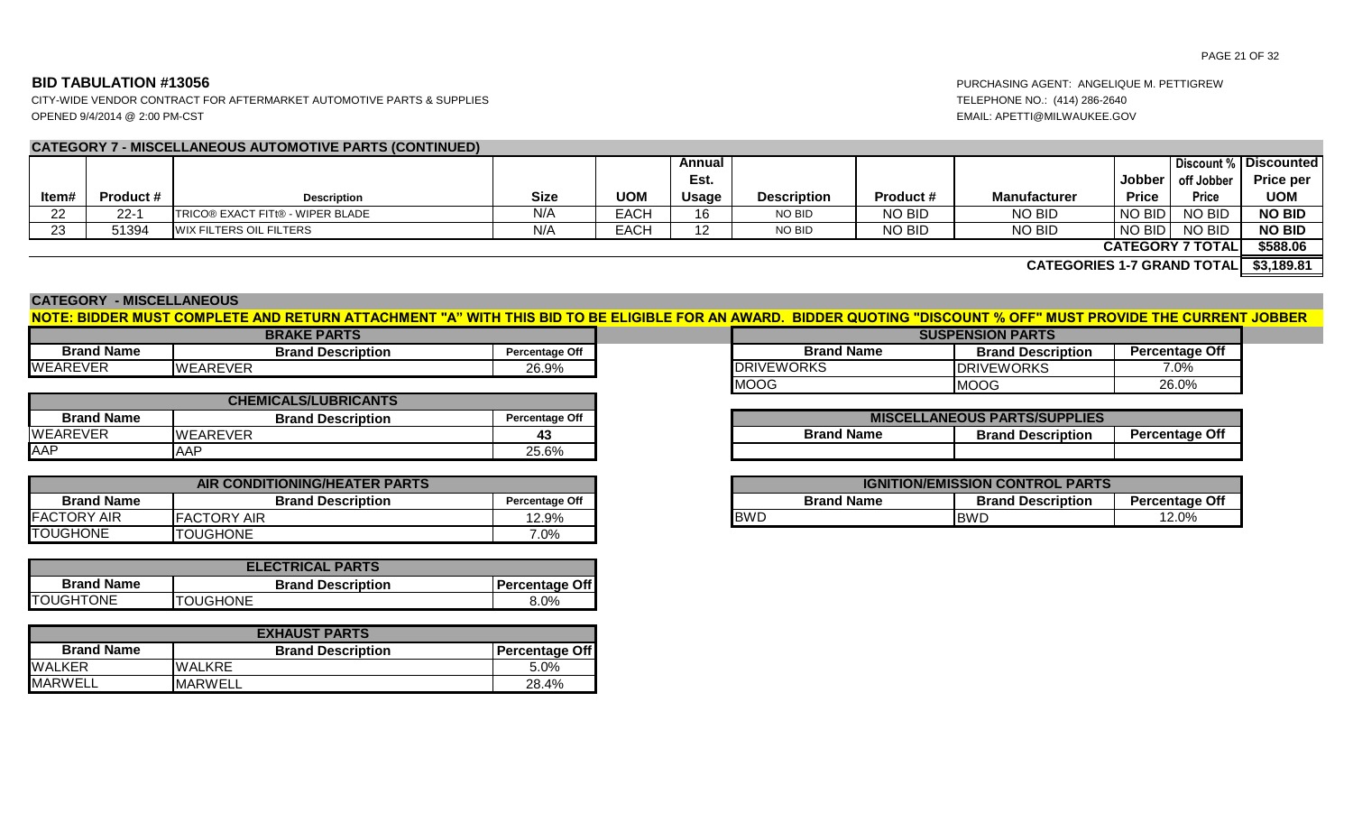## BID TABULATION #13056

CITY-WIDE VENDOR CONTRACT FOR AFTERMARKET AUTOMOTIVE PARTS & SUPPLIES
OPENED 9/4/2014 @ 2:00 PM-CST

PURCHASING AGENT: ANGELIQUE M. PETTIGREW
TELEPHONE NO.: (414) 286-2640
EMAIL: APETTI@MILWAUKEE.GOV

### CATEGORY 7 - MISCELLANEOUS AUTOMOTIVE PARTS (CONTINUED)

| Item# | Product # | Description | Size | UOM | Annual Est. Usage | Description | Product # | Manufacturer | Jobber Price | Discount % off Jobber Price | Discounted Price per UOM |
|---|---|---|---|---|---|---|---|---|---|---|---|
| 22 | 22-1 | TRICO® EXACT FIT® - WIPER BLADE | N/A | EACH | 16 | NO BID | NO BID | NO BID | NO BID | NO BID | **NO BID** |
| 23 | 51394 | WIX FILTERS OIL FILTERS | N/A | EACH | 12 | NO BID | NO BID | NO BID | NO BID | NO BID | **NO BID** |
| | | | | | | | | | | **CATEGORY 7 TOTAL** | **$588.06** |
| | | | | | | | | | | **CATEGORIES 1-7 GRAND TOTAL** | **$3,189.81** |

### CATEGORY - MISCELLANEOUS

**NOTE: BIDDER MUST COMPLETE AND RETURN ATTACHMENT "A" WITH THIS BID TO BE ELIGIBLE FOR AN AWARD. BIDDER QUOTING "DISCOUNT % OFF" MUST PROVIDE THE CURRENT JOBBER**

| BRAKE PARTS | | |
|---|---|---|
| **Brand Name** | **Brand Description** | **Percentage Off** |
| WEAREVER | WEAREVER | 26.9% |

| CHEMICALS/LUBRICANTS | | |
|---|---|---|
| **Brand Name** | **Brand Description** | **Percentage Off** |
| WEAREVER | WEAREVER | 43 |
| AAP | AAP | 25.6% |

| AIR CONDITIONING/HEATER PARTS | | |
|---|---|---|
| **Brand Name** | **Brand Description** | **Percentage Off** |
| FACTORY AIR | FACTORY AIR | 12.9% |
| TOUGHONE | TOUGHONE | 7.0% |

| ELECTRICAL PARTS | | |
|---|---|---|
| **Brand Name** | **Brand Description** | **Percentage Off** |
| TOUGHTONE | TOUGHONE | 8.0% |

| EXHAUST PARTS | | |
|---|---|---|
| **Brand Name** | **Brand Description** | **Percentage Off** |
| WALKER | WALKRE | 5.0% |
| MARWELL | MARWELL | 28.4% |

| SUSPENSION PARTS | | |
|---|---|---|
| **Brand Name** | **Brand Description** | **Percentage Off** |
| DRIVEWORKS | DRIVEWORKS | 7.0% |
| MOOG | MOOG | 26.0% |

| MISCELLANEOUS PARTS/SUPPLIES | | |
|---|---|---|
| **Brand Name** | **Brand Description** | **Percentage Off** |
| | | |

| IGNITION/EMISSION CONTROL PARTS | | |
|---|---|---|
| **Brand Name** | **Brand Description** | **Percentage Off** |
| BWD | BWD | 12.0% |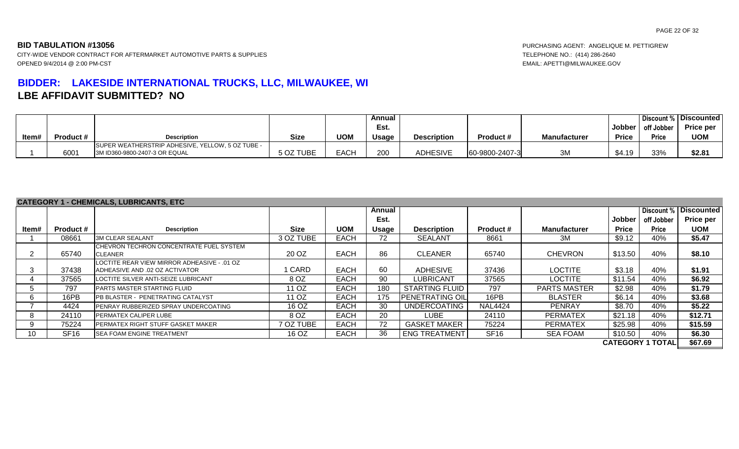**BID TABULATION #13056**

CITY-WIDE VENDOR CONTRACT FOR AFTERMARKET AUTOMOTIVE PARTS & SUPPLIES
OPENED 9/4/2014 @ 2:00 PM-CST

PURCHASING AGENT: ANGELIQUE M. PETTIGREW
TELEPHONE NO.: (414) 286-2640
EMAIL: APETTI@MILWAUKEE.GOV

## BIDDER: LAKESIDE INTERNATIONAL TRUCKS, LLC, MILWAUKEE, WI
## LBE AFFIDAVIT SUBMITTED? NO

| Item# | Product # | Description | Size | UOM | Annual Est. Usage | Description | Product # | Manufacturer | Jobber Price | Discount % off Jobber Price | Discounted Price per UOM |
|---|---|---|---|---|---|---|---|---|---|---|---|
| 1 | 6001 | SUPER WEATHERSTRIP ADHESIVE, YELLOW, 5 OZ TUBE - 3M ID360-9800-2407-3 OR EQUAL | 5 OZ TUBE | EACH | 200 | ADHESIVE | 60-9800-2407-3 | 3M | $4.19 | 33% | **$2.81** |

**CATEGORY 1 - CHEMICALS, LUBRICANTS, ETC**

| Item# | Product # | Description | Size | UOM | Annual Est. Usage | Description | Product # | Manufacturer | Jobber Price | Discount % off Jobber Price | Discounted Price per UOM |
|---|---|---|---|---|---|---|---|---|---|---|---|
| 1 | 08661 | 3M CLEAR SEALANT | 3 OZ TUBE | EACH | 72 | SEALANT | 8661 | 3M | $9.12 | 40% | **$5.47** |
| 2 | 65740 | CHEVRON TECHRON CONCENTRATE FUEL SYSTEM CLEANER | 20 OZ | EACH | 86 | CLEANER | 65740 | CHEVRON | $13.50 | 40% | **$8.10** |
| 3 | 37438 | LOCTITE REAR VIEW MIRROR ADHESIVE - .01 OZ ADHESIVE AND .02 OZ ACTIVATOR | 1 CARD | EACH | 60 | ADHESIVE | 37436 | LOCTITE | $3.18 | 40% | **$1.91** |
| 4 | 37565 | LOCTITE SILVER ANTI-SEIZE LUBRICANT | 8 OZ | EACH | 90 | LUBRICANT | 37565 | LOCTITE | $11.54 | 40% | **$6.92** |
| 5 | 797 | PARTS MASTER STARTING FLUID | 11 OZ | EACH | 180 | STARTING FLUID | 797 | PARTS MASTER | $2.98 | 40% | **$1.79** |
| 6 | 16PB | PB BLASTER - PENETRATING CATALYST | 11 OZ | EACH | 175 | PENETRATING OIL | 16PB | BLASTER | $6.14 | 40% | **$3.68** |
| 7 | 4424 | PENRAY RUBBERIZED SPRAY UNDERCOATING | 16 OZ | EACH | 30 | UNDERCOATING | NAL4424 | PENRAY | $8.70 | 40% | **$5.22** |
| 8 | 24110 | PERMATEX CALIPER LUBE | 8 OZ | EACH | 20 | LUBE | 24110 | PERMATEX | $21.18 | 40% | **$12.71** |
| 9 | 75224 | PERMATEX RIGHT STUFF GASKET MAKER | 7 OZ TUBE | EACH | 72 | GASKET MAKER | 75224 | PERMATEX | $25.98 | 40% | **$15.59** |
| 10 | SF16 | SEA FOAM ENGINE TREATMENT | 16 OZ | EACH | 36 | ENG TREATMENT | SF16 | SEA FOAM | $10.50 | 40% | **$6.30** |
| | | | | | | | | | **CATEGORY 1 TOTAL** | | **$67.69** |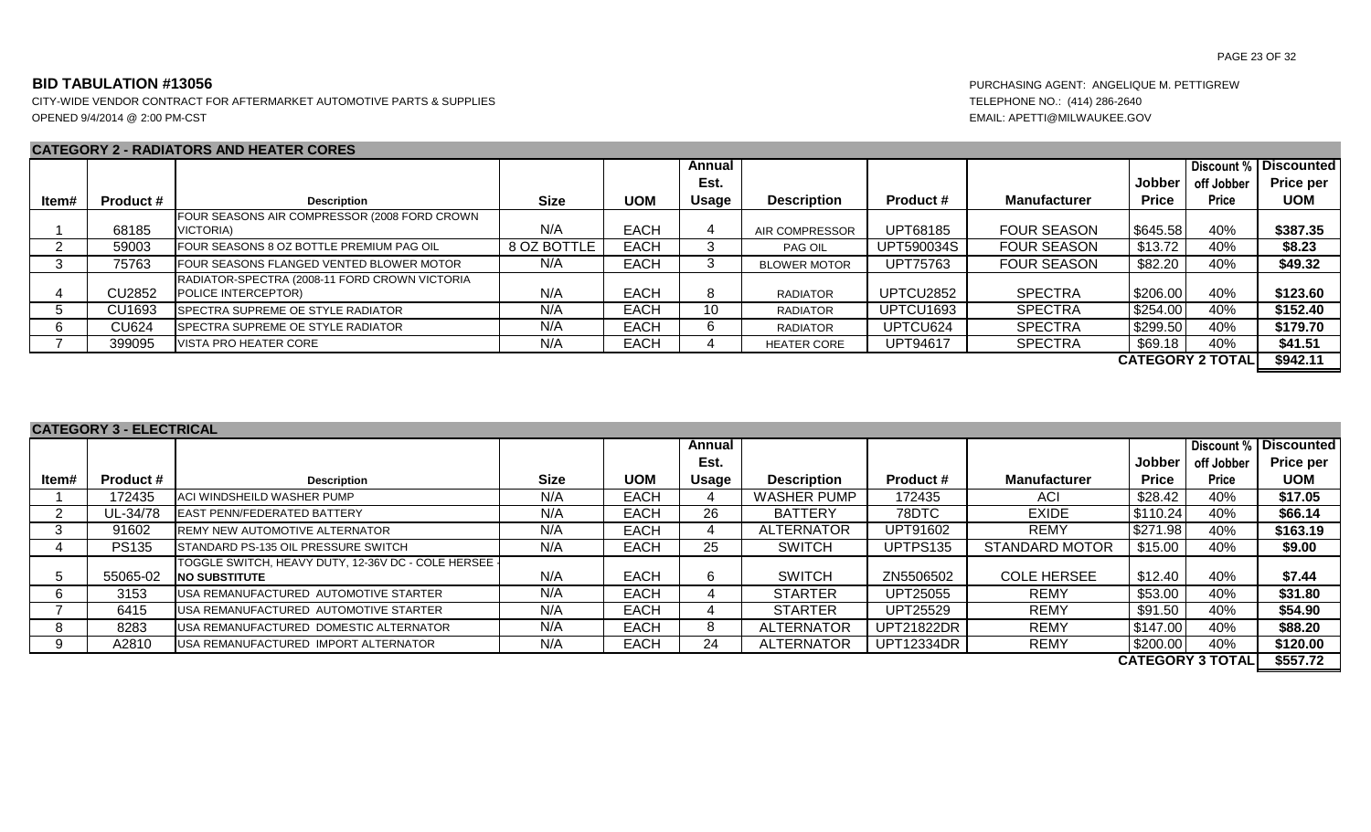**BID TABULATION #13056**

CITY-WIDE VENDOR CONTRACT FOR AFTERMARKET AUTOMOTIVE PARTS & SUPPLIES

OPENED 9/4/2014 @ 2:00 PM-CST

PURCHASING AGENT: ANGELIQUE M. PETTIGREW

TELEPHONE NO.: (414) 286-2640

EMAIL: APETTI@MILWAUKEE.GOV

**CATEGORY 2 - RADIATORS AND HEATER CORES**

| Item# | Product # | Description | Size | UOM | Annual Est. Usage | Description | Product # | Manufacturer | Jobber Price | Discount % off Jobber Price | Discounted Price per UOM |
|---|---|---|---|---|---|---|---|---|---|---|---|
| 1 | 68185 | FOUR SEASONS AIR COMPRESSOR (2008 FORD CROWN VICTORIA) | N/A | EACH | 4 | AIR COMPRESSOR | UPT68185 | FOUR SEASON | $645.58 | 40% | $387.35 |
| 2 | 59003 | FOUR SEASONS 8 OZ BOTTLE PREMIUM PAG OIL | 8 OZ BOTTLE | EACH | 3 | PAG OIL | UPT590034S | FOUR SEASON | $13.72 | 40% | $8.23 |
| 3 | 75763 | FOUR SEASONS FLANGED VENTED BLOWER MOTOR | N/A | EACH | 3 | BLOWER MOTOR | UPT75763 | FOUR SEASON | $82.20 | 40% | $49.32 |
| 4 | CU2852 | RADIATOR-SPECTRA (2008-11 FORD CROWN VICTORIA POLICE INTERCEPTOR) | N/A | EACH | 8 | RADIATOR | UPTCU2852 | SPECTRA | $206.00 | 40% | $123.60 |
| 5 | CU1693 | SPECTRA SUPREME OE STYLE RADIATOR | N/A | EACH | 10 | RADIATOR | UPTCU1693 | SPECTRA | $254.00 | 40% | $152.40 |
| 6 | CU624 | SPECTRA SUPREME OE STYLE RADIATOR | N/A | EACH | 6 | RADIATOR | UPTCU624 | SPECTRA | $299.50 | 40% | $179.70 |
| 7 | 399095 | VISTA PRO HEATER CORE | N/A | EACH | 4 | HEATER CORE | UPT94617 | SPECTRA | $69.18 | 40% | $41.51 |
| | | | | | | | | | | **CATEGORY 2 TOTAL** | **$942.11** |

**CATEGORY 3 - ELECTRICAL**

| Item# | Product # | Description | Size | UOM | Annual Est. Usage | Description | Product # | Manufacturer | Jobber Price | Discount % off Jobber Price | Discounted Price per UOM |
|---|---|---|---|---|---|---|---|---|---|---|---|
| 1 | 172435 | ACI WINDSHEILD WASHER PUMP | N/A | EACH | 4 | WASHER PUMP | 172435 | ACI | $28.42 | 40% | $17.05 |
| 2 | UL-34/78 | EAST PENN/FEDERATED BATTERY | N/A | EACH | 26 | BATTERY | 78DTC | EXIDE | $110.24 | 40% | $66.14 |
| 3 | 91602 | REMY NEW AUTOMOTIVE ALTERNATOR | N/A | EACH | 4 | ALTERNATOR | UPT91602 | REMY | $271.98 | 40% | $163.19 |
| 4 | PS135 | STANDARD PS-135 OIL PRESSURE SWITCH | N/A | EACH | 25 | SWITCH | UPTPS135 | STANDARD MOTOR | $15.00 | 40% | $9.00 |
| 5 | 55065-02 | TOGGLE SWITCH, HEAVY DUTY, 12-36V DC - COLE HERSEE - **NO SUBSTITUTE** | N/A | EACH | 6 | SWITCH | ZN5506502 | COLE HERSEE | $12.40 | 40% | $7.44 |
| 6 | 3153 | USA REMANUFACTURED AUTOMOTIVE STARTER | N/A | EACH | 4 | STARTER | UPT25055 | REMY | $53.00 | 40% | $31.80 |
| 7 | 6415 | USA REMANUFACTURED AUTOMOTIVE STARTER | N/A | EACH | 4 | STARTER | UPT25529 | REMY | $91.50 | 40% | $54.90 |
| 8 | 8283 | USA REMANUFACTURED DOMESTIC ALTERNATOR | N/A | EACH | 8 | ALTERNATOR | UPT21822DR | REMY | $147.00 | 40% | $88.20 |
| 9 | A2810 | USA REMANUFACTURED IMPORT ALTERNATOR | N/A | EACH | 24 | ALTERNATOR | UPT12334DR | REMY | $200.00 | 40% | $120.00 |
| | | | | | | | | | | **CATEGORY 3 TOTAL** | **$557.72** |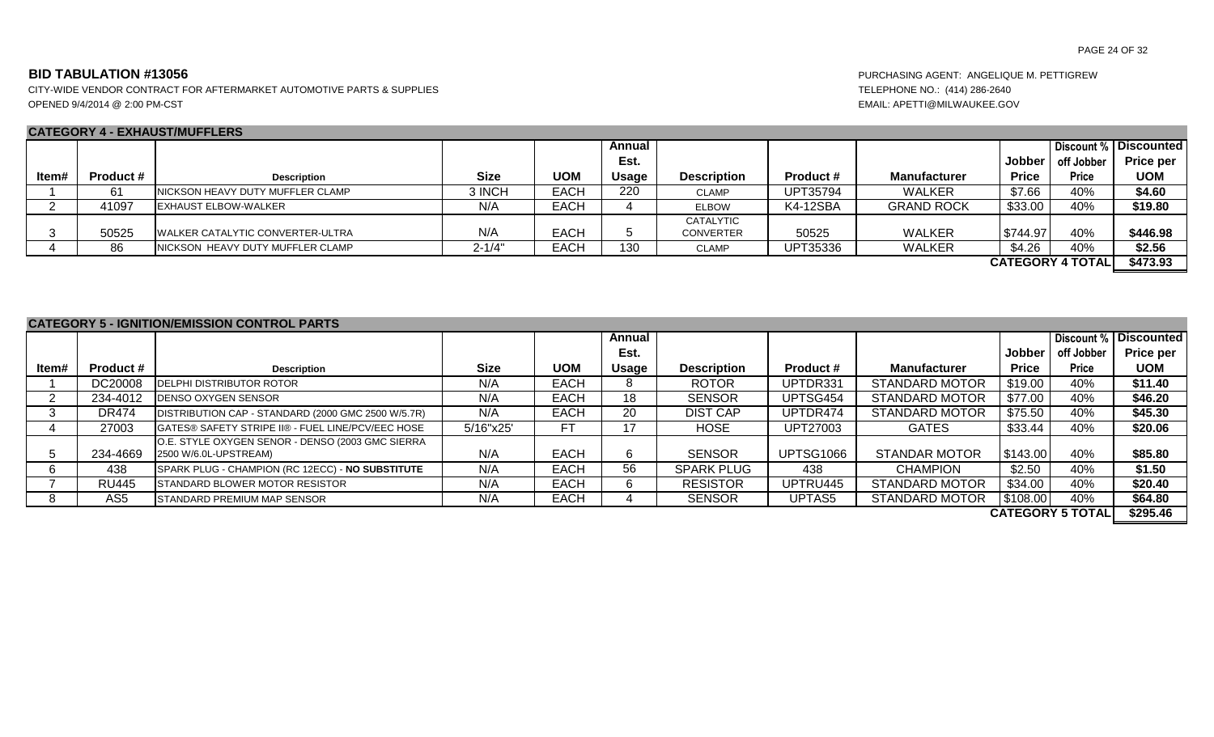**BID TABULATION #13056**

CITY-WIDE VENDOR CONTRACT FOR AFTERMARKET AUTOMOTIVE PARTS & SUPPLIES
OPENED 9/4/2014 @ 2:00 PM-CST

PURCHASING AGENT: ANGELIQUE M. PETTIGREW
TELEPHONE NO.: (414) 286-2640
EMAIL: APETTI@MILWAUKEE.GOV

## CATEGORY 4 - EXHAUST/MUFFLERS

| Item# | Product # | Description | Size | UOM | Annual Est. Usage | Description | Product # | Manufacturer | Jobber Price | Discount % off Jobber Price | Discounted Price per UOM |
|---|---|---|---|---|---|---|---|---|---|---|---|
| 1 | 61 | NICKSON HEAVY DUTY MUFFLER CLAMP | 3 INCH | EACH | 220 | CLAMP | UPT35794 | WALKER | $7.66 | 40% | $4.60 |
| 2 | 41097 | EXHAUST ELBOW-WALKER | N/A | EACH | 4 | ELBOW | K4-12SBA | GRAND ROCK | $33.00 | 40% | $19.80 |
| 3 | 50525 | WALKER CATALYTIC CONVERTER-ULTRA | N/A | EACH | 5 | CATALYTIC CONVERTER | 50525 | WALKER | $744.97 | 40% | $446.98 |
| 4 | 86 | NICKSON HEAVY DUTY MUFFLER CLAMP | 2-1/4" | EACH | 130 | CLAMP | UPT35336 | WALKER | $4.26 | 40% | $2.56 |
| | | | | | | | | | **CATEGORY 4 TOTAL** | | **$473.93** |

## CATEGORY 5 - IGNITION/EMISSION CONTROL PARTS

| Item# | Product # | Description | Size | UOM | Annual Est. Usage | Description | Product # | Manufacturer | Jobber Price | Discount % off Jobber Price | Discounted Price per UOM |
|---|---|---|---|---|---|---|---|---|---|---|---|
| 1 | DC20008 | DELPHI DISTRIBUTOR ROTOR | N/A | EACH | 8 | ROTOR | UPTDR331 | STANDARD MOTOR | $19.00 | 40% | $11.40 |
| 2 | 234-4012 | DENSO OXYGEN SENSOR | N/A | EACH | 18 | SENSOR | UPTSG454 | STANDARD MOTOR | $77.00 | 40% | $46.20 |
| 3 | DR474 | DISTRIBUTION CAP - STANDARD (2000 GMC 2500 W/5.7R) | N/A | EACH | 20 | DIST CAP | UPTDR474 | STANDARD MOTOR | $75.50 | 40% | $45.30 |
| 4 | 27003 | GATES® SAFETY STRIPE II® - FUEL LINE/PCV/EEC HOSE | 5/16"x25' | FT | 17 | HOSE | UPT27003 | GATES | $33.44 | 40% | $20.06 |
| 5 | 234-4669 | O.E. STYLE OXYGEN SENOR - DENSO (2003 GMC SIERRA 2500 W/6.0L-UPSTREAM) | N/A | EACH | 6 | SENSOR | UPTSG1066 | STANDAR MOTOR | $143.00 | 40% | $85.80 |
| 6 | 438 | SPARK PLUG - CHAMPION (RC 12ECC) - **NO SUBSTITUTE** | N/A | EACH | 56 | SPARK PLUG | 438 | CHAMPION | $2.50 | 40% | $1.50 |
| 7 | RU445 | STANDARD BLOWER MOTOR RESISTOR | N/A | EACH | 6 | RESISTOR | UPTRU445 | STANDARD MOTOR | $34.00 | 40% | $20.40 |
| 8 | AS5 | STANDARD PREMIUM MAP SENSOR | N/A | EACH | 4 | SENSOR | UPTAS5 | STANDARD MOTOR | $108.00 | 40% | $64.80 |
| | | | | | | | | | **CATEGORY 5 TOTAL** | | **$295.46** |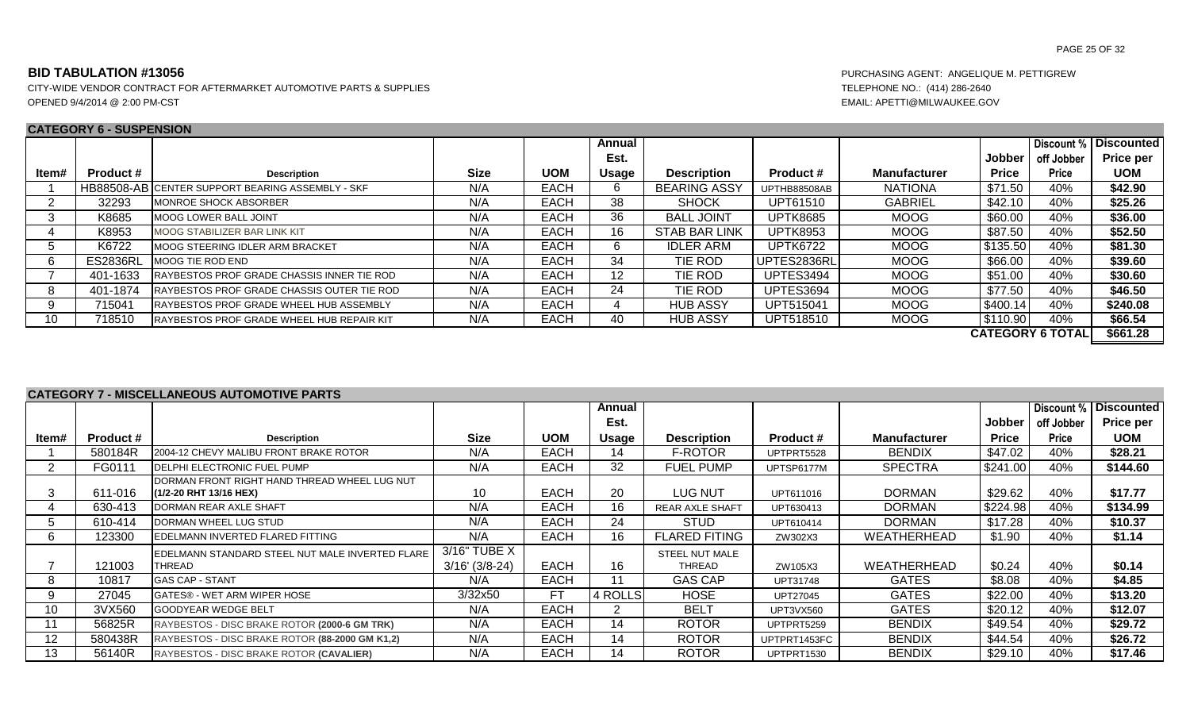**BID TABULATION #13056**

CITY-WIDE VENDOR CONTRACT FOR AFTERMARKET AUTOMOTIVE PARTS & SUPPLIES

OPENED 9/4/2014 @ 2:00 PM-CST

PURCHASING AGENT: ANGELIQUE M. PETTIGREW

TELEPHONE NO.: (414) 286-2640

EMAIL: APETTI@MILWAUKEE.GOV

**CATEGORY 6 - SUSPENSION**

| Item# | Product # | Description | Size | UOM | Annual Est. Usage | Description | Product # | Manufacturer | Jobber Price | Discount % off Jobber Price | Discounted Price per UOM |
|---|---|---|---|---|---|---|---|---|---|---|---|
| 1 | HB88508-AB | CENTER SUPPORT BEARING ASSEMBLY - SKF | N/A | EACH | 6 | BEARING ASSY | UPTHB88508AB | NATIONA | $71.50 | 40% | **$42.90** |
| 2 | 32293 | MONROE SHOCK ABSORBER | N/A | EACH | 38 | SHOCK | UPT61510 | GABRIEL | $42.10 | 40% | **$25.26** |
| 3 | K8685 | MOOG LOWER BALL JOINT | N/A | EACH | 36 | BALL JOINT | UPTK8685 | MOOG | $60.00 | 40% | **$36.00** |
| 4 | K8953 | MOOG STABILIZER BAR LINK KIT | N/A | EACH | 16 | STAB BAR LINK | UPTK8953 | MOOG | $87.50 | 40% | **$52.50** |
| 5 | K6722 | MOOG STEERING IDLER ARM BRACKET | N/A | EACH | 6 | IDLER ARM | UPTK6722 | MOOG | $135.50 | 40% | **$81.30** |
| 6 | ES2836RL | MOOG TIE ROD END | N/A | EACH | 34 | TIE ROD | UPTES2836RL | MOOG | $66.00 | 40% | **$39.60** |
| 7 | 401-1633 | RAYBESTOS PROF GRADE CHASSIS INNER TIE ROD | N/A | EACH | 12 | TIE ROD | UPTES3494 | MOOG | $51.00 | 40% | **$30.60** |
| 8 | 401-1874 | RAYBESTOS PROF GRADE CHASSIS OUTER TIE ROD | N/A | EACH | 24 | TIE ROD | UPTES3694 | MOOG | $77.50 | 40% | **$46.50** |
| 9 | 715041 | RAYBESTOS PROF GRADE WHEEL HUB ASSEMBLY | N/A | EACH | 4 | HUB ASSY | UPT515041 | MOOG | $400.14 | 40% | **$240.08** |
| 10 | 718510 | RAYBESTOS PROF GRADE WHEEL HUB REPAIR KIT | N/A | EACH | 40 | HUB ASSY | UPT518510 | MOOG | $110.90 | 40% | **$66.54** |
| | | | | | | | | | **CATEGORY 6 TOTAL** | | **$661.28** |

**CATEGORY 7 - MISCELLANEOUS AUTOMOTIVE PARTS**

| Item# | Product # | Description | Size | UOM | Annual Est. Usage | Description | Product # | Manufacturer | Jobber Price | Discount % off Jobber Price | Discounted Price per UOM |
|---|---|---|---|---|---|---|---|---|---|---|---|
| 1 | 580184R | 2004-12 CHEVY MALIBU FRONT BRAKE ROTOR | N/A | EACH | 14 | F-ROTOR | UPTPRT5528 | BENDIX | $47.02 | 40% | **$28.21** |
| 2 | FG0111 | DELPHI ELECTRONIC FUEL PUMP | N/A | EACH | 32 | FUEL PUMP | UPTSP6177M | SPECTRA | $241.00 | 40% | **$144.60** |
| 3 | 611-016 | DORMAN FRONT RIGHT HAND THREAD WHEEL LUG NUT **(1/2-20 RHT 13/16 HEX)** | 10 | EACH | 20 | LUG NUT | UPT611016 | DORMAN | $29.62 | 40% | **$17.77** |
| 4 | 630-413 | DORMAN REAR AXLE SHAFT | N/A | EACH | 16 | REAR AXLE SHAFT | UPT630413 | DORMAN | $224.98 | 40% | **$134.99** |
| 5 | 610-414 | DORMAN WHEEL LUG STUD | N/A | EACH | 24 | STUD | UPT610414 | DORMAN | $17.28 | 40% | **$10.37** |
| 6 | 123300 | EDELMANN INVERTED FLARED FITTING | N/A | EACH | 16 | FLARED FITING | ZW302X3 | WEATHERHEAD | $1.90 | 40% | **$1.14** |
| 7 | 121003 | EDELMANN STANDARD STEEL NUT MALE INVERTED FLARE THREAD | 3/16" TUBE X 3/16' (3/8-24) | EACH | 16 | STEEL NUT MALE THREAD | ZW105X3 | WEATHERHEAD | $0.24 | 40% | **$0.14** |
| 8 | 10817 | GAS CAP - STANT | N/A | EACH | 11 | GAS CAP | UPT31748 | GATES | $8.08 | 40% | **$4.85** |
| 9 | 27045 | GATES® - WET ARM WIPER HOSE | 3/32x50 | FT | 4 ROLLS | HOSE | UPT27045 | GATES | $22.00 | 40% | **$13.20** |
| 10 | 3VX560 | GOODYEAR WEDGE BELT | N/A | EACH | 2 | BELT | UPT3VX560 | GATES | $20.12 | 40% | **$12.07** |
| 11 | 56825R | RAYBESTOS - DISC BRAKE ROTOR **(2000-6 GM TRK)** | N/A | EACH | 14 | ROTOR | UPTPRT5259 | BENDIX | $49.54 | 40% | **$29.72** |
| 12 | 580438R | RAYBESTOS - DISC BRAKE ROTOR **(88-2000 GM K1,2)** | N/A | EACH | 14 | ROTOR | UPTPRT1453FC | BENDIX | $44.54 | 40% | **$26.72** |
| 13 | 56140R | RAYBESTOS - DISC BRAKE ROTOR **(CAVALIER)** | N/A | EACH | 14 | ROTOR | UPTPRT1530 | BENDIX | $29.10 | 40% | **$17.46** |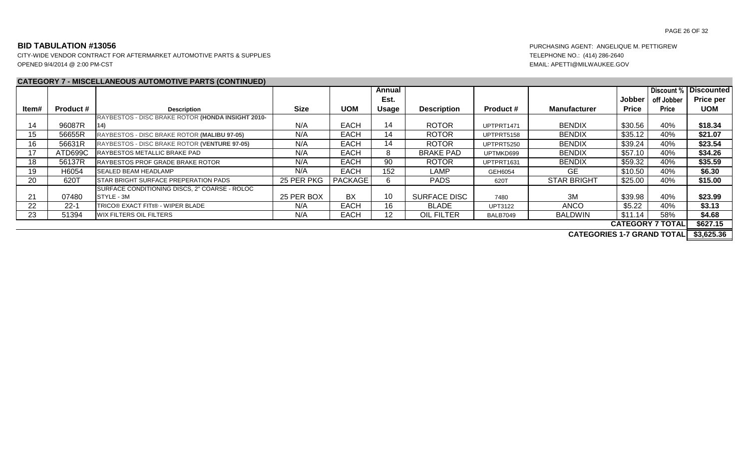**BID TABULATION #13056**

CITY-WIDE VENDOR CONTRACT FOR AFTERMARKET AUTOMOTIVE PARTS & SUPPLIES
OPENED 9/4/2014 @ 2:00 PM-CST

PURCHASING AGENT: ANGELIQUE M. PETTIGREW
TELEPHONE NO.: (414) 286-2640
EMAIL: APETTI@MILWAUKEE.GOV

**CATEGORY 7 - MISCELLANEOUS AUTOMOTIVE PARTS (CONTINUED)**

| Item# | Product # | Description | Size | UOM | Annual Est. Usage | Description | Product # | Manufacturer | Jobber Price | Discount % off Jobber Price | Discounted Price per UOM |
|---|---|---|---|---|---|---|---|---|---|---|---|
| 14 | 96087R | RAYBESTOS - DISC BRAKE ROTOR **(HONDA INSIGHT 2010-14)** | N/A | EACH | 14 | ROTOR | UPTPRT1471 | BENDIX | $30.56 | 40% | **$18.34** |
| 15 | 56655R | RAYBESTOS - DISC BRAKE ROTOR **(MALIBU 97-05)** | N/A | EACH | 14 | ROTOR | UPTPRT5158 | BENDIX | $35.12 | 40% | **$21.07** |
| 16 | 56631R | RAYBESTOS - DISC BRAKE ROTOR **(VENTURE 97-05)** | N/A | EACH | 14 | ROTOR | UPTPRT5250 | BENDIX | $39.24 | 40% | **$23.54** |
| 17 | ATD699C | RAYBESTOS METALLIC BRAKE PAD | N/A | EACH | 8 | BRAKE PAD | UPTMKD699 | BENDIX | $57.10 | 40% | **$34.26** |
| 18 | 56137R | RAYBESTOS PROF GRADE BRAKE ROTOR | N/A | EACH | 90 | ROTOR | UPTPRT1631 | BENDIX | $59.32 | 40% | **$35.59** |
| 19 | H6054 | SEALED BEAM HEADLAMP | N/A | EACH | 152 | LAMP | GEH6054 | GE | $10.50 | 40% | **$6.30** |
| 20 | 620T | STAR BRIGHT SURFACE PREPERATION PADS | 25 PER PKG | PACKAGE | 6 | PADS | 620T | STAR BRIGHT | $25.00 | 40% | **$15.00** |
| 21 | 07480 | SURFACE CONDITIONING DISCS, 2" COARSE - ROLOC STYLE - 3M | 25 PER BOX | BX | 10 | SURFACE DISC | 7480 | 3M | $39.98 | 40% | **$23.99** |
| 22 | 22-1 | TRICO® EXACT FITt® - WIPER BLADE | N/A | EACH | 16 | BLADE | UPT3122 | ANCO | $5.22 | 40% | **$3.13** |
| 23 | 51394 | WIX FILTERS OIL FILTERS | N/A | EACH | 12 | OIL FILTER | BALB7049 | BALDWIN | $11.14 | 58% | **$4.68** |
| | | | | | | | | | | **CATEGORY 7 TOTAL** | **$627.15** |
| | | | | | | | | | | **CATEGORIES 1-7 GRAND TOTAL** | **$3,625.36** |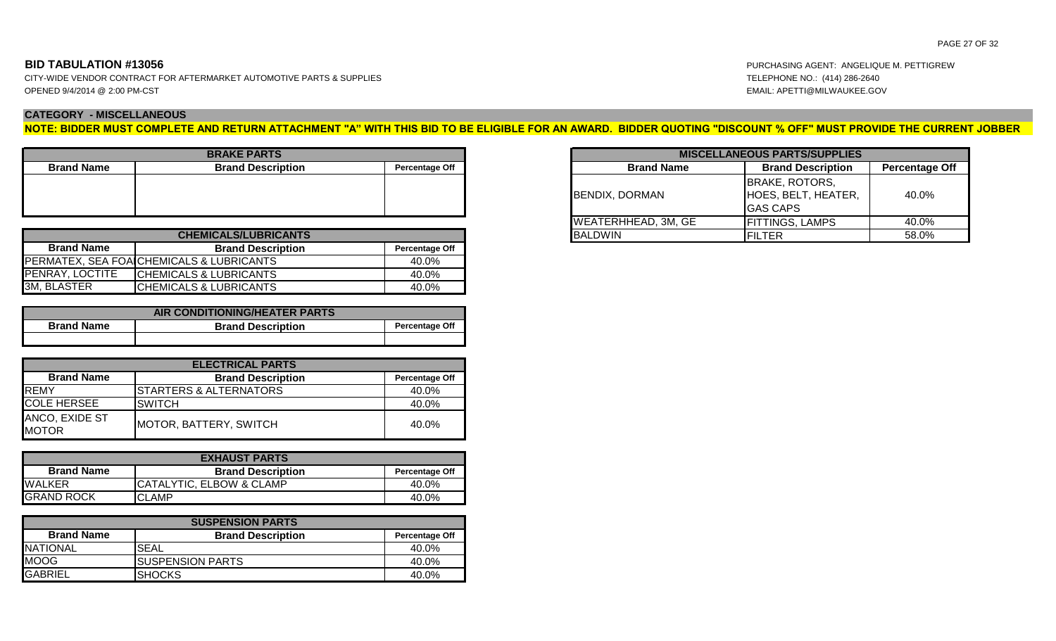**BID TABULATION #13056**

CITY-WIDE VENDOR CONTRACT FOR AFTERMARKET AUTOMOTIVE PARTS & SUPPLIES
OPENED 9/4/2014 @ 2:00 PM-CST

PURCHASING AGENT: ANGELIQUE M. PETTIGREW
TELEPHONE NO.: (414) 286-2640
EMAIL: APETTI@MILWAUKEE.GOV

**CATEGORY - MISCELLANEOUS**

**NOTE: BIDDER MUST COMPLETE AND RETURN ATTACHMENT "A" WITH THIS BID TO BE ELIGIBLE FOR AN AWARD. BIDDER QUOTING "DISCOUNT % OFF" MUST PROVIDE THE CURRENT JOBBER**

| BRAKE PARTS | | |
|---|---|---|
| **Brand Name** | **Brand Description** | **Percentage Off** |
| | | |

| CHEMICALS/LUBRICANTS | | |
|---|---|---|
| **Brand Name** | **Brand Description** | **Percentage Off** |
| PERMATEX, SEA FOA | CHEMICALS & LUBRICANTS | 40.0% |
| PENRAY, LOCTITE | CHEMICALS & LUBRICANTS | 40.0% |
| 3M, BLASTER | CHEMICALS & LUBRICANTS | 40.0% |

| AIR CONDITIONING/HEATER PARTS | | |
|---|---|---|
| **Brand Name** | **Brand Description** | **Percentage Off** |
| | | |

| ELECTRICAL PARTS | | |
|---|---|---|
| **Brand Name** | **Brand Description** | **Percentage Off** |
| REMY | STARTERS & ALTERNATORS | 40.0% |
| COLE HERSEE | SWITCH | 40.0% |
| ANCO, EXIDE ST MOTOR | MOTOR, BATTERY, SWITCH | 40.0% |

| EXHAUST PARTS | | |
|---|---|---|
| **Brand Name** | **Brand Description** | **Percentage Off** |
| WALKER | CATALYTIC, ELBOW & CLAMP | 40.0% |
| GRAND ROCK | CLAMP | 40.0% |

| SUSPENSION PARTS | | |
|---|---|---|
| **Brand Name** | **Brand Description** | **Percentage Off** |
| NATIONAL | SEAL | 40.0% |
| MOOG | SUSPENSION PARTS | 40.0% |
| GABRIEL | SHOCKS | 40.0% |

| MISCELLANEOUS PARTS/SUPPLIES | | |
|---|---|---|
| **Brand Name** | **Brand Description** | **Percentage Off** |
| BENDIX, DORMAN | BRAKE, ROTORS, HOES, BELT, HEATER, GAS CAPS | 40.0% |
| WEATERHHEAD, 3M, GE | FITTINGS, LAMPS | 40.0% |
| BALDWIN | FILTER | 58.0% |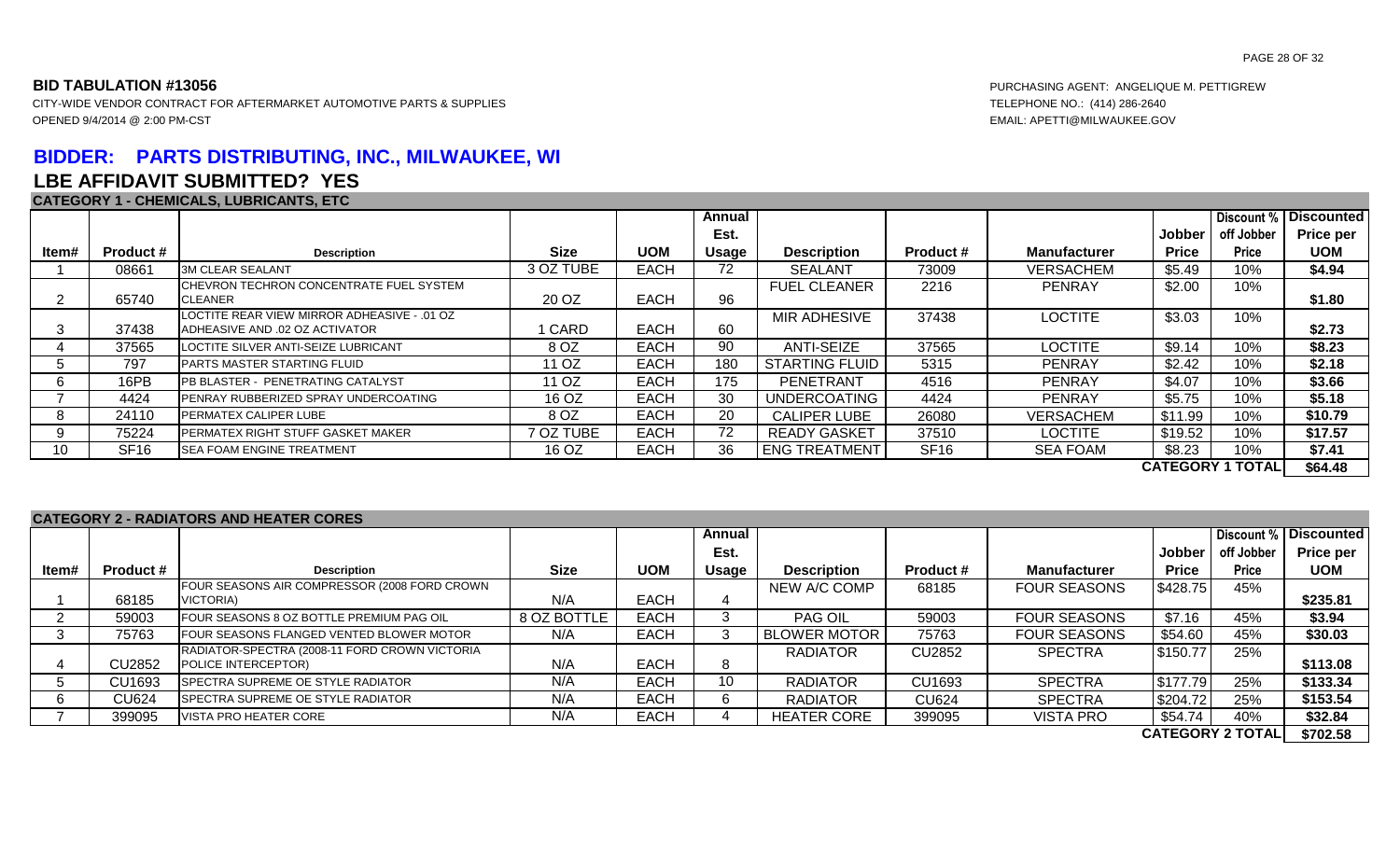**BID TABULATION #13056**

CITY-WIDE VENDOR CONTRACT FOR AFTERMARKET AUTOMOTIVE PARTS & SUPPLIES
OPENED 9/4/2014 @ 2:00 PM-CST

PURCHASING AGENT: ANGELIQUE M. PETTIGREW
TELEPHONE NO.: (414) 286-2640
EMAIL: APETTI@MILWAUKEE.GOV

## BIDDER: PARTS DISTRIBUTING, INC., MILWAUKEE, WI

## LBE AFFIDAVIT SUBMITTED? YES

**CATEGORY 1 - CHEMICALS, LUBRICANTS, ETC**

| Item# | Product # | Description | Size | UOM | Annual Est. Usage | Description | Product # | Manufacturer | Jobber Price | Discount % off Jobber Price | Discounted Price per UOM |
|---|---|---|---|---|---|---|---|---|---|---|---|
| 1 | 08661 | 3M CLEAR SEALANT | 3 OZ TUBE | EACH | 72 | SEALANT | 73009 | VERSACHEM | $5.49 | 10% | $4.94 |
| 2 | 65740 | CHEVRON TECHRON CONCENTRATE FUEL SYSTEM CLEANER | 20 OZ | EACH | 96 | FUEL CLEANER | 2216 | PENRAY | $2.00 | 10% | $1.80 |
| 3 | 37438 | LOCTITE REAR VIEW MIRROR ADHESIVE - .01 OZ ADHESIVE AND .02 OZ ACTIVATOR | 1 CARD | EACH | 60 | MIR ADHESIVE | 37438 | LOCTITE | $3.03 | 10% | $2.73 |
| 4 | 37565 | LOCTITE SILVER ANTI-SEIZE LUBRICANT | 8 OZ | EACH | 90 | ANTI-SEIZE | 37565 | LOCTITE | $9.14 | 10% | $8.23 |
| 5 | 797 | PARTS MASTER STARTING FLUID | 11 OZ | EACH | 180 | STARTING FLUID | 5315 | PENRAY | $2.42 | 10% | $2.18 |
| 6 | 16PB | PB BLASTER - PENETRATING CATALYST | 11 OZ | EACH | 175 | PENETRANT | 4516 | PENRAY | $4.07 | 10% | $3.66 |
| 7 | 4424 | PENRAY RUBBERIZED SPRAY UNDERCOATING | 16 OZ | EACH | 30 | UNDERCOATING | 4424 | PENRAY | $5.75 | 10% | $5.18 |
| 8 | 24110 | PERMATEX CALIPER LUBE | 8 OZ | EACH | 20 | CALIPER LUBE | 26080 | VERSACHEM | $11.99 | 10% | $10.79 |
| 9 | 75224 | PERMATEX RIGHT STUFF GASKET MAKER | 7 OZ TUBE | EACH | 72 | READY GASKET | 37510 | LOCTITE | $19.52 | 10% | $17.57 |
| 10 | SF16 | SEA FOAM ENGINE TREATMENT | 16 OZ | EACH | 36 | ENG TREATMENT | SF16 | SEA FOAM | $8.23 | 10% | $7.41 |
| | | | | | | | | | | **CATEGORY 1 TOTAL** | **$64.48** |

**CATEGORY 2 - RADIATORS AND HEATER CORES**

| Item# | Product # | Description | Size | UOM | Annual Est. Usage | Description | Product # | Manufacturer | Jobber Price | Discount % off Jobber Price | Discounted Price per UOM |
|---|---|---|---|---|---|---|---|---|---|---|---|
| 1 | 68185 | FOUR SEASONS AIR COMPRESSOR (2008 FORD CROWN VICTORIA) | N/A | EACH | 4 | NEW A/C COMP | 68185 | FOUR SEASONS | $428.75 | 45% | $235.81 |
| 2 | 59003 | FOUR SEASONS 8 OZ BOTTLE PREMIUM PAG OIL | 8 OZ BOTTLE | EACH | 3 | PAG OIL | 59003 | FOUR SEASONS | $7.16 | 45% | $3.94 |
| 3 | 75763 | FOUR SEASONS FLANGED VENTED BLOWER MOTOR | N/A | EACH | 3 | BLOWER MOTOR | 75763 | FOUR SEASONS | $54.60 | 45% | $30.03 |
| 4 | CU2852 | RADIATOR-SPECTRA (2008-11 FORD CROWN VICTORIA POLICE INTERCEPTOR) | N/A | EACH | 8 | RADIATOR | CU2852 | SPECTRA | $150.77 | 25% | $113.08 |
| 5 | CU1693 | SPECTRA SUPREME OE STYLE RADIATOR | N/A | EACH | 10 | RADIATOR | CU1693 | SPECTRA | $177.79 | 25% | $133.34 |
| 6 | CU624 | SPECTRA SUPREME OE STYLE RADIATOR | N/A | EACH | 6 | RADIATOR | CU624 | SPECTRA | $204.72 | 25% | $153.54 |
| 7 | 399095 | VISTA PRO HEATER CORE | N/A | EACH | 4 | HEATER CORE | 399095 | VISTA PRO | $54.74 | 40% | $32.84 |
| | | | | | | | | | | **CATEGORY 2 TOTAL** | **$702.58** |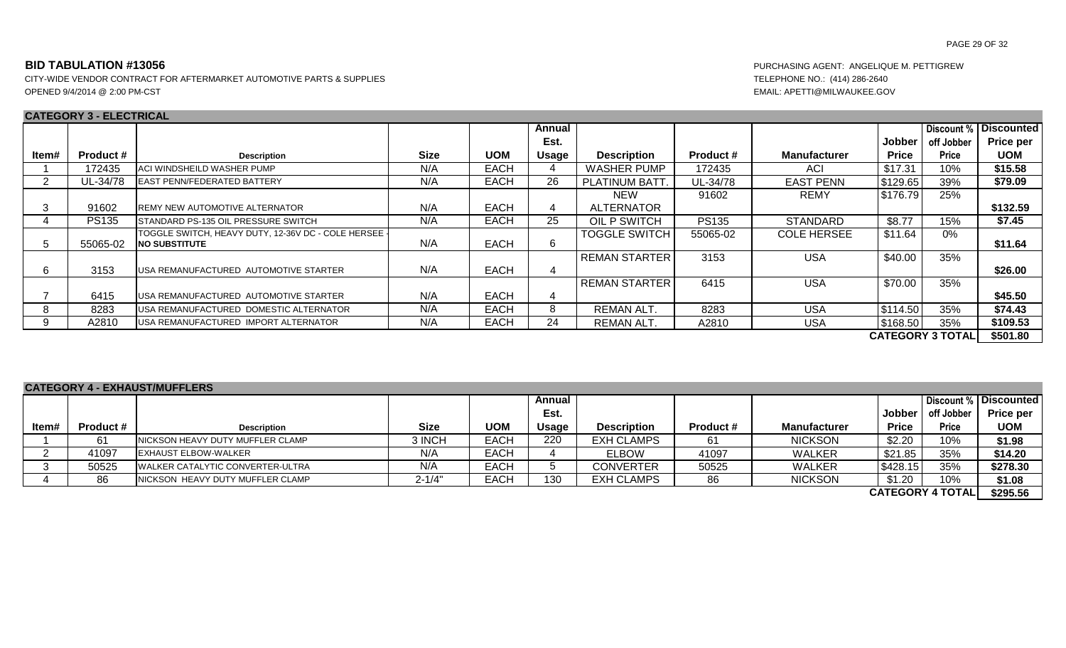**BID TABULATION #13056**

CITY-WIDE VENDOR CONTRACT FOR AFTERMARKET AUTOMOTIVE PARTS & SUPPLIES
OPENED 9/4/2014 @ 2:00 PM-CST

PURCHASING AGENT: ANGELIQUE M. PETTIGREW
TELEPHONE NO.: (414) 286-2640
EMAIL: APETTI@MILWAUKEE.GOV

**CATEGORY 3 - ELECTRICAL**

| Item# | Product # | Description | Size | UOM | Annual Est. Usage | Description | Product # | Manufacturer | Jobber Price | Discount % off Jobber Price | Discounted Price per UOM |
|---|---|---|---|---|---|---|---|---|---|---|---|
| 1 | 172435 | ACI WINDSHEILD WASHER PUMP | N/A | EACH | 4 | WASHER PUMP | 172435 | ACI | $17.31 | 10% | $15.58 |
| 2 | UL-34/78 | EAST PENN/FEDERATED BATTERY | N/A | EACH | 26 | PLATINUM BATT. | UL-34/78 | EAST PENN | $129.65 | 39% | $79.09 |
| 3 | 91602 | REMY NEW AUTOMOTIVE ALTERNATOR | N/A | EACH | 4 | NEW ALTERNATOR | 91602 | REMY | $176.79 | 25% | $132.59 |
| 4 | PS135 | STANDARD PS-135 OIL PRESSURE SWITCH | N/A | EACH | 25 | OIL P SWITCH | PS135 | STANDARD | $8.77 | 15% | $7.45 |
| 5 | 55065-02 | TOGGLE SWITCH, HEAVY DUTY, 12-36V DC - COLE HERSEE - **NO SUBSTITUTE** | N/A | EACH | 6 | TOGGLE SWITCH | 55065-02 | COLE HERSEE | $11.64 | 0% | $11.64 |
| 6 | 3153 | USA REMANUFACTURED AUTOMOTIVE STARTER | N/A | EACH | 4 | REMAN STARTER | 3153 | USA | $40.00 | 35% | $26.00 |
| 7 | 6415 | USA REMANUFACTURED AUTOMOTIVE STARTER | N/A | EACH | 4 | REMAN STARTER | 6415 | USA | $70.00 | 35% | $45.50 |
| 8 | 8283 | USA REMANUFACTURED DOMESTIC ALTERNATOR | N/A | EACH | 8 | REMAN ALT. | 8283 | USA | $114.50 | 35% | $74.43 |
| 9 | A2810 | USA REMANUFACTURED IMPORT ALTERNATOR | N/A | EACH | 24 | REMAN ALT. | A2810 | USA | $168.50 | 35% | $109.53 |
| | | | | | | | | | | **CATEGORY 3 TOTAL** | **$501.80** |

**CATEGORY 4 - EXHAUST/MUFFLERS**

| Item# | Product # | Description | Size | UOM | Annual Est. Usage | Description | Product # | Manufacturer | Jobber Price | Discount % off Jobber Price | Discounted Price per UOM |
|---|---|---|---|---|---|---|---|---|---|---|---|
| 1 | 61 | NICKSON HEAVY DUTY MUFFLER CLAMP | 3 INCH | EACH | 220 | EXH CLAMPS | 61 | NICKSON | $2.20 | 10% | $1.98 |
| 2 | 41097 | EXHAUST ELBOW-WALKER | N/A | EACH | 4 | ELBOW | 41097 | WALKER | $21.85 | 35% | $14.20 |
| 3 | 50525 | WALKER CATALYTIC CONVERTER-ULTRA | N/A | EACH | 5 | CONVERTER | 50525 | WALKER | $428.15 | 35% | $278.30 |
| 4 | 86 | NICKSON HEAVY DUTY MUFFLER CLAMP | 2-1/4" | EACH | 130 | EXH CLAMPS | 86 | NICKSON | $1.20 | 10% | $1.08 |
| | | | | | | | | | | **CATEGORY 4 TOTAL** | **$295.56** |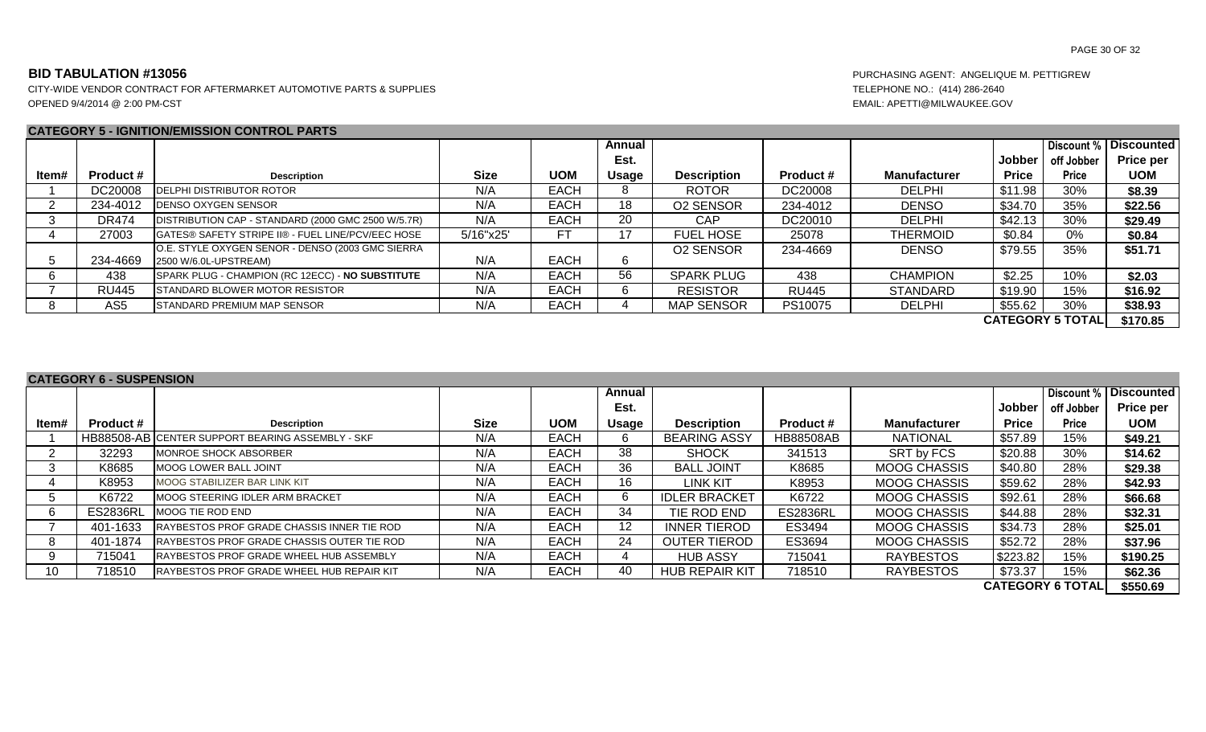**BID TABULATION #13056**

CITY-WIDE VENDOR CONTRACT FOR AFTERMARKET AUTOMOTIVE PARTS & SUPPLIES
OPENED 9/4/2014 @ 2:00 PM-CST

PURCHASING AGENT: ANGELIQUE M. PETTIGREW
TELEPHONE NO.: (414) 286-2640
EMAIL: APETTI@MILWAUKEE.GOV

### CATEGORY 5 - IGNITION/EMISSION CONTROL PARTS

| Item# | Product # | Description | Size | UOM | Annual Est. Usage | Description | Product # | Manufacturer | Jobber Price | Discount % off Jobber Price | Discounted Price per UOM |
|---|---|---|---|---|---|---|---|---|---|---|---|
| 1 | DC20008 | DELPHI DISTRIBUTOR ROTOR | N/A | EACH | 8 | ROTOR | DC20008 | DELPHI | $11.98 | 30% | **$8.39** |
| 2 | 234-4012 | DENSO OXYGEN SENSOR | N/A | EACH | 18 | O2 SENSOR | 234-4012 | DENSO | $34.70 | 35% | **$22.56** |
| 3 | DR474 | DISTRIBUTION CAP - STANDARD (2000 GMC 2500 W/5.7R) | N/A | EACH | 20 | CAP | DC20010 | DELPHI | $42.13 | 30% | **$29.49** |
| 4 | 27003 | GATES® SAFETY STRIPE II® - FUEL LINE/PCV/EEC HOSE | 5/16"x25' | FT | 17 | FUEL HOSE | 25078 | THERMOID | $0.84 | 0% | **$0.84** |
| 5 | 234-4669 | O.E. STYLE OXYGEN SENOR - DENSO (2003 GMC SIERRA 2500 W/6.0L-UPSTREAM) | N/A | EACH | 6 | O2 SENSOR | 234-4669 | DENSO | $79.55 | 35% | **$51.71** |
| 6 | 438 | SPARK PLUG - CHAMPION (RC 12ECC) - **NO SUBSTITUTE** | N/A | EACH | 56 | SPARK PLUG | 438 | CHAMPION | $2.25 | 10% | **$2.03** |
| 7 | RU445 | STANDARD BLOWER MOTOR RESISTOR | N/A | EACH | 6 | RESISTOR | RU445 | STANDARD | $19.90 | 15% | **$16.92** |
| 8 | AS5 | STANDARD PREMIUM MAP SENSOR | N/A | EACH | 4 | MAP SENSOR | PS10075 | DELPHI | $55.62 | 30% | **$38.93** |
| | | | | | | | | | **CATEGORY 5 TOTAL** | | **$170.85** |

### CATEGORY 6 - SUSPENSION

| Item# | Product # | Description | Size | UOM | Annual Est. Usage | Description | Product # | Manufacturer | Jobber Price | Discount % off Jobber Price | Discounted Price per UOM |
|---|---|---|---|---|---|---|---|---|---|---|---|
| 1 | HB88508-AB | CENTER SUPPORT BEARING ASSEMBLY - SKF | N/A | EACH | 6 | BEARING ASSY | HB88508AB | NATIONAL | $57.89 | 15% | **$49.21** |
| 2 | 32293 | MONROE SHOCK ABSORBER | N/A | EACH | 38 | SHOCK | 341513 | SRT by FCS | $20.88 | 30% | **$14.62** |
| 3 | K8685 | MOOG LOWER BALL JOINT | N/A | EACH | 36 | BALL JOINT | K8685 | MOOG CHASSIS | $40.80 | 28% | **$29.38** |
| 4 | K8953 | MOOG STABILIZER BAR LINK KIT | N/A | EACH | 16 | LINK KIT | K8953 | MOOG CHASSIS | $59.62 | 28% | **$42.93** |
| 5 | K6722 | MOOG STEERING IDLER ARM BRACKET | N/A | EACH | 6 | IDLER BRACKET | K6722 | MOOG CHASSIS | $92.61 | 28% | **$66.68** |
| 6 | ES2836RL | MOOG TIE ROD END | N/A | EACH | 34 | TIE ROD END | ES2836RL | MOOG CHASSIS | $44.88 | 28% | **$32.31** |
| 7 | 401-1633 | RAYBESTOS PROF GRADE CHASSIS INNER TIE ROD | N/A | EACH | 12 | INNER TIEROD | ES3494 | MOOG CHASSIS | $34.73 | 28% | **$25.01** |
| 8 | 401-1874 | RAYBESTOS PROF GRADE CHASSIS OUTER TIE ROD | N/A | EACH | 24 | OUTER TIEROD | ES3694 | MOOG CHASSIS | $52.72 | 28% | **$37.96** |
| 9 | 715041 | RAYBESTOS PROF GRADE WHEEL HUB ASSEMBLY | N/A | EACH | 4 | HUB ASSY | 715041 | RAYBESTOS | $223.82 | 15% | **$190.25** |
| 10 | 718510 | RAYBESTOS PROF GRADE WHEEL HUB REPAIR KIT | N/A | EACH | 40 | HUB REPAIR KIT | 718510 | RAYBESTOS | $73.37 | 15% | **$62.36** |
| | | | | | | | | | **CATEGORY 6 TOTAL** | | **$550.69** |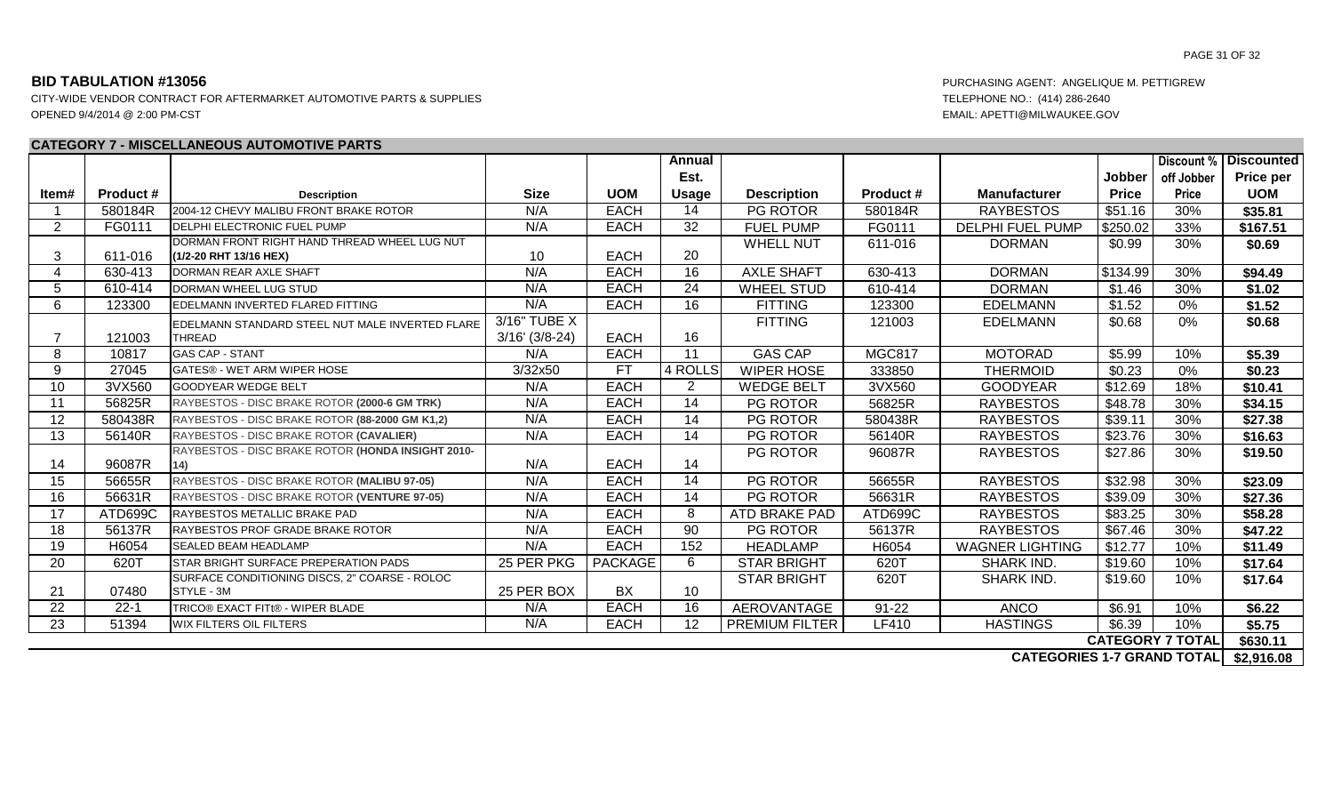**BID TABULATION #13056**

CITY-WIDE VENDOR CONTRACT FOR AFTERMARKET AUTOMOTIVE PARTS & SUPPLIES

OPENED 9/4/2014 @ 2:00 PM-CST

PURCHASING AGENT: ANGELIQUE M. PETTIGREW

TELEPHONE NO.: (414) 286-2640

EMAIL: APETTI@MILWAUKEE.GOV

**CATEGORY 7 - MISCELLANEOUS AUTOMOTIVE PARTS**

| Item# | Product # | Description | Size | UOM | Annual Est. Usage | Description | Product # | Manufacturer | Jobber Price | Discount % off Jobber Price | Discounted Price per UOM |
|---|---|---|---|---|---|---|---|---|---|---|---|
| 1 | 580184R | 2004-12 CHEVY MALIBU FRONT BRAKE ROTOR | N/A | EACH | 14 | PG ROTOR | 580184R | RAYBESTOS | $51.16 | 30% | **$35.81** |
| 2 | FG0111 | DELPHI ELECTRONIC FUEL PUMP | N/A | EACH | 32 | FUEL PUMP | FG0111 | DELPHI FUEL PUMP | $250.02 | 33% | **$167.51** |
| 3 | 611-016 | DORMAN FRONT RIGHT HAND THREAD WHEEL LUG NUT **(1/2-20 RHT 13/16 HEX)** | 10 | EACH | 20 | WHELL NUT | 611-016 | DORMAN | $0.99 | 30% | **$0.69** |
| 4 | 630-413 | DORMAN REAR AXLE SHAFT | N/A | EACH | 16 | AXLE SHAFT | 630-413 | DORMAN | $134.99 | 30% | **$94.49** |
| 5 | 610-414 | DORMAN WHEEL LUG STUD | N/A | EACH | 24 | WHEEL STUD | 610-414 | DORMAN | $1.46 | 30% | **$1.02** |
| 6 | 123300 | EDELMANN INVERTED FLARED FITTING | N/A | EACH | 16 | FITTING | 123300 | EDELMANN | $1.52 | 0% | **$1.52** |
| 7 | 121003 | EDELMANN STANDARD STEEL NUT MALE INVERTED FLARE THREAD | 3/16" TUBE X 3/16' (3/8-24) | EACH | 16 | FITTING | 121003 | EDELMANN | $0.68 | 0% | **$0.68** |
| 8 | 10817 | GAS CAP - STANT | N/A | EACH | 11 | GAS CAP | MGC817 | MOTORAD | $5.99 | 10% | **$5.39** |
| 9 | 27045 | GATES® - WET ARM WIPER HOSE | 3/32x50 | FT | 4 ROLLS | WIPER HOSE | 333850 | THERMOID | $0.23 | 0% | **$0.23** |
| 10 | 3VX560 | GOODYEAR WEDGE BELT | N/A | EACH | 2 | WEDGE BELT | 3VX560 | GOODYEAR | $12.69 | 18% | **$10.41** |
| 11 | 56825R | RAYBESTOS - DISC BRAKE ROTOR **(2000-6 GM TRK)** | N/A | EACH | 14 | PG ROTOR | 56825R | RAYBESTOS | $48.78 | 30% | **$34.15** |
| 12 | 580438R | RAYBESTOS - DISC BRAKE ROTOR **(88-2000 GM K1,2)** | N/A | EACH | 14 | PG ROTOR | 580438R | RAYBESTOS | $39.11 | 30% | **$27.38** |
| 13 | 56140R | RAYBESTOS - DISC BRAKE ROTOR **(CAVALIER)** | N/A | EACH | 14 | PG ROTOR | 56140R | RAYBESTOS | $23.76 | 30% | **$16.63** |
| 14 | 96087R | RAYBESTOS - DISC BRAKE ROTOR **(HONDA INSIGHT 2010-14)** | N/A | EACH | 14 | PG ROTOR | 96087R | RAYBESTOS | $27.86 | 30% | **$19.50** |
| 15 | 56655R | RAYBESTOS - DISC BRAKE ROTOR **(MALIBU 97-05)** | N/A | EACH | 14 | PG ROTOR | 56655R | RAYBESTOS | $32.98 | 30% | **$23.09** |
| 16 | 56631R | RAYBESTOS - DISC BRAKE ROTOR **(VENTURE 97-05)** | N/A | EACH | 14 | PG ROTOR | 56631R | RAYBESTOS | $39.09 | 30% | **$27.36** |
| 17 | ATD699C | RAYBESTOS METALLIC BRAKE PAD | N/A | EACH | 8 | ATD BRAKE PAD | ATD699C | RAYBESTOS | $83.25 | 30% | **$58.28** |
| 18 | 56137R | RAYBESTOS PROF GRADE BRAKE ROTOR | N/A | EACH | 90 | PG ROTOR | 56137R | RAYBESTOS | $67.46 | 30% | **$47.22** |
| 19 | H6054 | SEALED BEAM HEADLAMP | N/A | EACH | 152 | HEADLAMP | H6054 | WAGNER LIGHTING | $12.77 | 10% | **$11.49** |
| 20 | 620T | STAR BRIGHT SURFACE PREPERATION PADS | 25 PER PKG | PACKAGE | 6 | STAR BRIGHT | 620T | SHARK IND. | $19.60 | 10% | **$17.64** |
| 21 | 07480 | SURFACE CONDITIONING DISCS, 2" COARSE - ROLOC STYLE - 3M | 25 PER BOX | BX | 10 | STAR BRIGHT | 620T | SHARK IND. | $19.60 | 10% | **$17.64** |
| 22 | 22-1 | TRICO® EXACT FITt® - WIPER BLADE | N/A | EACH | 16 | AEROVANTAGE | 91-22 | ANCO | $6.91 | 10% | **$6.22** |
| 23 | 51394 | WIX FILTERS OIL FILTERS | N/A | EACH | 12 | PREMIUM FILTER | LF410 | HASTINGS | $6.39 | 10% | **$5.75** |
| | | | | | | | | | | **CATEGORY 7 TOTAL** | **$630.11** |
| | | | | | | | | | | **CATEGORIES 1-7 GRAND TOTAL** | **$2,916.08** |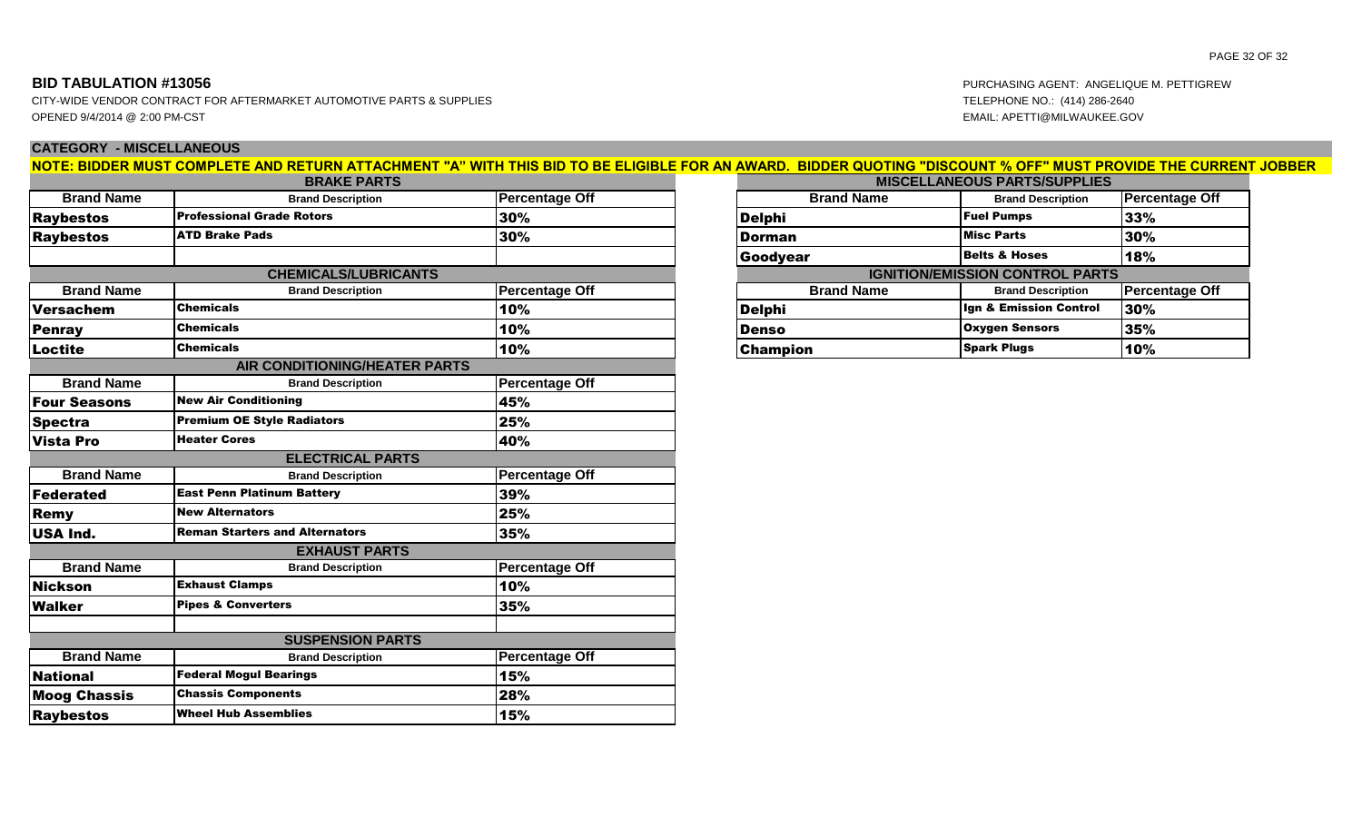**BID TABULATION #13056**

CITY-WIDE VENDOR CONTRACT FOR AFTERMARKET AUTOMOTIVE PARTS & SUPPLIES

OPENED 9/4/2014 @ 2:00 PM-CST

PURCHASING AGENT: ANGELIQUE M. PETTIGREW

TELEPHONE NO.: (414) 286-2640

EMAIL: APETTI@MILWAUKEE.GOV

**CATEGORY - MISCELLANEOUS**

**NOTE: BIDDER MUST COMPLETE AND RETURN ATTACHMENT "A" WITH THIS BID TO BE ELIGIBLE FOR AN AWARD. BIDDER QUOTING "DISCOUNT % OFF" MUST PROVIDE THE CURRENT JOBBER**

| BRAKE PARTS | | |
|---|---|---|
| **Brand Name** | **Brand Description** | **Percentage Off** |
| **Raybestos** | **Professional Grade Rotors** | **30%** |
| **Raybestos** | **ATD Brake Pads** | **30%** |
| | | |
| **CHEMICALS/LUBRICANTS** | | |
| **Brand Name** | **Brand Description** | **Percentage Off** |
| **Versachem** | **Chemicals** | **10%** |
| **Penray** | **Chemicals** | **10%** |
| **Loctite** | **Chemicals** | **10%** |
| **AIR CONDITIONING/HEATER PARTS** | | |
| **Brand Name** | **Brand Description** | **Percentage Off** |
| **Four Seasons** | **New Air Conditioning** | **45%** |
| **Spectra** | **Premium OE Style Radiators** | **25%** |
| **Vista Pro** | **Heater Cores** | **40%** |
| **ELECTRICAL PARTS** | | |
| **Brand Name** | **Brand Description** | **Percentage Off** |
| **Federated** | **East Penn Platinum Battery** | **39%** |
| **Remy** | **New Alternators** | **25%** |
| **USA Ind.** | **Reman Starters and Alternators** | **35%** |
| **EXHAUST PARTS** | | |
| **Brand Name** | **Brand Description** | **Percentage Off** |
| **Nickson** | **Exhaust Clamps** | **10%** |
| **Walker** | **Pipes & Converters** | **35%** |
| | | |
| **SUSPENSION PARTS** | | |
| **Brand Name** | **Brand Description** | **Percentage Off** |
| **National** | **Federal Mogul Bearings** | **15%** |
| **Moog Chassis** | **Chassis Components** | **28%** |
| **Raybestos** | **Wheel Hub Assemblies** | **15%** |

| MISCELLANEOUS PARTS/SUPPLIES | | |
|---|---|---|
| **Brand Name** | **Brand Description** | **Percentage Off** |
| **Delphi** | **Fuel Pumps** | **33%** |
| **Dorman** | **Misc Parts** | **30%** |
| **Goodyear** | **Belts & Hoses** | **18%** |
| **IGNITION/EMISSION CONTROL PARTS** | | |
| **Brand Name** | **Brand Description** | **Percentage Off** |
| **Delphi** | **Ign & Emission Control** | **30%** |
| **Denso** | **Oxygen Sensors** | **35%** |
| **Champion** | **Spark Plugs** | **10%** |